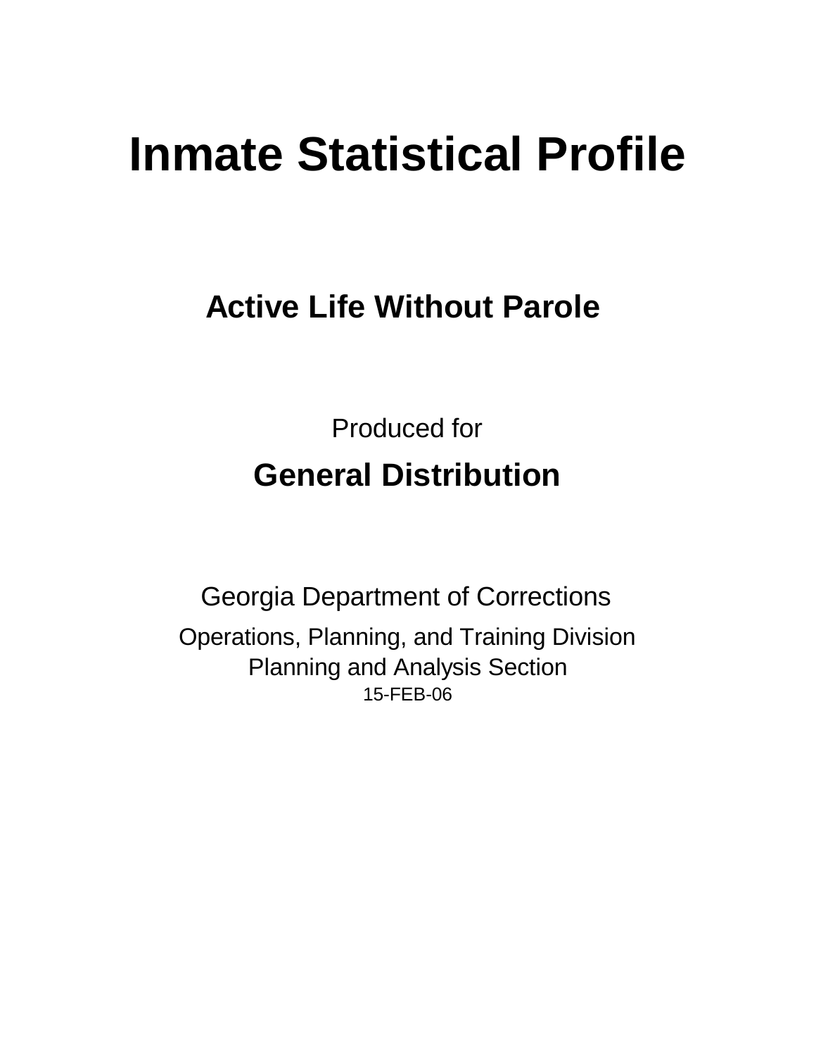# Inmate Statistical Profile

## Active Life Without Parole

Produced for

## General Distribution

Georgia Department of Corrections

Operations, Planning, and Training Division
Planning and Analysis Section
15-FEB-06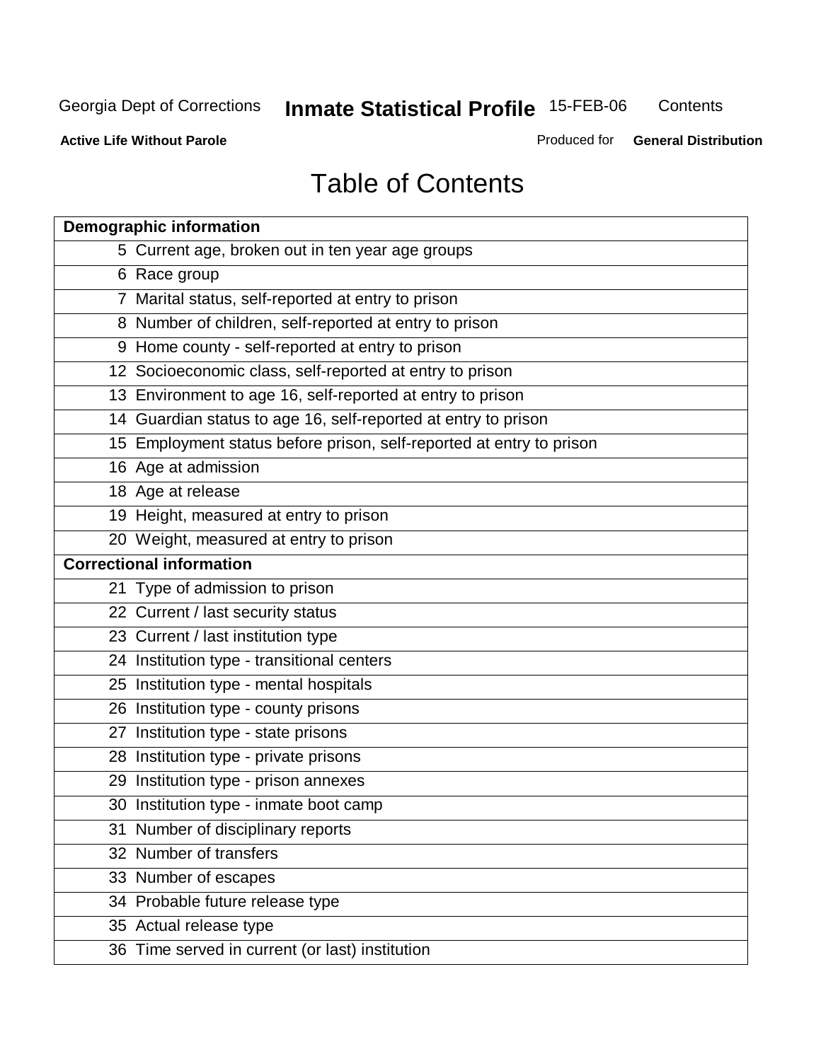# Table of Contents

| Demographic information | |
|---|---|
| 5 | Current age, broken out in ten year age groups |
| 6 | Race group |
| 7 | Marital status, self-reported at entry to prison |
| 8 | Number of children, self-reported at entry to prison |
| 9 | Home county - self-reported at entry to prison |
| 12 | Socioeconomic class, self-reported at entry to prison |
| 13 | Environment to age 16, self-reported at entry to prison |
| 14 | Guardian status to age 16, self-reported at entry to prison |
| 15 | Employment status before prison, self-reported at entry to prison |
| 16 | Age at admission |
| 18 | Age at release |
| 19 | Height, measured at entry to prison |
| 20 | Weight, measured at entry to prison |
| **Correctional information** | |
| 21 | Type of admission to prison |
| 22 | Current / last security status |
| 23 | Current / last institution type |
| 24 | Institution type - transitional centers |
| 25 | Institution type - mental hospitals |
| 26 | Institution type - county prisons |
| 27 | Institution type - state prisons |
| 28 | Institution type - private prisons |
| 29 | Institution type - prison annexes |
| 30 | Institution type - inmate boot camp |
| 31 | Number of disciplinary reports |
| 32 | Number of transfers |
| 33 | Number of escapes |
| 34 | Probable future release type |
| 35 | Actual release type |
| 36 | Time served in current (or last) institution |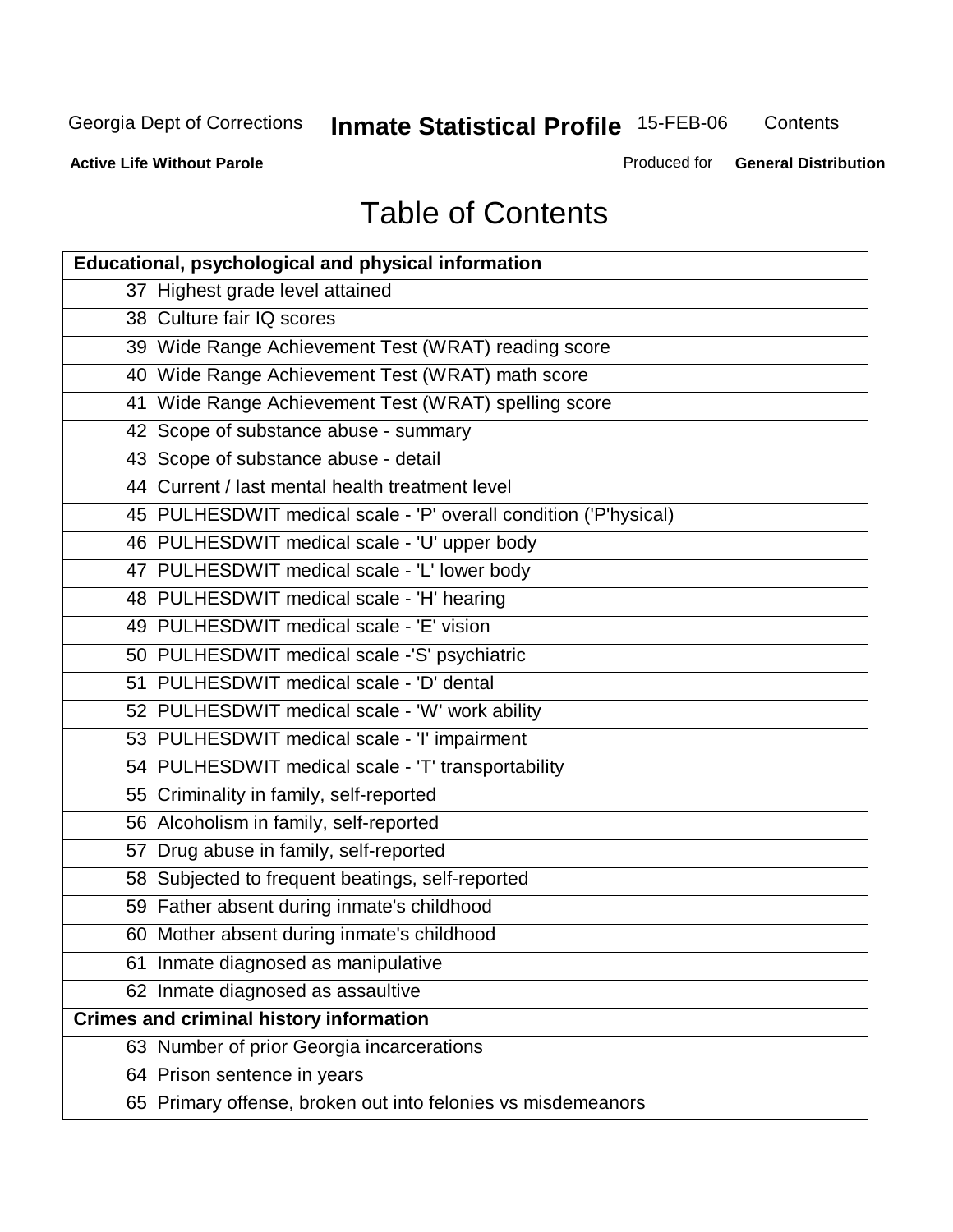# Table of Contents

| Educational, psychological and physical information |
|---|
| 37 Highest grade level attained |
| 38 Culture fair IQ scores |
| 39 Wide Range Achievement Test (WRAT) reading score |
| 40 Wide Range Achievement Test (WRAT) math score |
| 41 Wide Range Achievement Test (WRAT) spelling score |
| 42 Scope of substance abuse - summary |
| 43 Scope of substance abuse - detail |
| 44 Current / last mental health treatment level |
| 45 PULHESDWIT medical scale - 'P' overall condition ('P'hysical) |
| 46 PULHESDWIT medical scale - 'U' upper body |
| 47 PULHESDWIT medical scale - 'L' lower body |
| 48 PULHESDWIT medical scale - 'H' hearing |
| 49 PULHESDWIT medical scale - 'E' vision |
| 50 PULHESDWIT medical scale -'S' psychiatric |
| 51 PULHESDWIT medical scale - 'D' dental |
| 52 PULHESDWIT medical scale - 'W' work ability |
| 53 PULHESDWIT medical scale - 'I' impairment |
| 54 PULHESDWIT medical scale - 'T' transportability |
| 55 Criminality in family, self-reported |
| 56 Alcoholism in family, self-reported |
| 57 Drug abuse in family, self-reported |
| 58 Subjected to frequent beatings, self-reported |
| 59 Father absent during inmate's childhood |
| 60 Mother absent during inmate's childhood |
| 61 Inmate diagnosed as manipulative |
| 62 Inmate diagnosed as assaultive |
| **Crimes and criminal history information** |
| 63 Number of prior Georgia incarcerations |
| 64 Prison sentence in years |
| 65 Primary offense, broken out into felonies vs misdemeanors |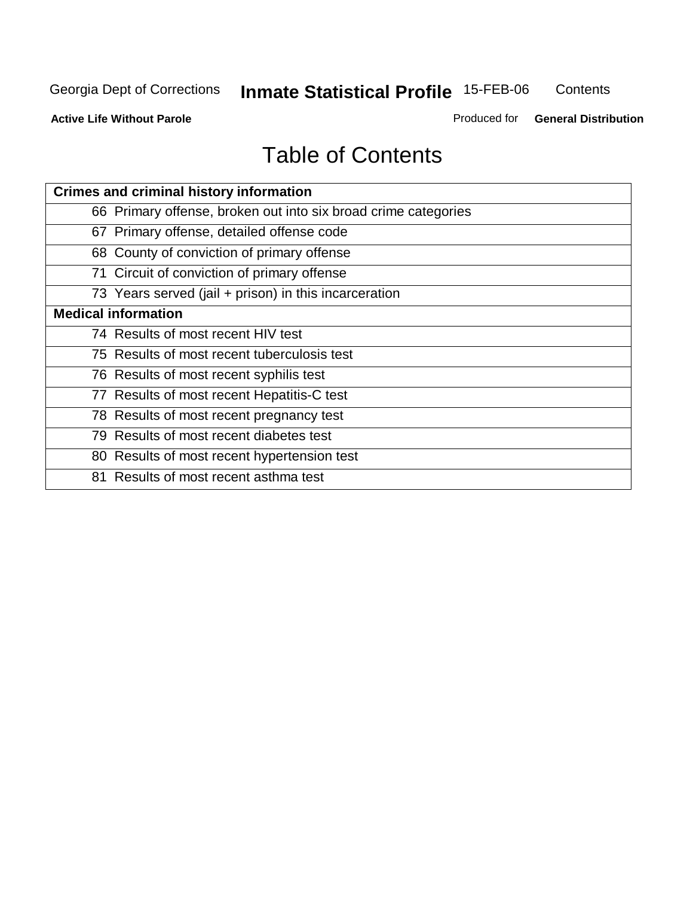# Table of Contents

| Crimes and criminal history information |
|---|
| 66 Primary offense, broken out into six broad crime categories |
| 67 Primary offense, detailed offense code |
| 68 County of conviction of primary offense |
| 71 Circuit of conviction of primary offense |
| 73 Years served (jail + prison) in this incarceration |
| **Medical information** |
| 74 Results of most recent HIV test |
| 75 Results of most recent tuberculosis test |
| 76 Results of most recent syphilis test |
| 77 Results of most recent Hepatitis-C test |
| 78 Results of most recent pregnancy test |
| 79 Results of most recent diabetes test |
| 80 Results of most recent hypertension test |
| 81 Results of most recent asthma test |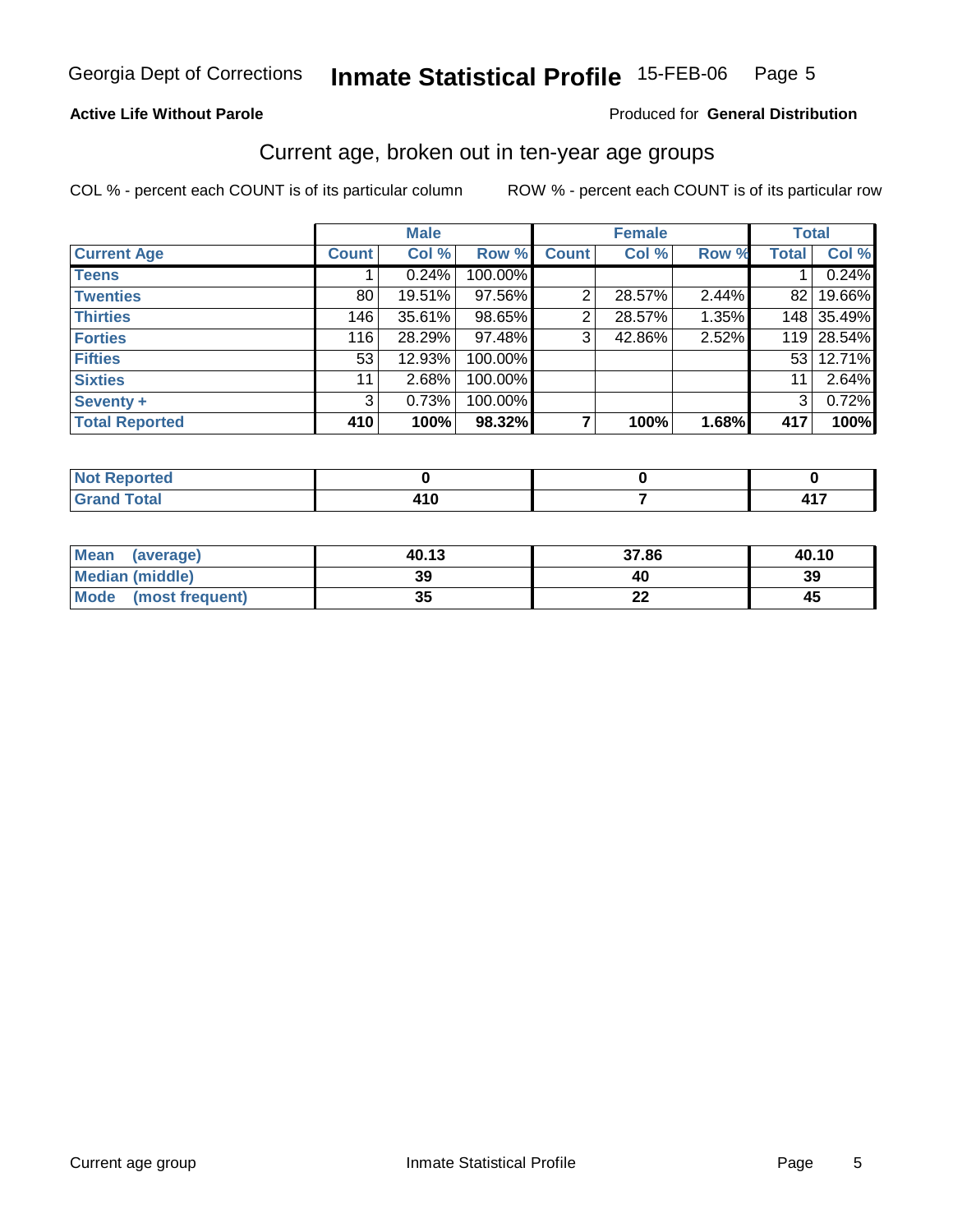Georgia Dept of Corrections **Inmate Statistical Profile** 15-FEB-06

**Active Life Without Parole**

Produced for **General Distribution**

## Current age, broken out in ten-year age groups

COL % - percent each COUNT is of its particular column    ROW % - percent each COUNT is of its particular row

| | Male | | | Female | | | Total | |
|---|---|---|---|---|---|---|---|---|
| Current Age | Count | Col % | Row % | Count | Col % | Row % | Total | Col % |
| Teens | 1 | 0.24% | 100.00% | | | | 1 | 0.24% |
| Twenties | 80 | 19.51% | 97.56% | 2 | 28.57% | 2.44% | 82 | 19.66% |
| Thirties | 146 | 35.61% | 98.65% | 2 | 28.57% | 1.35% | 148 | 35.49% |
| Forties | 116 | 28.29% | 97.48% | 3 | 42.86% | 2.52% | 119 | 28.54% |
| Fifties | 53 | 12.93% | 100.00% | | | | 53 | 12.71% |
| Sixties | 11 | 2.68% | 100.00% | | | | 11 | 2.64% |
| Seventy + | 3 | 0.73% | 100.00% | | | | 3 | 0.72% |
| **Total Reported** | **410** | **100%** | **98.32%** | **7** | **100%** | **1.68%** | **417** | **100%** |

| | Male | Female | Total |
|---|---|---|---|
| Not Reported | 0 | 0 | 0 |
| Grand Total | 410 | 7 | 417 |

| | Male | Female | Total |
|---|---|---|---|
| Mean (average) | 40.13 | 37.86 | 40.10 |
| Median (middle) | 39 | 40 | 39 |
| Mode (most frequent) | 35 | 22 | 45 |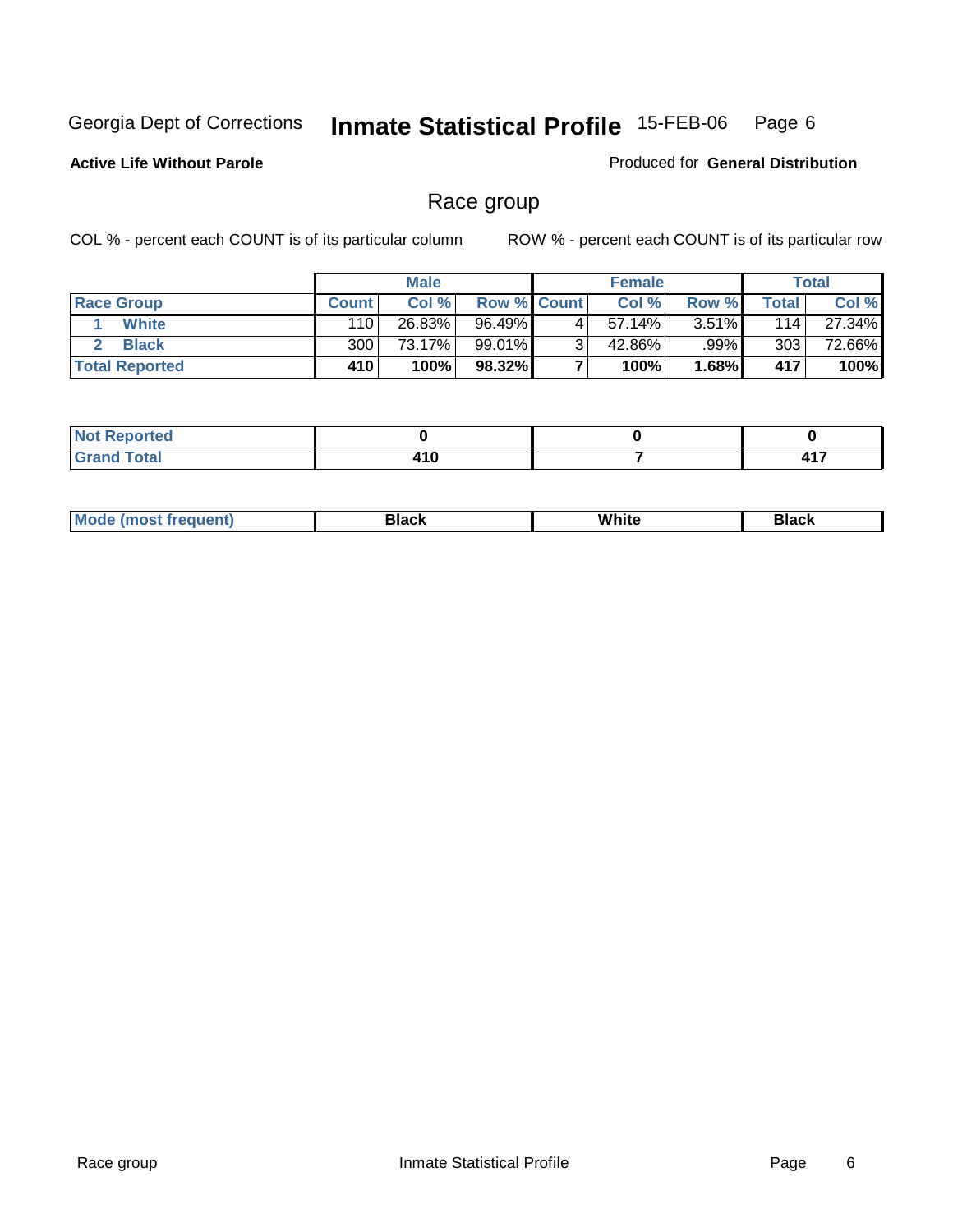Georgia Dept of Corrections **Inmate Statistical Profile** 15-FEB-06

**Active Life Without Parole**

Produced for **General Distribution**

## Race group

COL % - percent each COUNT is of its particular column

ROW % - percent each COUNT is of its particular row

| | Male | | | Female | | | Total | |
|---|---|---|---|---|---|---|---|---|
| Race Group | Count | Col % | Row % | Count | Col % | Row % | Total | Col % |
| 1 White | 110 | 26.83% | 96.49% | 4 | 57.14% | 3.51% | 114 | 27.34% |
| 2 Black | 300 | 73.17% | 99.01% | 3 | 42.86% | .99% | 303 | 72.66% |
| **Total Reported** | **410** | **100%** | **98.32%** | **7** | **100%** | **1.68%** | **417** | **100%** |

| | Male | Female | Total |
|---|---|---|---|
| Not Reported | 0 | 0 | 0 |
| Grand Total | 410 | 7 | 417 |

| | Male | Female | Total |
|---|---|---|---|
| Mode (most frequent) | Black | White | Black |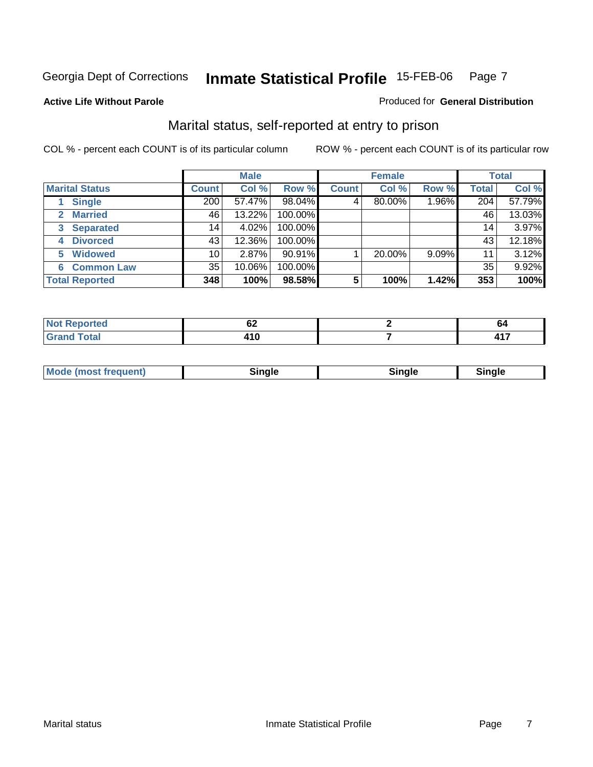Georgia Dept of Corrections **Inmate Statistical Profile** 15-FEB-06

**Active Life Without Parole**

Produced for **General Distribution**

## Marital status, self-reported at entry to prison

COL % - percent each COUNT is of its particular column ROW % - percent each COUNT is of its particular row

| | Male | | | Female | | | Total | |
|---|---|---|---|---|---|---|---|---|
| **Marital Status** | **Count** | **Col %** | **Row %** | **Count** | **Col %** | **Row %** | **Total** | **Col %** |
| 1 **Single** | 200 | 57.47% | 98.04% | 4 | 80.00% | 1.96% | 204 | 57.79% |
| 2 **Married** | 46 | 13.22% | 100.00% | | | | 46 | 13.03% |
| 3 **Separated** | 14 | 4.02% | 100.00% | | | | 14 | 3.97% |
| 4 **Divorced** | 43 | 12.36% | 100.00% | | | | 43 | 12.18% |
| 5 **Widowed** | 10 | 2.87% | 90.91% | 1 | 20.00% | 9.09% | 11 | 3.12% |
| 6 **Common Law** | 35 | 10.06% | 100.00% | | | | 35 | 9.92% |
| **Total Reported** | **348** | **100%** | **98.58%** | **5** | **100%** | **1.42%** | **353** | **100%** |

| | Male | Female | Total |
|---|---|---|---|
| **Not Reported** | **62** | **2** | **64** |
| **Grand Total** | **410** | **7** | **417** |

| | Male | Female | Total |
|---|---|---|---|
| **Mode (most frequent)** | **Single** | **Single** | **Single** |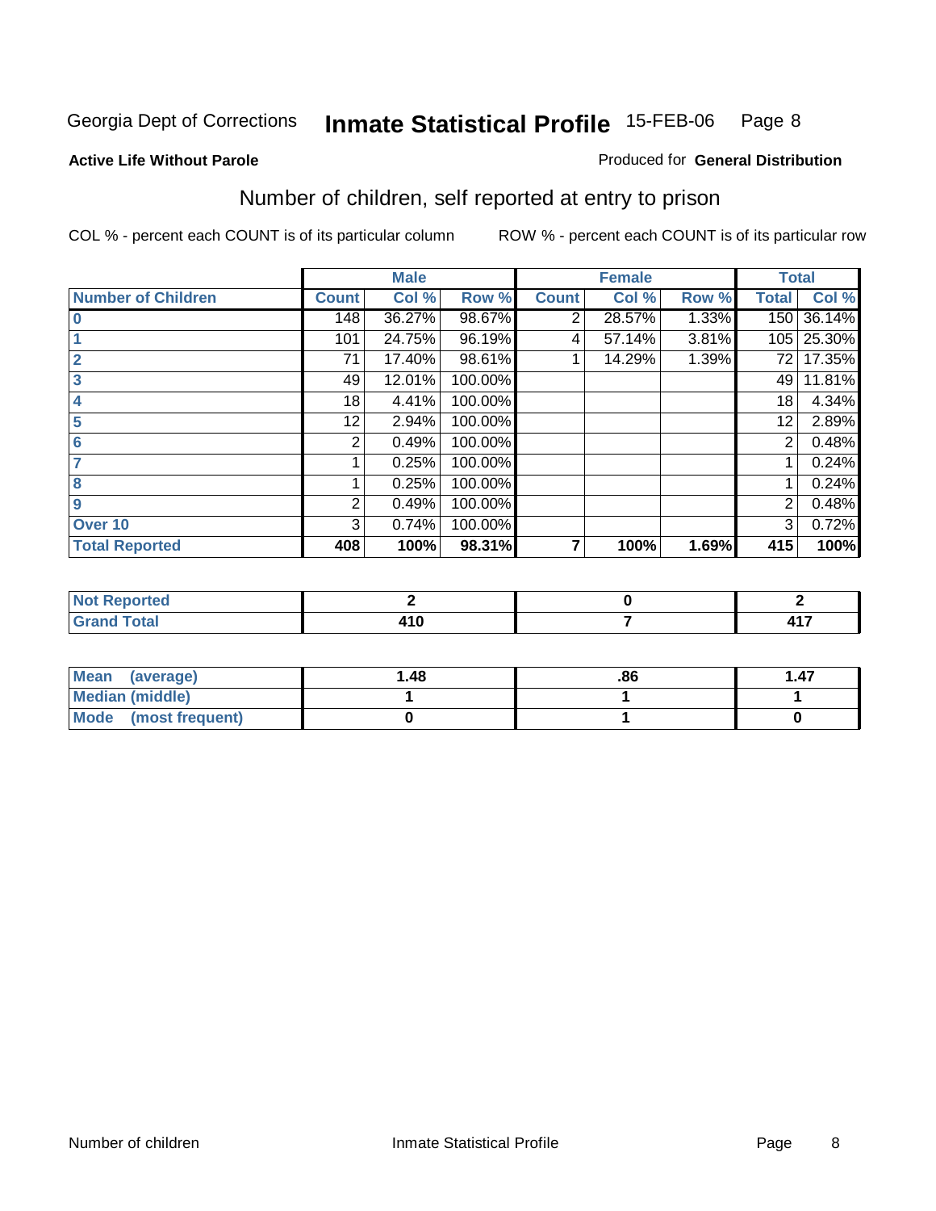Georgia Dept of Corrections **Inmate Statistical Profile** 15-FEB-06

**Active Life Without Parole**

Produced for **General Distribution**

## Number of children, self reported at entry to prison

COL % - percent each COUNT is of its particular column    ROW % - percent each COUNT is of its particular row

| | Male | | | Female | | | Total | |
|---|---|---|---|---|---|---|---|---|
| **Number of Children** | **Count** | **Col %** | **Row %** | **Count** | **Col %** | **Row %** | **Total** | **Col %** |
| 0 | 148 | 36.27% | 98.67% | 2 | 28.57% | 1.33% | 150 | 36.14% |
| 1 | 101 | 24.75% | 96.19% | 4 | 57.14% | 3.81% | 105 | 25.30% |
| 2 | 71 | 17.40% | 98.61% | 1 | 14.29% | 1.39% | 72 | 17.35% |
| 3 | 49 | 12.01% | 100.00% | | | | 49 | 11.81% |
| 4 | 18 | 4.41% | 100.00% | | | | 18 | 4.34% |
| 5 | 12 | 2.94% | 100.00% | | | | 12 | 2.89% |
| 6 | 2 | 0.49% | 100.00% | | | | 2 | 0.48% |
| 7 | 1 | 0.25% | 100.00% | | | | 1 | 0.24% |
| 8 | 1 | 0.25% | 100.00% | | | | 1 | 0.24% |
| 9 | 2 | 0.49% | 100.00% | | | | 2 | 0.48% |
| Over 10 | 3 | 0.74% | 100.00% | | | | 3 | 0.72% |
| **Total Reported** | **408** | **100%** | **98.31%** | **7** | **100%** | **1.69%** | **415** | **100%** |

| | Male | Female | Total |
|---|---|---|---|
| Not Reported | 2 | 0 | 2 |
| Grand Total | 410 | 7 | 417 |

| | Male | Female | Total |
|---|---|---|---|
| Mean (average) | 1.48 | .86 | 1.47 |
| Median (middle) | 1 | 1 | 1 |
| Mode (most frequent) | 0 | 1 | 0 |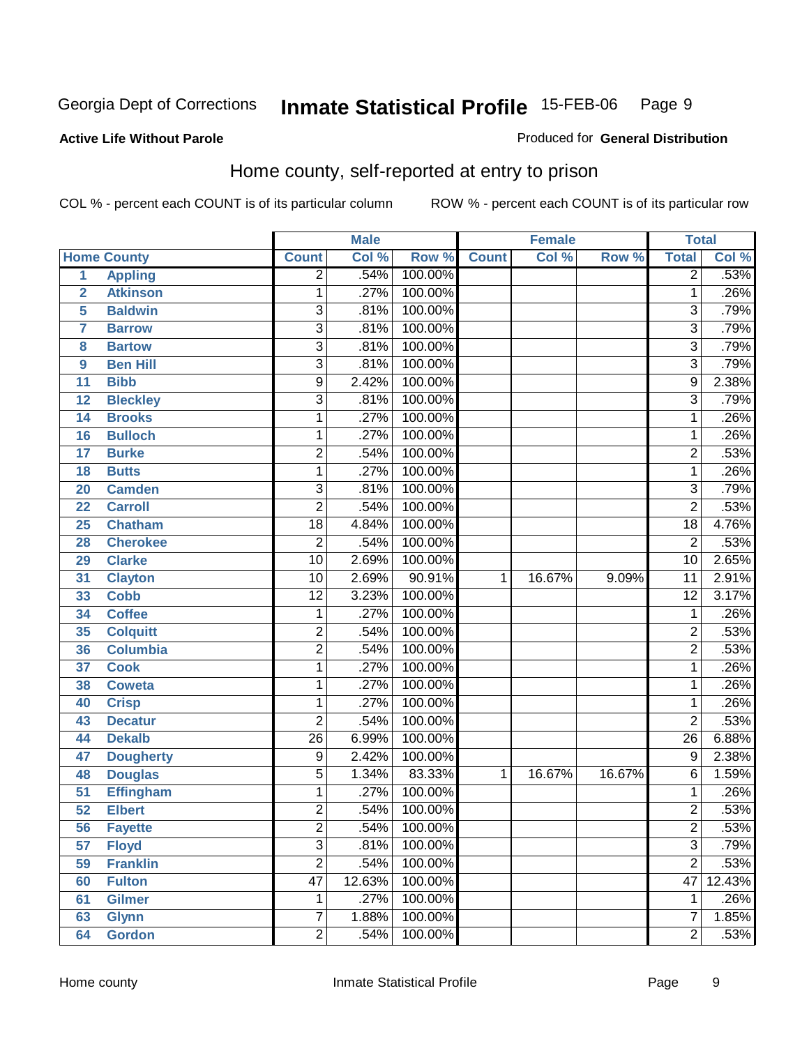Georgia Dept of Corrections **Inmate Statistical Profile** 15-FEB-06

**Active Life Without Parole**

Produced for **General Distribution**

## Home county, self-reported at entry to prison

COL % - percent each COUNT is of its particular column ROW % - percent each COUNT is of its particular row

| Home County | | Male | | | Female | | | Total | |
|---|---|---|---|---|---|---|---|---|---|
| | | Count | Col % | Row % | Count | Col % | Row % | Total | Col % |
| 1 | Appling | 2 | .54% | 100.00% | | | | 2 | .53% |
| 2 | Atkinson | 1 | .27% | 100.00% | | | | 1 | .26% |
| 5 | Baldwin | 3 | .81% | 100.00% | | | | 3 | .79% |
| 7 | Barrow | 3 | .81% | 100.00% | | | | 3 | .79% |
| 8 | Bartow | 3 | .81% | 100.00% | | | | 3 | .79% |
| 9 | Ben Hill | 3 | .81% | 100.00% | | | | 3 | .79% |
| 11 | Bibb | 9 | 2.42% | 100.00% | | | | 9 | 2.38% |
| 12 | Bleckley | 3 | .81% | 100.00% | | | | 3 | .79% |
| 14 | Brooks | 1 | .27% | 100.00% | | | | 1 | .26% |
| 16 | Bulloch | 1 | .27% | 100.00% | | | | 1 | .26% |
| 17 | Burke | 2 | .54% | 100.00% | | | | 2 | .53% |
| 18 | Butts | 1 | .27% | 100.00% | | | | 1 | .26% |
| 20 | Camden | 3 | .81% | 100.00% | | | | 3 | .79% |
| 22 | Carroll | 2 | .54% | 100.00% | | | | 2 | .53% |
| 25 | Chatham | 18 | 4.84% | 100.00% | | | | 18 | 4.76% |
| 28 | Cherokee | 2 | .54% | 100.00% | | | | 2 | .53% |
| 29 | Clarke | 10 | 2.69% | 100.00% | | | | 10 | 2.65% |
| 31 | Clayton | 10 | 2.69% | 90.91% | 1 | 16.67% | 9.09% | 11 | 2.91% |
| 33 | Cobb | 12 | 3.23% | 100.00% | | | | 12 | 3.17% |
| 34 | Coffee | 1 | .27% | 100.00% | | | | 1 | .26% |
| 35 | Colquitt | 2 | .54% | 100.00% | | | | 2 | .53% |
| 36 | Columbia | 2 | .54% | 100.00% | | | | 2 | .53% |
| 37 | Cook | 1 | .27% | 100.00% | | | | 1 | .26% |
| 38 | Coweta | 1 | .27% | 100.00% | | | | 1 | .26% |
| 40 | Crisp | 1 | .27% | 100.00% | | | | 1 | .26% |
| 43 | Decatur | 2 | .54% | 100.00% | | | | 2 | .53% |
| 44 | Dekalb | 26 | 6.99% | 100.00% | | | | 26 | 6.88% |
| 47 | Dougherty | 9 | 2.42% | 100.00% | | | | 9 | 2.38% |
| 48 | Douglas | 5 | 1.34% | 83.33% | 1 | 16.67% | 16.67% | 6 | 1.59% |
| 51 | Effingham | 1 | .27% | 100.00% | | | | 1 | .26% |
| 52 | Elbert | 2 | .54% | 100.00% | | | | 2 | .53% |
| 56 | Fayette | 2 | .54% | 100.00% | | | | 2 | .53% |
| 57 | Floyd | 3 | .81% | 100.00% | | | | 3 | .79% |
| 59 | Franklin | 2 | .54% | 100.00% | | | | 2 | .53% |
| 60 | Fulton | 47 | 12.63% | 100.00% | | | | 47 | 12.43% |
| 61 | Gilmer | 1 | .27% | 100.00% | | | | 1 | .26% |
| 63 | Glynn | 7 | 1.88% | 100.00% | | | | 7 | 1.85% |
| 64 | Gordon | 2 | .54% | 100.00% | | | | 2 | .53% |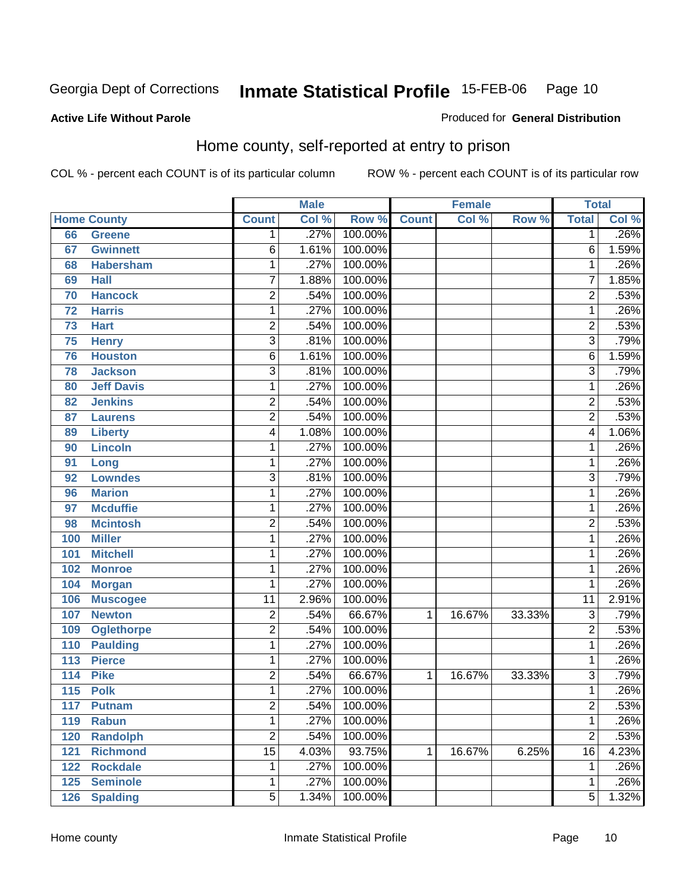Georgia Dept of Corrections **Inmate Statistical Profile** 15-FEB-06

**Active Life Without Parole**

Produced for **General Distribution**

## Home county, self-reported at entry to prison

COL % - percent each COUNT is of its particular column ROW % - percent each COUNT is of its particular row

| Home County | | Male | | | Female | | | Total | |
|---|---|---|---|---|---|---|---|---|---|
| | | Count | Col % | Row % | Count | Col % | Row % | Total | Col % |
| 66 | Greene | 1 | .27% | 100.00% | | | | 1 | .26% |
| 67 | Gwinnett | 6 | 1.61% | 100.00% | | | | 6 | 1.59% |
| 68 | Habersham | 1 | .27% | 100.00% | | | | 1 | .26% |
| 69 | Hall | 7 | 1.88% | 100.00% | | | | 7 | 1.85% |
| 70 | Hancock | 2 | .54% | 100.00% | | | | 2 | .53% |
| 72 | Harris | 1 | .27% | 100.00% | | | | 1 | .26% |
| 73 | Hart | 2 | .54% | 100.00% | | | | 2 | .53% |
| 75 | Henry | 3 | .81% | 100.00% | | | | 3 | .79% |
| 76 | Houston | 6 | 1.61% | 100.00% | | | | 6 | 1.59% |
| 78 | Jackson | 3 | .81% | 100.00% | | | | 3 | .79% |
| 80 | Jeff Davis | 1 | .27% | 100.00% | | | | 1 | .26% |
| 82 | Jenkins | 2 | .54% | 100.00% | | | | 2 | .53% |
| 87 | Laurens | 2 | .54% | 100.00% | | | | 2 | .53% |
| 89 | Liberty | 4 | 1.08% | 100.00% | | | | 4 | 1.06% |
| 90 | Lincoln | 1 | .27% | 100.00% | | | | 1 | .26% |
| 91 | Long | 1 | .27% | 100.00% | | | | 1 | .26% |
| 92 | Lowndes | 3 | .81% | 100.00% | | | | 3 | .79% |
| 96 | Marion | 1 | .27% | 100.00% | | | | 1 | .26% |
| 97 | Mcduffie | 1 | .27% | 100.00% | | | | 1 | .26% |
| 98 | Mcintosh | 2 | .54% | 100.00% | | | | 2 | .53% |
| 100 | Miller | 1 | .27% | 100.00% | | | | 1 | .26% |
| 101 | Mitchell | 1 | .27% | 100.00% | | | | 1 | .26% |
| 102 | Monroe | 1 | .27% | 100.00% | | | | 1 | .26% |
| 104 | Morgan | 1 | .27% | 100.00% | | | | 1 | .26% |
| 106 | Muscogee | 11 | 2.96% | 100.00% | | | | 11 | 2.91% |
| 107 | Newton | 2 | .54% | 66.67% | 1 | 16.67% | 33.33% | 3 | .79% |
| 109 | Oglethorpe | 2 | .54% | 100.00% | | | | 2 | .53% |
| 110 | Paulding | 1 | .27% | 100.00% | | | | 1 | .26% |
| 113 | Pierce | 1 | .27% | 100.00% | | | | 1 | .26% |
| 114 | Pike | 2 | .54% | 66.67% | 1 | 16.67% | 33.33% | 3 | .79% |
| 115 | Polk | 1 | .27% | 100.00% | | | | 1 | .26% |
| 117 | Putnam | 2 | .54% | 100.00% | | | | 2 | .53% |
| 119 | Rabun | 1 | .27% | 100.00% | | | | 1 | .26% |
| 120 | Randolph | 2 | .54% | 100.00% | | | | 2 | .53% |
| 121 | Richmond | 15 | 4.03% | 93.75% | 1 | 16.67% | 6.25% | 16 | 4.23% |
| 122 | Rockdale | 1 | .27% | 100.00% | | | | 1 | .26% |
| 125 | Seminole | 1 | .27% | 100.00% | | | | 1 | .26% |
| 126 | Spalding | 5 | 1.34% | 100.00% | | | | 5 | 1.32% |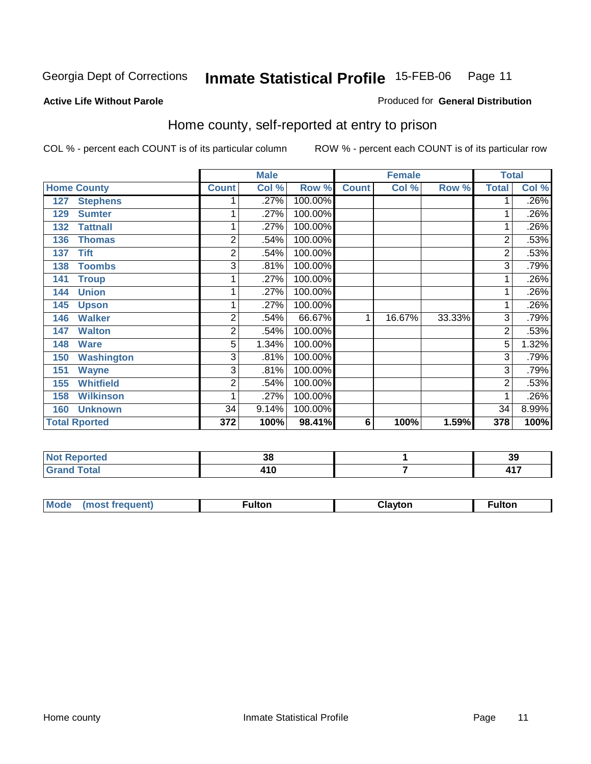Georgia Dept of Corrections **Inmate Statistical Profile** 15-FEB-06

**Active Life Without Parole**

Produced for **General Distribution**

## Home county, self-reported at entry to prison

COL % - percent each COUNT is of its particular column   ROW % - percent each COUNT is of its particular row

| | | Male | | | Female | | | Total | |
|---|---|---|---|---|---|---|---|---|---|
| **Home County** | | **Count** | **Col %** | **Row %** | **Count** | **Col %** | **Row %** | **Total** | **Col %** |
| 127 | Stephens | 1 | .27% | 100.00% | | | | 1 | .26% |
| 129 | Sumter | 1 | .27% | 100.00% | | | | 1 | .26% |
| 132 | Tattnall | 1 | .27% | 100.00% | | | | 1 | .26% |
| 136 | Thomas | 2 | .54% | 100.00% | | | | 2 | .53% |
| 137 | Tift | 2 | .54% | 100.00% | | | | 2 | .53% |
| 138 | Toombs | 3 | .81% | 100.00% | | | | 3 | .79% |
| 141 | Troup | 1 | .27% | 100.00% | | | | 1 | .26% |
| 144 | Union | 1 | .27% | 100.00% | | | | 1 | .26% |
| 145 | Upson | 1 | .27% | 100.00% | | | | 1 | .26% |
| 146 | Walker | 2 | .54% | 66.67% | 1 | 16.67% | 33.33% | 3 | .79% |
| 147 | Walton | 2 | .54% | 100.00% | | | | 2 | .53% |
| 148 | Ware | 5 | 1.34% | 100.00% | | | | 5 | 1.32% |
| 150 | Washington | 3 | .81% | 100.00% | | | | 3 | .79% |
| 151 | Wayne | 3 | .81% | 100.00% | | | | 3 | .79% |
| 155 | Whitfield | 2 | .54% | 100.00% | | | | 2 | .53% |
| 158 | Wilkinson | 1 | .27% | 100.00% | | | | 1 | .26% |
| 160 | Unknown | 34 | 9.14% | 100.00% | | | | 34 | 8.99% |
| **Total Rported** | | **372** | **100%** | **98.41%** | **6** | **100%** | **1.59%** | **378** | **100%** |

| | Male | Female | Total |
|---|---|---|---|
| **Not Reported** | **38** | **1** | **39** |
| **Grand Total** | **410** | **7** | **417** |

| | Male | Female | Total |
|---|---|---|---|
| **Mode (most frequent)** | **Fulton** | **Clayton** | **Fulton** |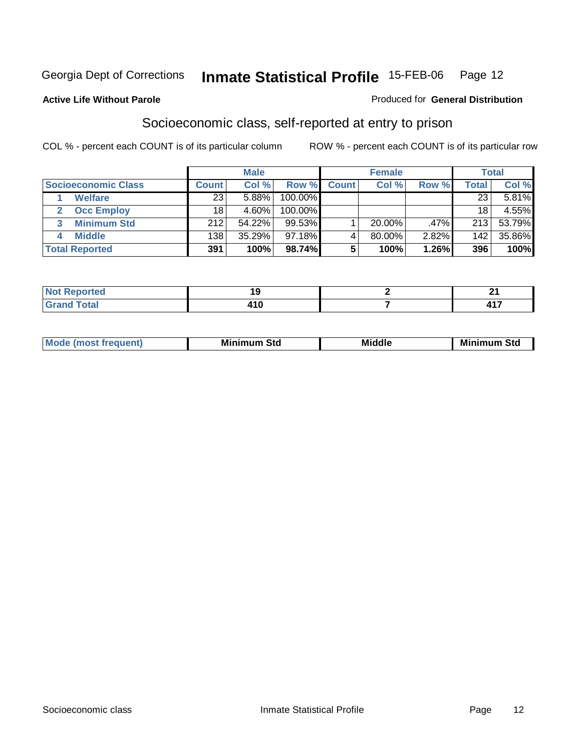Georgia Dept of Corrections **Inmate Statistical Profile** 15-FEB-06

**Active Life Without Parole**

Produced for **General Distribution**

## Socioeconomic class, self-reported at entry to prison

COL % - percent each COUNT is of its particular column ROW % - percent each COUNT is of its particular row

| | Male | | | Female | | | Total | |
|---|---|---|---|---|---|---|---|---|
| **Socioeconomic Class** | **Count** | **Col %** | **Row %** | **Count** | **Col %** | **Row %** | **Total** | **Col %** |
| 1 **Welfare** | 23 | 5.88% | 100.00% | | | | 23 | 5.81% |
| 2 **Occ Employ** | 18 | 4.60% | 100.00% | | | | 18 | 4.55% |
| 3 **Minimum Std** | 212 | 54.22% | 99.53% | 1 | 20.00% | .47% | 213 | 53.79% |
| 4 **Middle** | 138 | 35.29% | 97.18% | 4 | 80.00% | 2.82% | 142 | 35.86% |
| **Total Reported** | **391** | **100%** | **98.74%** | **5** | **100%** | **1.26%** | **396** | **100%** |

| | Male | Female | Total |
|---|---|---|---|
| **Not Reported** | **19** | **2** | **21** |
| **Grand Total** | **410** | **7** | **417** |

| | Male | Female | Total |
|---|---|---|---|
| **Mode (most frequent)** | **Minimum Std** | **Middle** | **Minimum Std** |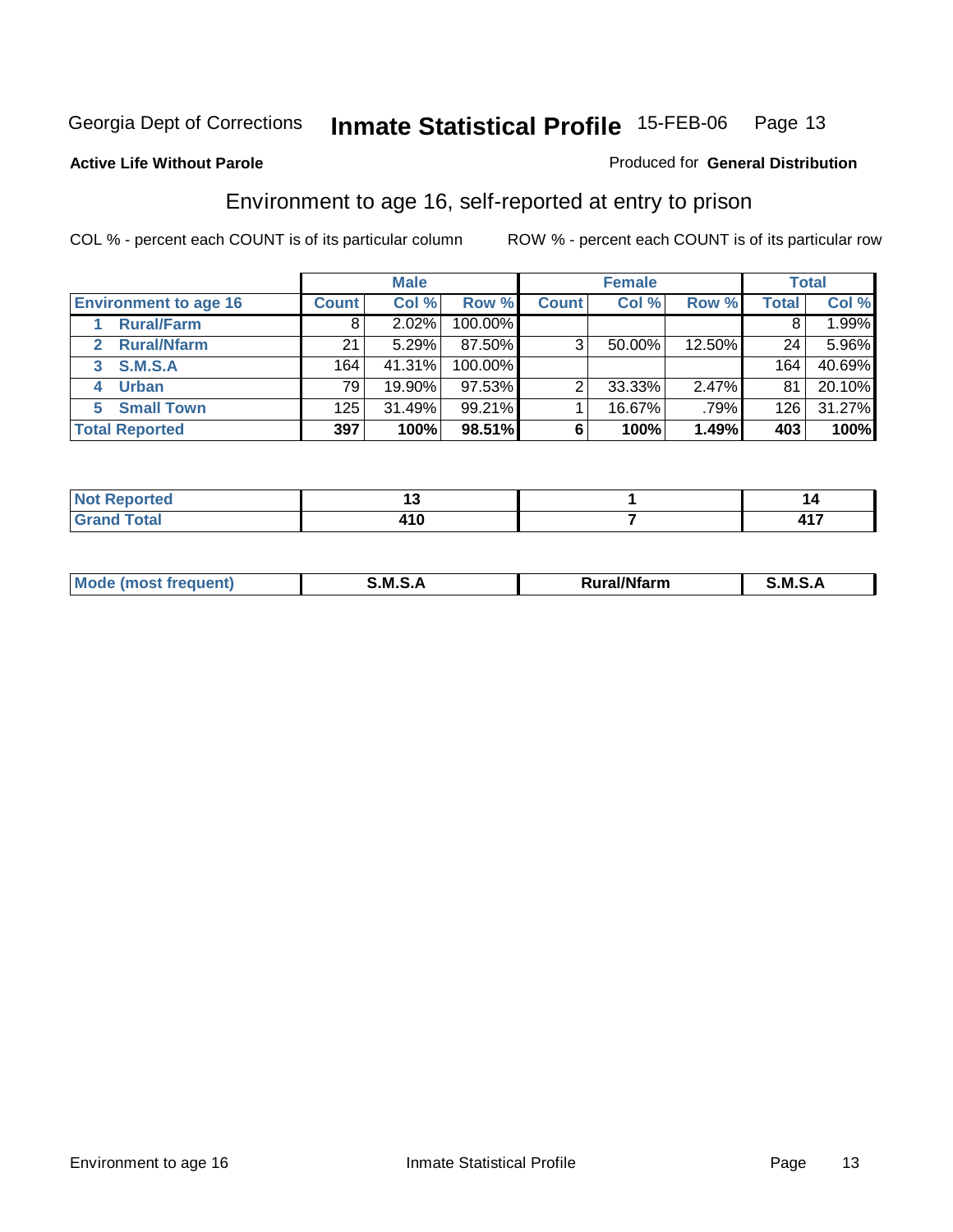Georgia Dept of Corrections **Inmate Statistical Profile** 15-FEB-06 Page 13

**Active Life Without Parole**

Produced for **General Distribution**

## Environment to age 16, self-reported at entry to prison

COL % - percent each COUNT is of its particular column

ROW % - percent each COUNT is of its particular row

| | Male | | | Female | | | Total | |
|---|---|---|---|---|---|---|---|---|
| **Environment to age 16** | **Count** | **Col %** | **Row %** | **Count** | **Col %** | **Row %** | **Total** | **Col %** |
| 1 **Rural/Farm** | 8 | 2.02% | 100.00% | | | | 8 | 1.99% |
| 2 **Rural/Nfarm** | 21 | 5.29% | 87.50% | 3 | 50.00% | 12.50% | 24 | 5.96% |
| 3 **S.M.S.A** | 164 | 41.31% | 100.00% | | | | 164 | 40.69% |
| 4 **Urban** | 79 | 19.90% | 97.53% | 2 | 33.33% | 2.47% | 81 | 20.10% |
| 5 **Small Town** | 125 | 31.49% | 99.21% | 1 | 16.67% | .79% | 126 | 31.27% |
| **Total Reported** | **397** | **100%** | **98.51%** | **6** | **100%** | **1.49%** | **403** | **100%** |

| | Male | Female | Total |
|---|---|---|---|
| **Not Reported** | **13** | **1** | **14** |
| **Grand Total** | **410** | **7** | **417** |

| | Male | Female | Total |
|---|---|---|---|
| **Mode (most frequent)** | **S.M.S.A** | **Rural/Nfarm** | **S.M.S.A** |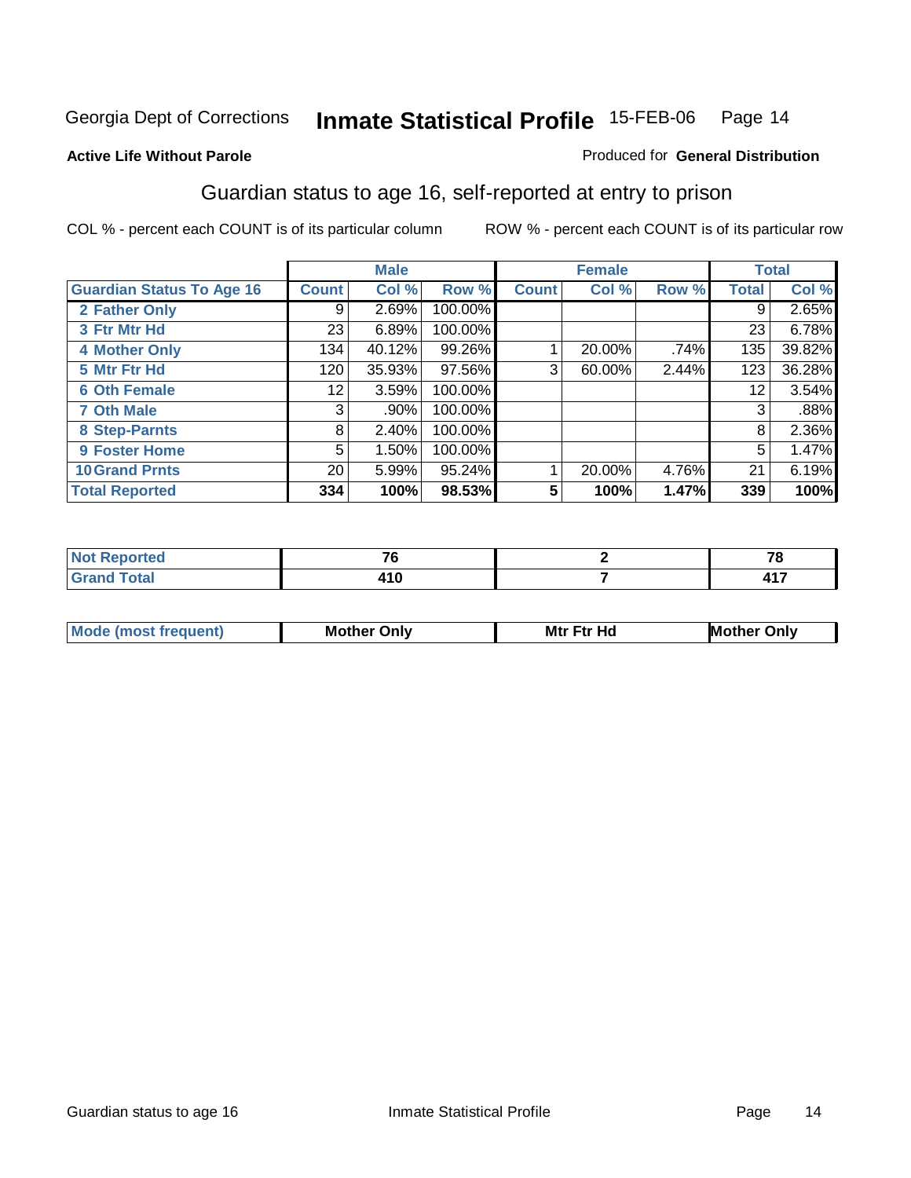Georgia Dept of Corrections **Inmate Statistical Profile** 15-FEB-06

**Active Life Without Parole**

Produced for **General Distribution**

## Guardian status to age 16, self-reported at entry to prison

COL % - percent each COUNT is of its particular column     ROW % - percent each COUNT is of its particular row

| | Male | | | Female | | | Total | |
|---|---|---|---|---|---|---|---|---|
| **Guardian Status To Age 16** | **Count** | **Col %** | **Row %** | **Count** | **Col %** | **Row %** | **Total** | **Col %** |
| 2 Father Only | 9 | 2.69% | 100.00% | | | | 9 | 2.65% |
| 3 Ftr Mtr Hd | 23 | 6.89% | 100.00% | | | | 23 | 6.78% |
| 4 Mother Only | 134 | 40.12% | 99.26% | 1 | 20.00% | .74% | 135 | 39.82% |
| 5 Mtr Ftr Hd | 120 | 35.93% | 97.56% | 3 | 60.00% | 2.44% | 123 | 36.28% |
| 6 Oth Female | 12 | 3.59% | 100.00% | | | | 12 | 3.54% |
| 7 Oth Male | 3 | .90% | 100.00% | | | | 3 | .88% |
| 8 Step-Parnts | 8 | 2.40% | 100.00% | | | | 8 | 2.36% |
| 9 Foster Home | 5 | 1.50% | 100.00% | | | | 5 | 1.47% |
| 10 Grand Prnts | 20 | 5.99% | 95.24% | 1 | 20.00% | 4.76% | 21 | 6.19% |
| **Total Reported** | **334** | **100%** | **98.53%** | **5** | **100%** | **1.47%** | **339** | **100%** |

| | Male | Female | Total |
|---|---|---|---|
| Not Reported | 76 | 2 | 78 |
| Grand Total | 410 | 7 | 417 |

| | Male | Female | Total |
|---|---|---|---|
| Mode (most frequent) | Mother Only | Mtr Ftr Hd | Mother Only |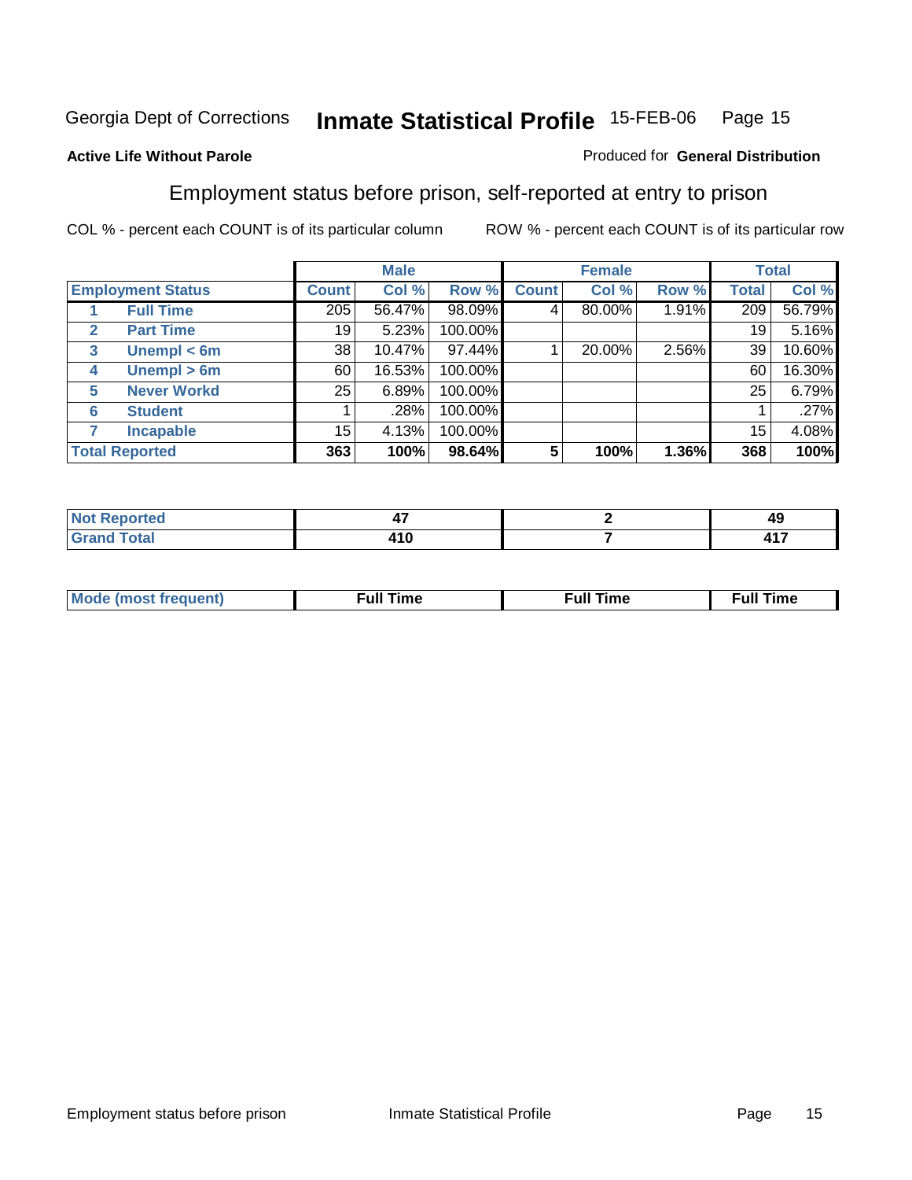Georgia Dept of Corrections **Inmate Statistical Profile** 15-FEB-06

**Active Life Without Parole**

Produced for **General Distribution**

## Employment status before prison, self-reported at entry to prison

COL % - percent each COUNT is of its particular column

ROW % - percent each COUNT is of its particular row

| | | Male | | | Female | | | Total | |
|---|---|---|---|---|---|---|---|---|---|
| **Employment Status** | | **Count** | **Col %** | **Row %** | **Count** | **Col %** | **Row %** | **Total** | **Col %** |
| 1 | **Full Time** | 205 | 56.47% | 98.09% | 4 | 80.00% | 1.91% | 209 | 56.79% |
| 2 | **Part Time** | 19 | 5.23% | 100.00% | | | | 19 | 5.16% |
| 3 | **Unempl < 6m** | 38 | 10.47% | 97.44% | 1 | 20.00% | 2.56% | 39 | 10.60% |
| 4 | **Unempl > 6m** | 60 | 16.53% | 100.00% | | | | 60 | 16.30% |
| 5 | **Never Workd** | 25 | 6.89% | 100.00% | | | | 25 | 6.79% |
| 6 | **Student** | 1 | .28% | 100.00% | | | | 1 | .27% |
| 7 | **Incapable** | 15 | 4.13% | 100.00% | | | | 15 | 4.08% |
| **Total Reported** | | **363** | **100%** | **98.64%** | **5** | **100%** | **1.36%** | **368** | **100%** |

| | Male | Female | Total |
|---|---|---|---|
| **Not Reported** | **47** | **2** | **49** |
| **Grand Total** | **410** | **7** | **417** |

| | Male | Female | Total |
|---|---|---|---|
| **Mode (most frequent)** | **Full Time** | **Full Time** | **Full Time** |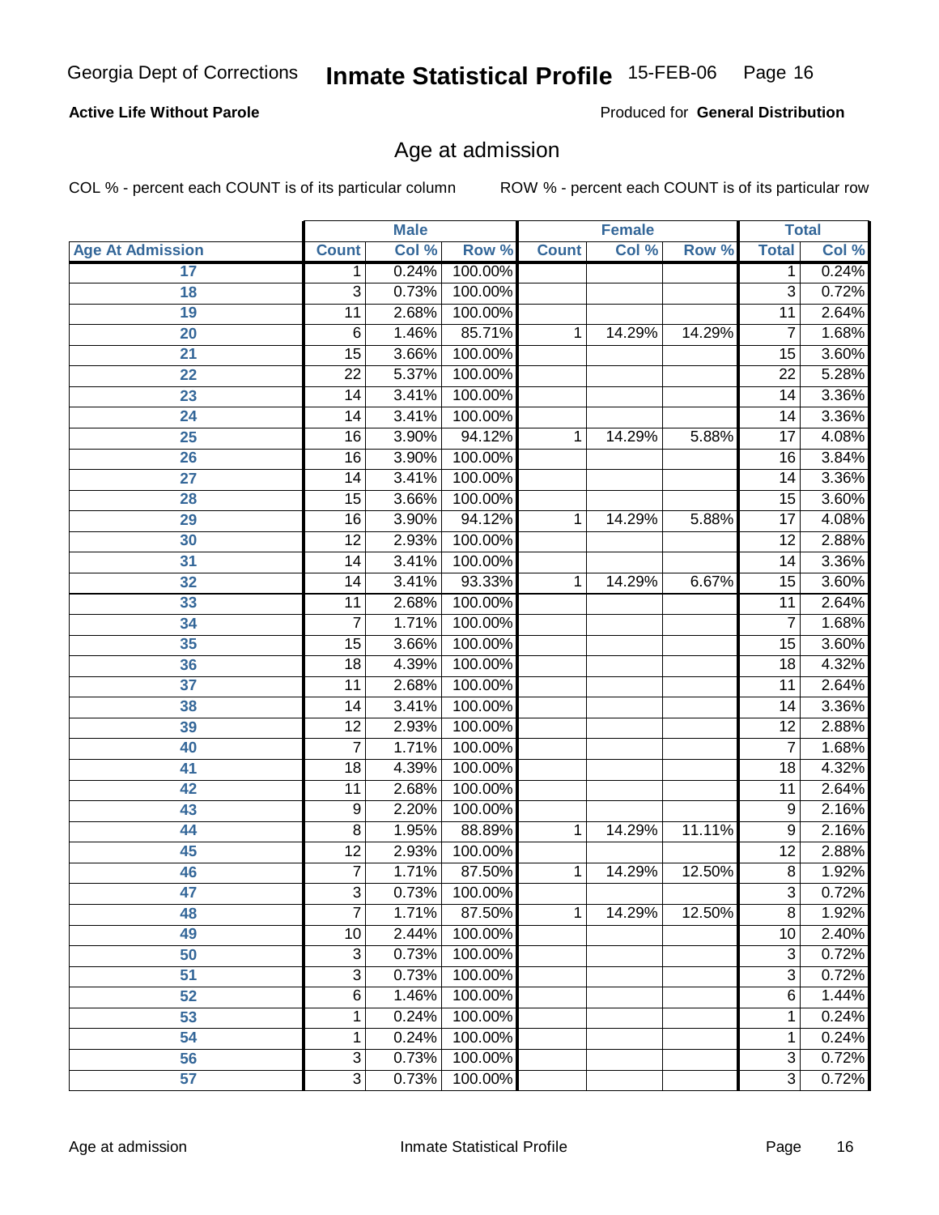# Georgia Dept of Corrections — Inmate Statistical Profile 15-FEB-06

**Active Life Without Parole**

Produced for **General Distribution**

## Age at admission

COL % - percent each COUNT is of its particular column

ROW % - percent each COUNT is of its particular row

| | Male | | | Female | | | Total | |
|---|---|---|---|---|---|---|---|---|
| **Age At Admission** | **Count** | **Col %** | **Row %** | **Count** | **Col %** | **Row %** | **Total** | **Col %** |
| 17 | 1 | 0.24% | 100.00% | | | | 1 | 0.24% |
| 18 | 3 | 0.73% | 100.00% | | | | 3 | 0.72% |
| 19 | 11 | 2.68% | 100.00% | | | | 11 | 2.64% |
| 20 | 6 | 1.46% | 85.71% | 1 | 14.29% | 14.29% | 7 | 1.68% |
| 21 | 15 | 3.66% | 100.00% | | | | 15 | 3.60% |
| 22 | 22 | 5.37% | 100.00% | | | | 22 | 5.28% |
| 23 | 14 | 3.41% | 100.00% | | | | 14 | 3.36% |
| 24 | 14 | 3.41% | 100.00% | | | | 14 | 3.36% |
| 25 | 16 | 3.90% | 94.12% | 1 | 14.29% | 5.88% | 17 | 4.08% |
| 26 | 16 | 3.90% | 100.00% | | | | 16 | 3.84% |
| 27 | 14 | 3.41% | 100.00% | | | | 14 | 3.36% |
| 28 | 15 | 3.66% | 100.00% | | | | 15 | 3.60% |
| 29 | 16 | 3.90% | 94.12% | 1 | 14.29% | 5.88% | 17 | 4.08% |
| 30 | 12 | 2.93% | 100.00% | | | | 12 | 2.88% |
| 31 | 14 | 3.41% | 100.00% | | | | 14 | 3.36% |
| 32 | 14 | 3.41% | 93.33% | 1 | 14.29% | 6.67% | 15 | 3.60% |
| 33 | 11 | 2.68% | 100.00% | | | | 11 | 2.64% |
| 34 | 7 | 1.71% | 100.00% | | | | 7 | 1.68% |
| 35 | 15 | 3.66% | 100.00% | | | | 15 | 3.60% |
| 36 | 18 | 4.39% | 100.00% | | | | 18 | 4.32% |
| 37 | 11 | 2.68% | 100.00% | | | | 11 | 2.64% |
| 38 | 14 | 3.41% | 100.00% | | | | 14 | 3.36% |
| 39 | 12 | 2.93% | 100.00% | | | | 12 | 2.88% |
| 40 | 7 | 1.71% | 100.00% | | | | 7 | 1.68% |
| 41 | 18 | 4.39% | 100.00% | | | | 18 | 4.32% |
| 42 | 11 | 2.68% | 100.00% | | | | 11 | 2.64% |
| 43 | 9 | 2.20% | 100.00% | | | | 9 | 2.16% |
| 44 | 8 | 1.95% | 88.89% | 1 | 14.29% | 11.11% | 9 | 2.16% |
| 45 | 12 | 2.93% | 100.00% | | | | 12 | 2.88% |
| 46 | 7 | 1.71% | 87.50% | 1 | 14.29% | 12.50% | 8 | 1.92% |
| 47 | 3 | 0.73% | 100.00% | | | | 3 | 0.72% |
| 48 | 7 | 1.71% | 87.50% | 1 | 14.29% | 12.50% | 8 | 1.92% |
| 49 | 10 | 2.44% | 100.00% | | | | 10 | 2.40% |
| 50 | 3 | 0.73% | 100.00% | | | | 3 | 0.72% |
| 51 | 3 | 0.73% | 100.00% | | | | 3 | 0.72% |
| 52 | 6 | 1.46% | 100.00% | | | | 6 | 1.44% |
| 53 | 1 | 0.24% | 100.00% | | | | 1 | 0.24% |
| 54 | 1 | 0.24% | 100.00% | | | | 1 | 0.24% |
| 56 | 3 | 0.73% | 100.00% | | | | 3 | 0.72% |
| 57 | 3 | 0.73% | 100.00% | | | | 3 | 0.72% |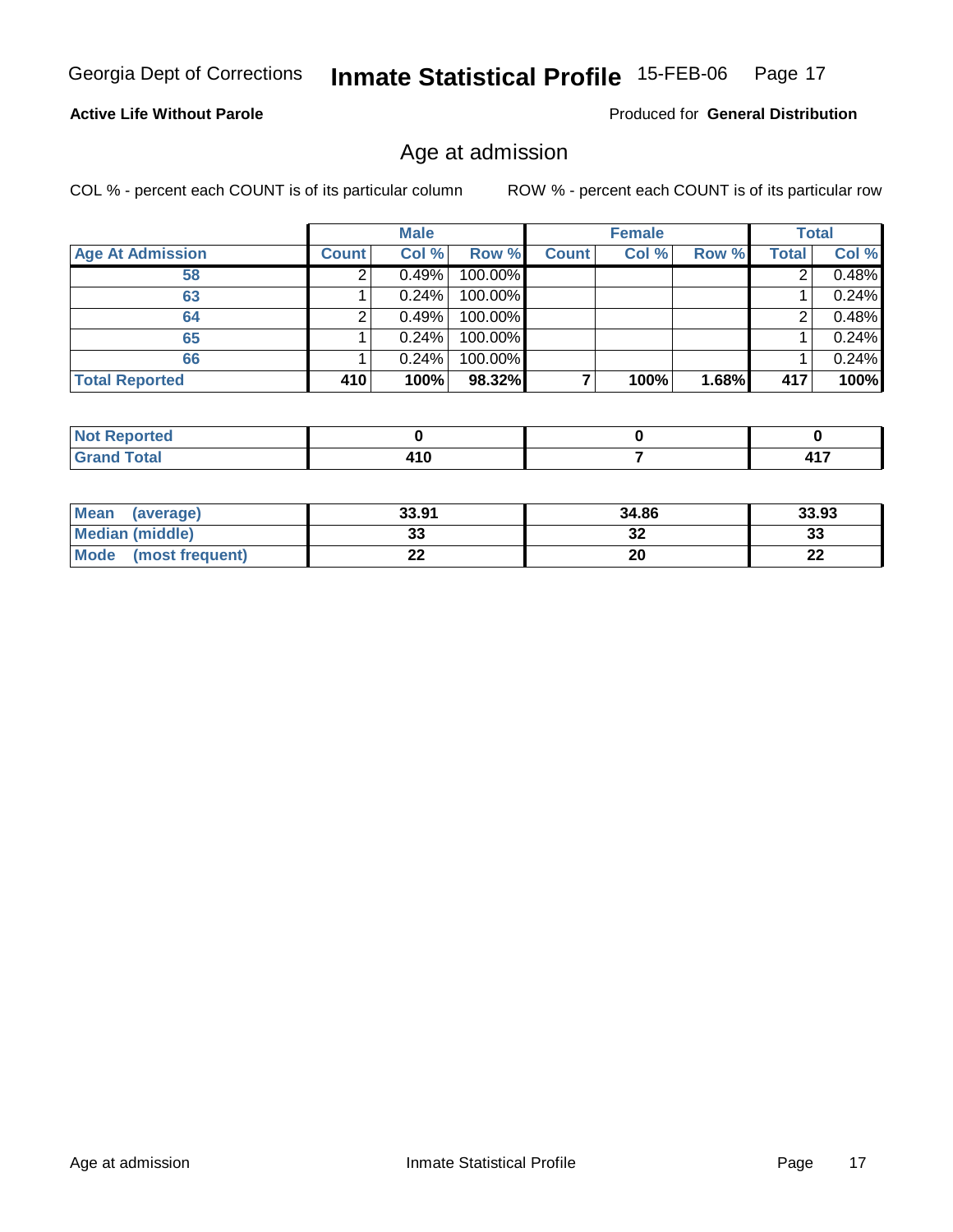Georgia Dept of Corrections **Inmate Statistical Profile** 15-FEB-06

**Active Life Without Parole**

Produced for **General Distribution**

## Age at admission

COL % - percent each COUNT is of its particular column      ROW % - percent each COUNT is of its particular row

| | Male | | | Female | | | Total | |
|---|---|---|---|---|---|---|---|---|
| **Age At Admission** | **Count** | **Col %** | **Row %** | **Count** | **Col %** | **Row %** | **Total** | **Col %** |
| **58** | 2 | 0.49% | 100.00% | | | | 2 | 0.48% |
| **63** | 1 | 0.24% | 100.00% | | | | 1 | 0.24% |
| **64** | 2 | 0.49% | 100.00% | | | | 2 | 0.48% |
| **65** | 1 | 0.24% | 100.00% | | | | 1 | 0.24% |
| **66** | 1 | 0.24% | 100.00% | | | | 1 | 0.24% |
| **Total Reported** | **410** | **100%** | **98.32%** | **7** | **100%** | **1.68%** | **417** | **100%** |

| | Male | Female | Total |
|---|---|---|---|
| **Not Reported** | **0** | **0** | **0** |
| **Grand Total** | **410** | **7** | **417** |

| | Male | Female | Total |
|---|---|---|---|
| **Mean (average)** | **33.91** | **34.86** | **33.93** |
| **Median (middle)** | **33** | **32** | **33** |
| **Mode (most frequent)** | **22** | **20** | **22** |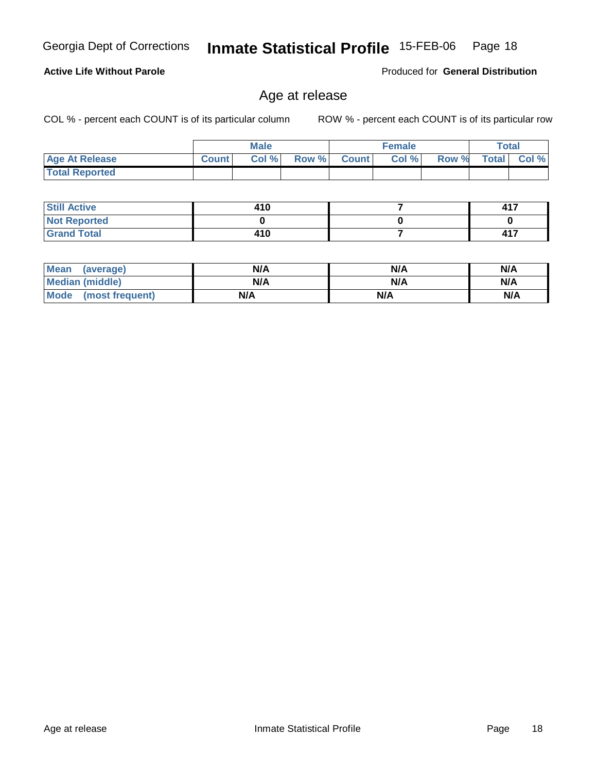**Active Life Without Parole**

Produced for **General Distribution**

## Age at release

COL % - percent each COUNT is of its particular column

ROW % - percent each COUNT is of its particular row

| | Male | | | Female | | | Total | |
|---|---|---|---|---|---|---|---|---|
| **Age At Release** | **Count** | **Col %** | **Row %** | **Count** | **Col %** | **Row %** | **Total** | **Col %** |
| **Total Reported** | | | | | | | | |
| **Still Active** | 410 | | | 7 | | | 417 | |
| **Not Reported** | 0 | | | 0 | | | 0 | |
| **Grand Total** | 410 | | | 7 | | | 417 | |

| | Male | Female | Total |
|---|---|---|---|
| **Mean (average)** | N/A | N/A | N/A |
| **Median (middle)** | N/A | N/A | N/A |
| **Mode (most frequent)** | N/A | N/A | N/A |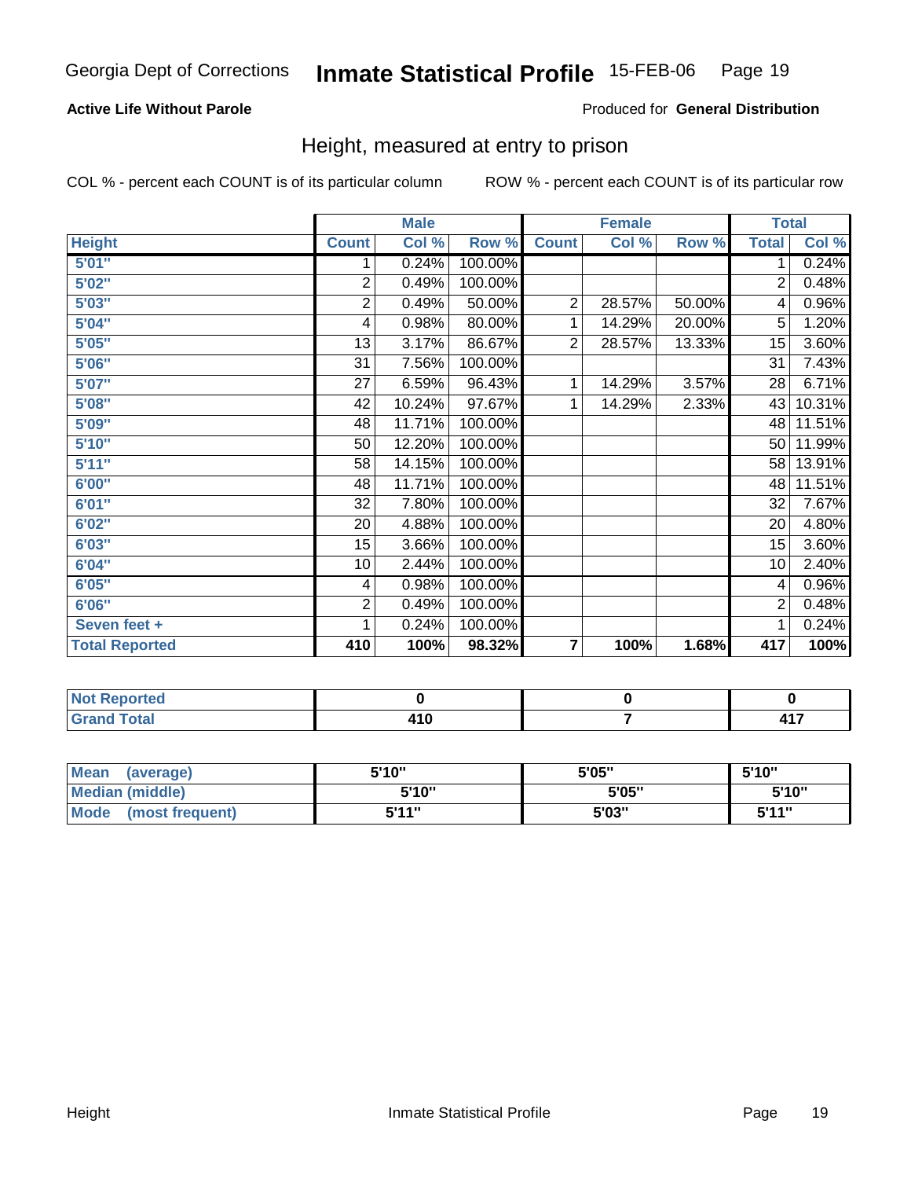Georgia Dept of Corrections **Inmate Statistical Profile** 15-FEB-06

**Active Life Without Parole**

Produced for **General Distribution**

## Height, measured at entry to prison

COL % - percent each COUNT is of its particular column

ROW % - percent each COUNT is of its particular row

| Height | Male | | | Female | | | Total | |
|---|---|---|---|---|---|---|---|---|
| | Count | Col % | Row % | Count | Col % | Row % | Total | Col % |
| 5'01" | 1 | 0.24% | 100.00% | | | | 1 | 0.24% |
| 5'02" | 2 | 0.49% | 100.00% | | | | 2 | 0.48% |
| 5'03" | 2 | 0.49% | 50.00% | 2 | 28.57% | 50.00% | 4 | 0.96% |
| 5'04" | 4 | 0.98% | 80.00% | 1 | 14.29% | 20.00% | 5 | 1.20% |
| 5'05" | 13 | 3.17% | 86.67% | 2 | 28.57% | 13.33% | 15 | 3.60% |
| 5'06" | 31 | 7.56% | 100.00% | | | | 31 | 7.43% |
| 5'07" | 27 | 6.59% | 96.43% | 1 | 14.29% | 3.57% | 28 | 6.71% |
| 5'08" | 42 | 10.24% | 97.67% | 1 | 14.29% | 2.33% | 43 | 10.31% |
| 5'09" | 48 | 11.71% | 100.00% | | | | 48 | 11.51% |
| 5'10" | 50 | 12.20% | 100.00% | | | | 50 | 11.99% |
| 5'11" | 58 | 14.15% | 100.00% | | | | 58 | 13.91% |
| 6'00" | 48 | 11.71% | 100.00% | | | | 48 | 11.51% |
| 6'01" | 32 | 7.80% | 100.00% | | | | 32 | 7.67% |
| 6'02" | 20 | 4.88% | 100.00% | | | | 20 | 4.80% |
| 6'03" | 15 | 3.66% | 100.00% | | | | 15 | 3.60% |
| 6'04" | 10 | 2.44% | 100.00% | | | | 10 | 2.40% |
| 6'05" | 4 | 0.98% | 100.00% | | | | 4 | 0.96% |
| 6'06" | 2 | 0.49% | 100.00% | | | | 2 | 0.48% |
| Seven feet + | 1 | 0.24% | 100.00% | | | | 1 | 0.24% |
| **Total Reported** | **410** | **100%** | **98.32%** | **7** | **100%** | **1.68%** | **417** | **100%** |

| | Male | Female | Total |
|---|---|---|---|
| Not Reported | 0 | 0 | 0 |
| Grand Total | 410 | 7 | 417 |

| | Male | Female | Total |
|---|---|---|---|
| Mean (average) | 5'10" | 5'05" | 5'10" |
| Median (middle) | 5'10" | 5'05" | 5'10" |
| Mode (most frequent) | 5'11" | 5'03" | 5'11" |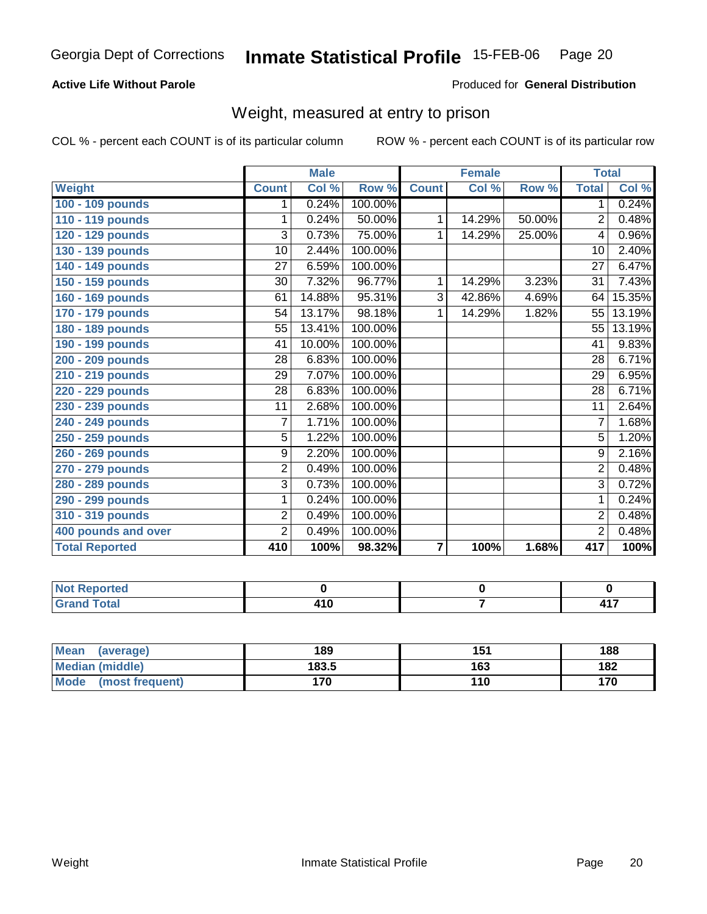Georgia Dept of Corrections **Inmate Statistical Profile** 15-FEB-06 Page 20

**Active Life Without Parole**

Produced for **General Distribution**

## Weight, measured at entry to prison

COL % - percent each COUNT is of its particular column ROW % - percent each COUNT is of its particular row

| | Male | | | Female | | | Total | |
|---|---|---|---|---|---|---|---|---|
| **Weight** | **Count** | **Col %** | **Row %** | **Count** | **Col %** | **Row %** | **Total** | **Col %** |
| **100 - 109 pounds** | 1 | 0.24% | 100.00% | | | | 1 | 0.24% |
| **110 - 119 pounds** | 1 | 0.24% | 50.00% | 1 | 14.29% | 50.00% | 2 | 0.48% |
| **120 - 129 pounds** | 3 | 0.73% | 75.00% | 1 | 14.29% | 25.00% | 4 | 0.96% |
| **130 - 139 pounds** | 10 | 2.44% | 100.00% | | | | 10 | 2.40% |
| **140 - 149 pounds** | 27 | 6.59% | 100.00% | | | | 27 | 6.47% |
| **150 - 159 pounds** | 30 | 7.32% | 96.77% | 1 | 14.29% | 3.23% | 31 | 7.43% |
| **160 - 169 pounds** | 61 | 14.88% | 95.31% | 3 | 42.86% | 4.69% | 64 | 15.35% |
| **170 - 179 pounds** | 54 | 13.17% | 98.18% | 1 | 14.29% | 1.82% | 55 | 13.19% |
| **180 - 189 pounds** | 55 | 13.41% | 100.00% | | | | 55 | 13.19% |
| **190 - 199 pounds** | 41 | 10.00% | 100.00% | | | | 41 | 9.83% |
| **200 - 209 pounds** | 28 | 6.83% | 100.00% | | | | 28 | 6.71% |
| **210 - 219 pounds** | 29 | 7.07% | 100.00% | | | | 29 | 6.95% |
| **220 - 229 pounds** | 28 | 6.83% | 100.00% | | | | 28 | 6.71% |
| **230 - 239 pounds** | 11 | 2.68% | 100.00% | | | | 11 | 2.64% |
| **240 - 249 pounds** | 7 | 1.71% | 100.00% | | | | 7 | 1.68% |
| **250 - 259 pounds** | 5 | 1.22% | 100.00% | | | | 5 | 1.20% |
| **260 - 269 pounds** | 9 | 2.20% | 100.00% | | | | 9 | 2.16% |
| **270 - 279 pounds** | 2 | 0.49% | 100.00% | | | | 2 | 0.48% |
| **280 - 289 pounds** | 3 | 0.73% | 100.00% | | | | 3 | 0.72% |
| **290 - 299 pounds** | 1 | 0.24% | 100.00% | | | | 1 | 0.24% |
| **310 - 319 pounds** | 2 | 0.49% | 100.00% | | | | 2 | 0.48% |
| **400 pounds and over** | 2 | 0.49% | 100.00% | | | | 2 | 0.48% |
| **Total Reported** | **410** | **100%** | **98.32%** | **7** | **100%** | **1.68%** | **417** | **100%** |

| | Male | Female | Total |
|---|---|---|---|
| **Not Reported** | **0** | **0** | **0** |
| **Grand Total** | **410** | **7** | **417** |

| | Male | Female | Total |
|---|---|---|---|
| **Mean (average)** | **189** | **151** | **188** |
| **Median (middle)** | **183.5** | **163** | **182** |
| **Mode (most frequent)** | **170** | **110** | **170** |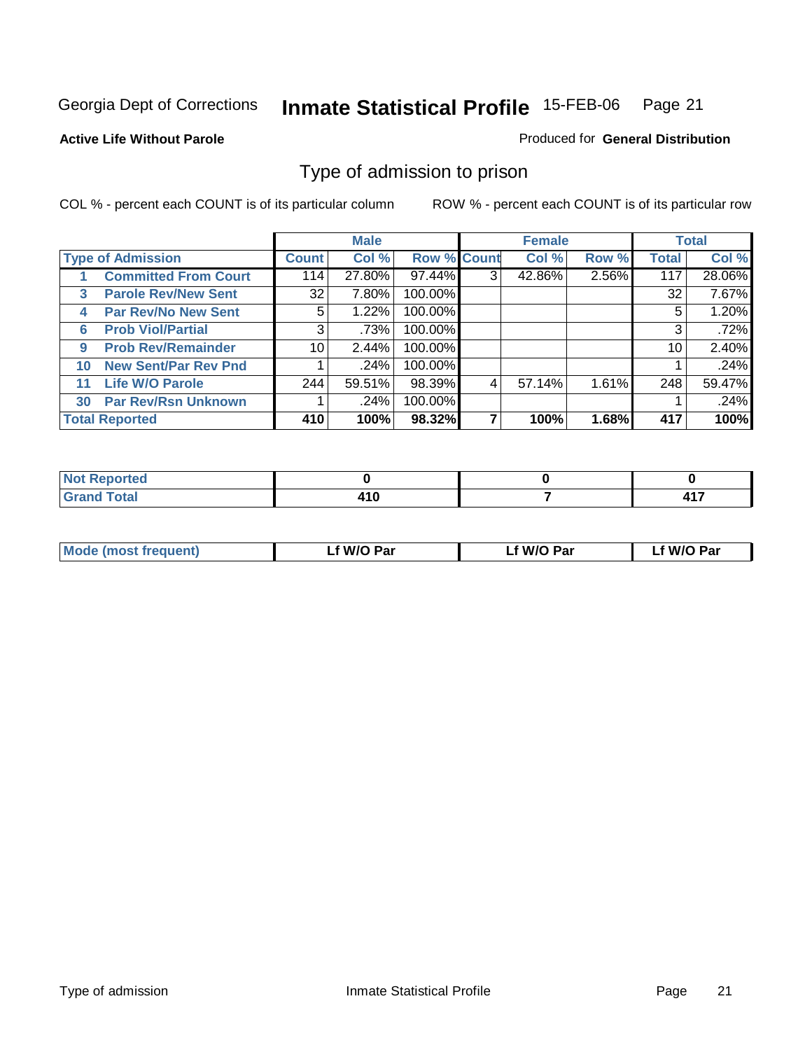Georgia Dept of Corrections **Inmate Statistical Profile** 15-FEB-06

**Active Life Without Parole**

Produced for **General Distribution**

## Type of admission to prison

COL % - percent each COUNT is of its particular column

ROW % - percent each COUNT is of its particular row

| Type of Admission | Male | | | Female | | | Total | |
|---|---|---|---|---|---|---|---|---|
| | Count | Col % | Row % | Count | Col % | Row % | Total | Col % |
| 1 Committed From Court | 114 | 27.80% | 97.44% | 3 | 42.86% | 2.56% | 117 | 28.06% |
| 3 Parole Rev/New Sent | 32 | 7.80% | 100.00% | | | | 32 | 7.67% |
| 4 Par Rev/No New Sent | 5 | 1.22% | 100.00% | | | | 5 | 1.20% |
| 6 Prob Viol/Partial | 3 | .73% | 100.00% | | | | 3 | .72% |
| 9 Prob Rev/Remainder | 10 | 2.44% | 100.00% | | | | 10 | 2.40% |
| 10 New Sent/Par Rev Pnd | 1 | .24% | 100.00% | | | | 1 | .24% |
| 11 Life W/O Parole | 244 | 59.51% | 98.39% | 4 | 57.14% | 1.61% | 248 | 59.47% |
| 30 Par Rev/Rsn Unknown | 1 | .24% | 100.00% | | | | 1 | .24% |
| **Total Reported** | **410** | **100%** | **98.32%** | **7** | **100%** | **1.68%** | **417** | **100%** |

| | Male | Female | Total |
|---|---|---|---|
| Not Reported | 0 | 0 | 0 |
| Grand Total | 410 | 7 | 417 |

| | Male | Female | Total |
|---|---|---|---|
| Mode (most frequent) | Lf W/O Par | Lf W/O Par | Lf W/O Par |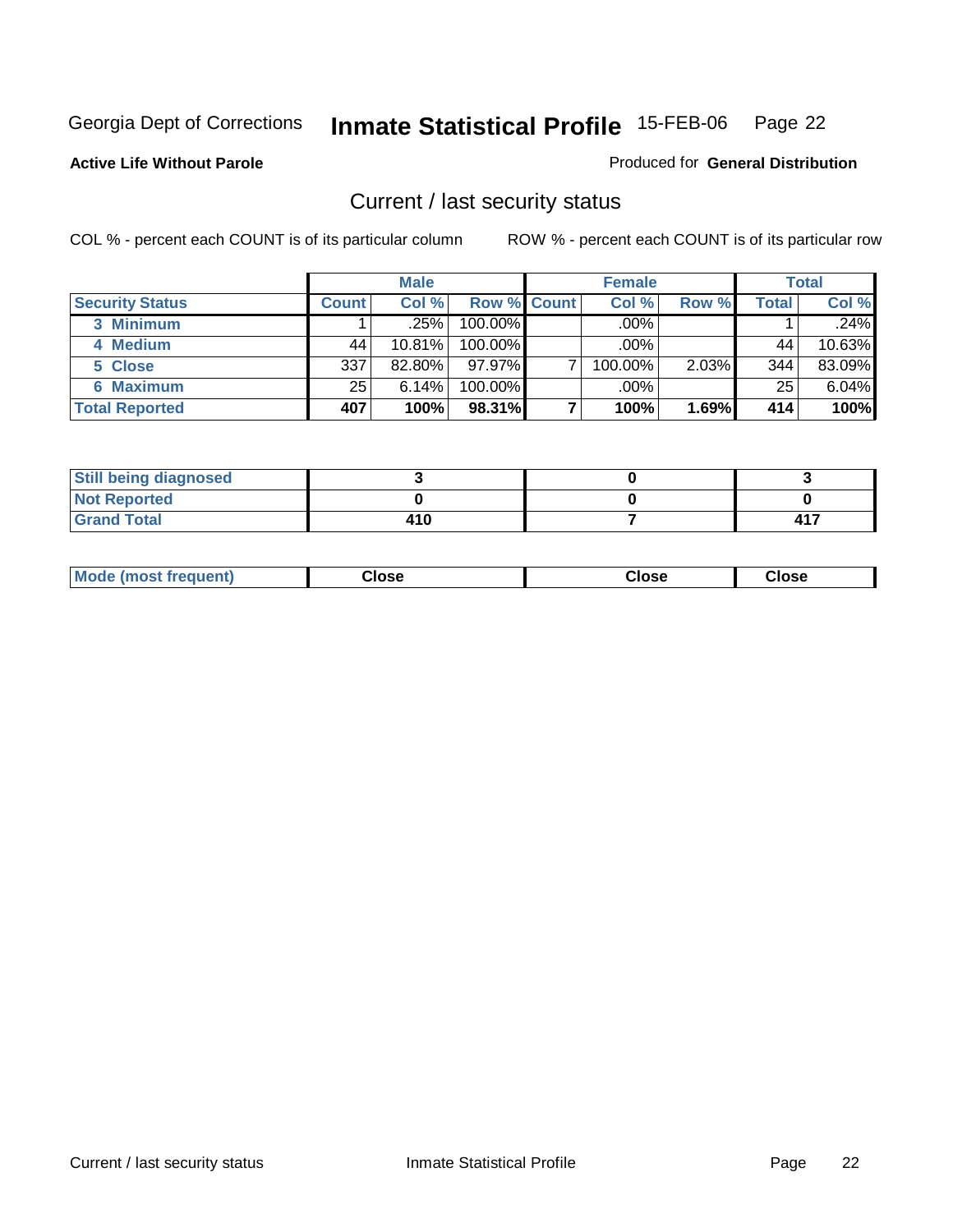Georgia Dept of Corrections **Inmate Statistical Profile** 15-FEB-06

**Active Life Without Parole**

Produced for **General Distribution**

## Current / last security status

COL % - percent each COUNT is of its particular column ROW % - percent each COUNT is of its particular row

| | Male | | | Female | | | Total | |
|---|---|---|---|---|---|---|---|---|
| **Security Status** | **Count** | **Col %** | **Row %** | **Count** | **Col %** | **Row %** | **Total** | **Col %** |
| **3 Minimum** | 1 | .25% | 100.00% | | .00% | | 1 | .24% |
| **4 Medium** | 44 | 10.81% | 100.00% | | .00% | | 44 | 10.63% |
| **5 Close** | 337 | 82.80% | 97.97% | 7 | 100.00% | 2.03% | 344 | 83.09% |
| **6 Maximum** | 25 | 6.14% | 100.00% | | .00% | | 25 | 6.04% |
| **Total Reported** | **407** | **100%** | **98.31%** | **7** | **100%** | **1.69%** | **414** | **100%** |

| | Male | Female | Total |
|---|---|---|---|
| **Still being diagnosed** | **3** | **0** | **3** |
| **Not Reported** | **0** | **0** | **0** |
| **Grand Total** | **410** | **7** | **417** |

| | Male | Female | Total |
|---|---|---|---|
| **Mode (most frequent)** | **Close** | **Close** | **Close** |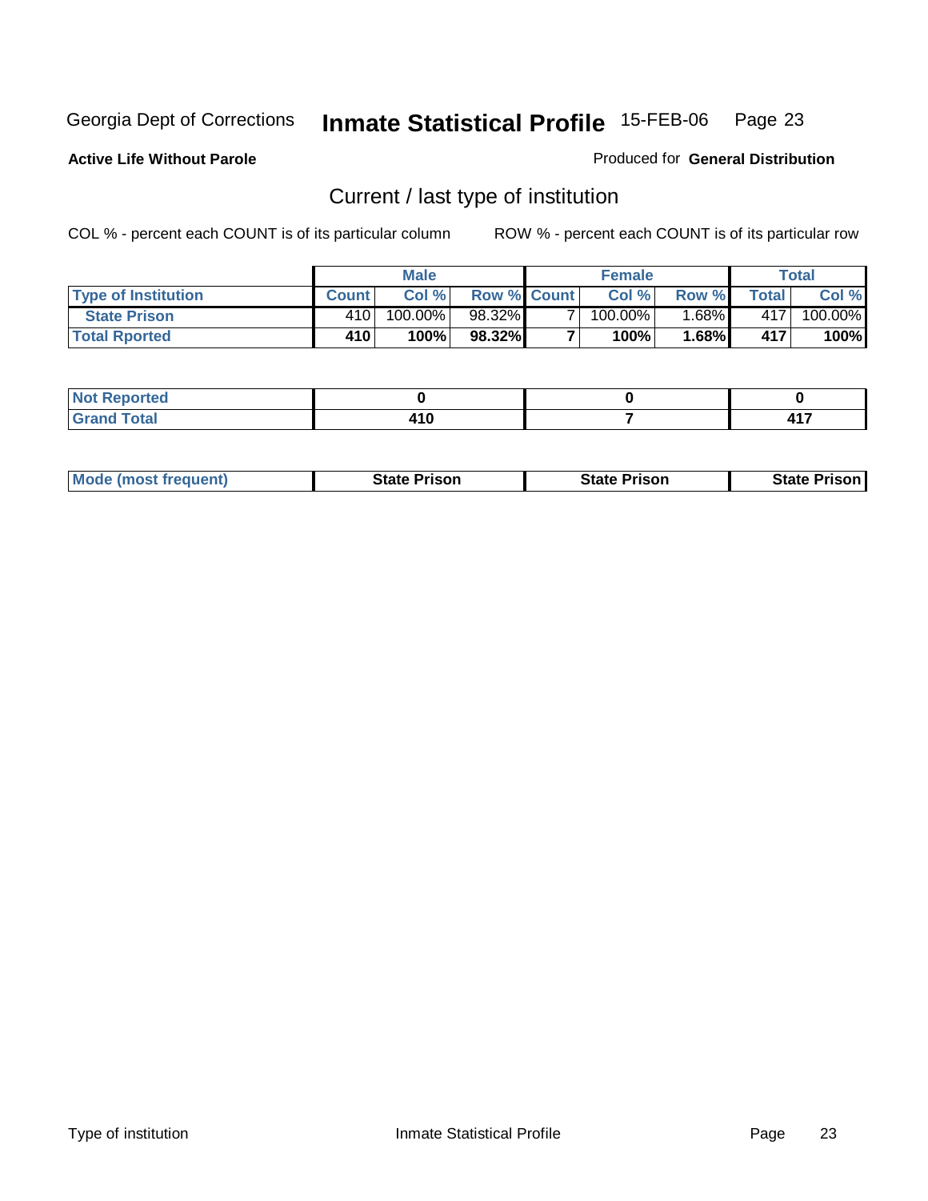Georgia Dept of Corrections **Inmate Statistical Profile** 15-FEB-06

**Active Life Without Parole**

Produced for **General Distribution**

## Current / last type of institution

COL % - percent each COUNT is of its particular column    ROW % - percent each COUNT is of its particular row

| | Male | | | Female | | | Total | |
|---|---|---|---|---|---|---|---|---|
| **Type of Institution** | **Count** | **Col %** | **Row %** | **Count** | **Col %** | **Row %** | **Total** | **Col %** |
| **State Prison** | 410 | 100.00% | 98.32% | 7 | 100.00% | 1.68% | 417 | 100.00% |
| **Total Rported** | **410** | **100%** | **98.32%** | **7** | **100%** | **1.68%** | **417** | **100%** |

| | Male | Female | Total |
|---|---|---|---|
| **Not Reported** | **0** | **0** | **0** |
| **Grand Total** | **410** | **7** | **417** |

| | Male | Female | Total |
|---|---|---|---|
| **Mode (most frequent)** | **State Prison** | **State Prison** | **State Prison** |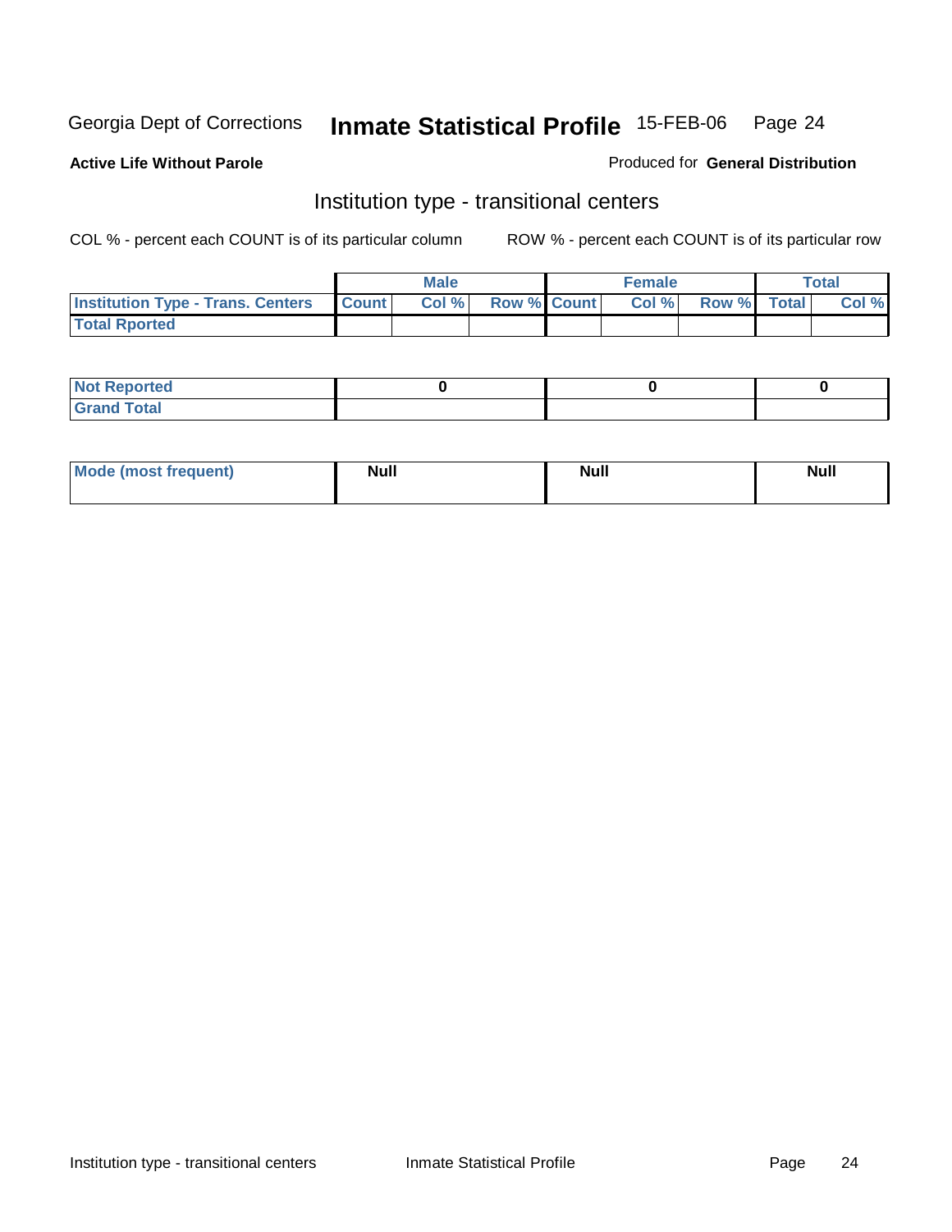Georgia Dept of Corrections **Inmate Statistical Profile** 15-FEB-06

**Active Life Without Parole**

Produced for **General Distribution**

## Institution type - transitional centers

COL % - percent each COUNT is of its particular column

ROW % - percent each COUNT is of its particular row

| | Male | | | Female | | | Total | |
|---|---|---|---|---|---|---|---|---|
| **Institution Type - Trans. Centers** | **Count** | **Col %** | **Row %** | **Count** | **Col %** | **Row %** | **Total** | **Col %** |
| **Total Rported** | | | | | | | | |
| **Not Reported** | 0 | | | 0 | | | 0 | |
| **Grand Total** | | | | | | | | |

| | Male | Female | Total |
|---|---|---|---|
| **Mode (most frequent)** | Null | Null | Null |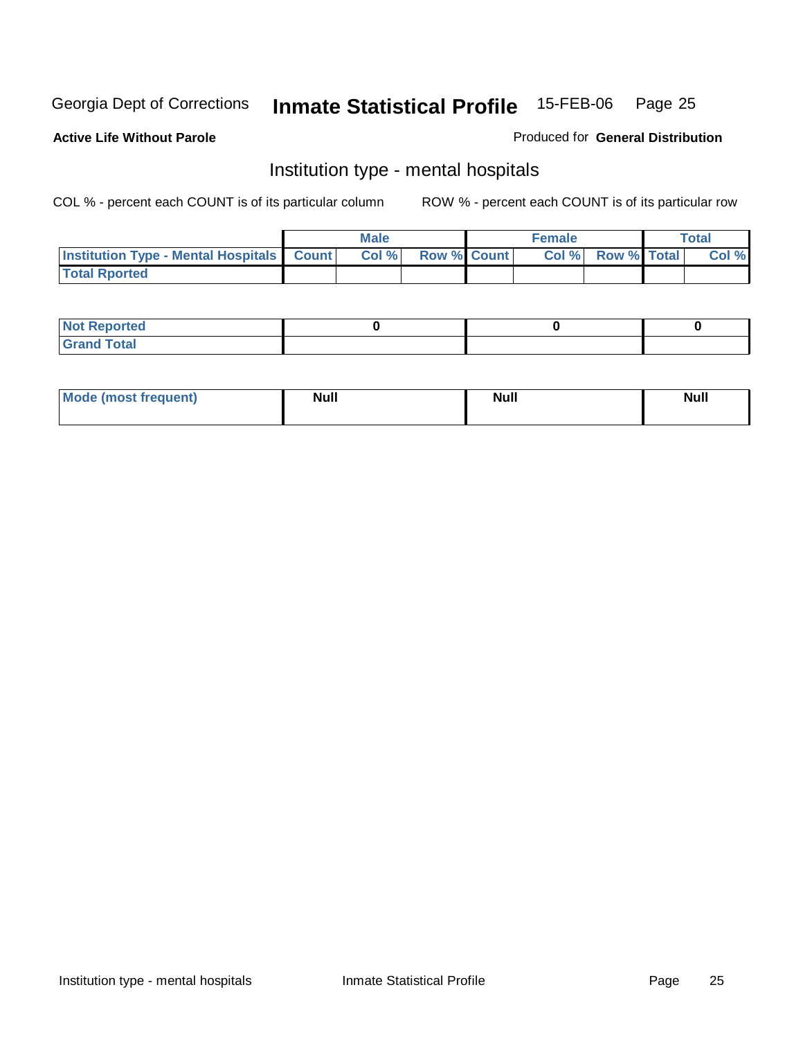Georgia Dept of Corrections **Inmate Statistical Profile** 15-FEB-06

**Active Life Without Parole**

Produced for **General Distribution**

## Institution type - mental hospitals

COL % - percent each COUNT is of its particular column

ROW % - percent each COUNT is of its particular row

| | Male | | | Female | | | Total | |
|---|---|---|---|---|---|---|---|---|
| **Institution Type - Mental Hospitals** | **Count** | **Col %** | **Row %** | **Count** | **Col %** | **Row %** | **Total** | **Col %** |
| **Total Rported** | | | | | | | | |

| | Male | Female | Total |
|---|---|---|---|
| **Not Reported** | **0** | **0** | **0** |
| **Grand Total** | | | |

| | Male | Female | Total |
|---|---|---|---|
| **Mode (most frequent)** | **Null** | **Null** | **Null** |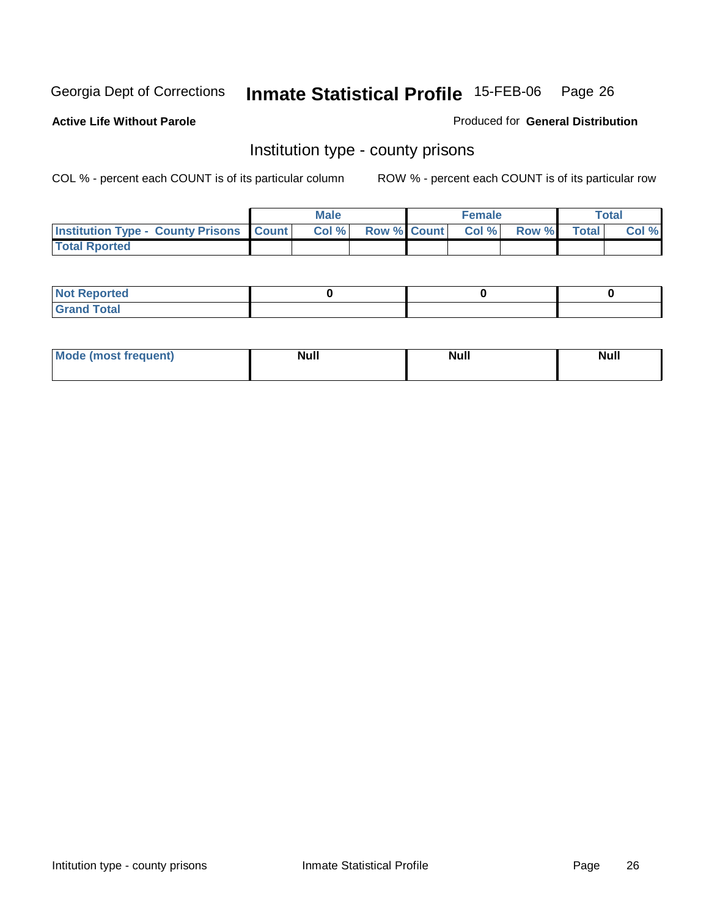Georgia Dept of Corrections **Inmate Statistical Profile** 15-FEB-06

**Active Life Without Parole**

Produced for **General Distribution**

## Institution type - county prisons

COL % - percent each COUNT is of its particular column

ROW % - percent each COUNT is of its particular row

| | Male | | | Female | | | Total | |
|---|---|---|---|---|---|---|---|---|
| **Institution Type - County Prisons** | **Count** | **Col %** | **Row %** | **Count** | **Col %** | **Row %** | **Total** | **Col %** |
| **Total Rported** | | | | | | | | |

| | Male | Female | Total |
|---|---|---|---|
| **Not Reported** | **0** | **0** | **0** |
| **Grand Total** | | | |

| | Male | Female | Total |
|---|---|---|---|
| **Mode (most frequent)** | **Null** | **Null** | **Null** |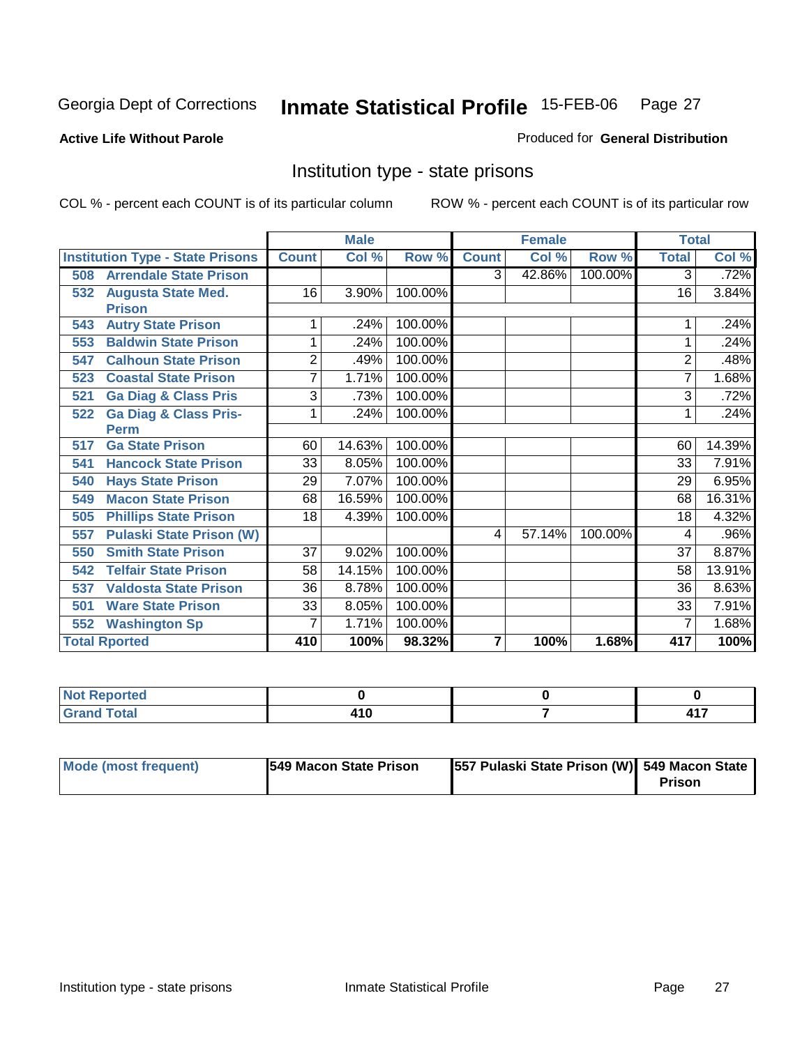Georgia Dept of Corrections **Inmate Statistical Profile** 15-FEB-06

**Active Life Without Parole**

Produced for **General Distribution**

## Institution type - state prisons

COL % - percent each COUNT is of its particular column ROW % - percent each COUNT is of its particular row

| | Male | | | Female | | | Total | |
|---|---|---|---|---|---|---|---|---|
| **Institution Type - State Prisons** | **Count** | **Col %** | **Row %** | **Count** | **Col %** | **Row %** | **Total** | **Col %** |
| 508 Arrendale State Prison | | | | 3 | 42.86% | 100.00% | 3 | .72% |
| 532 Augusta State Med. Prison | 16 | 3.90% | 100.00% | | | | 16 | 3.84% |
| 543 Autry State Prison | 1 | .24% | 100.00% | | | | 1 | .24% |
| 553 Baldwin State Prison | 1 | .24% | 100.00% | | | | 1 | .24% |
| 547 Calhoun State Prison | 2 | .49% | 100.00% | | | | 2 | .48% |
| 523 Coastal State Prison | 7 | 1.71% | 100.00% | | | | 7 | 1.68% |
| 521 Ga Diag & Class Pris | 3 | .73% | 100.00% | | | | 3 | .72% |
| 522 Ga Diag & Class Pris-Perm | 1 | .24% | 100.00% | | | | 1 | .24% |
| 517 Ga State Prison | 60 | 14.63% | 100.00% | | | | 60 | 14.39% |
| 541 Hancock State Prison | 33 | 8.05% | 100.00% | | | | 33 | 7.91% |
| 540 Hays State Prison | 29 | 7.07% | 100.00% | | | | 29 | 6.95% |
| 549 Macon State Prison | 68 | 16.59% | 100.00% | | | | 68 | 16.31% |
| 505 Phillips State Prison | 18 | 4.39% | 100.00% | | | | 18 | 4.32% |
| 557 Pulaski State Prison (W) | | | | 4 | 57.14% | 100.00% | 4 | .96% |
| 550 Smith State Prison | 37 | 9.02% | 100.00% | | | | 37 | 8.87% |
| 542 Telfair State Prison | 58 | 14.15% | 100.00% | | | | 58 | 13.91% |
| 537 Valdosta State Prison | 36 | 8.78% | 100.00% | | | | 36 | 8.63% |
| 501 Ware State Prison | 33 | 8.05% | 100.00% | | | | 33 | 7.91% |
| 552 Washington Sp | 7 | 1.71% | 100.00% | | | | 7 | 1.68% |
| **Total Rported** | **410** | **100%** | **98.32%** | **7** | **100%** | **1.68%** | **417** | **100%** |

| | Male | Female | Total |
|---|---|---|---|
| **Not Reported** | **0** | **0** | **0** |
| **Grand Total** | **410** | **7** | **417** |

| | Male | Female | Total |
|---|---|---|---|
| **Mode (most frequent)** | **549 Macon State Prison** | **557 Pulaski State Prison (W)** | **549 Macon State Prison** |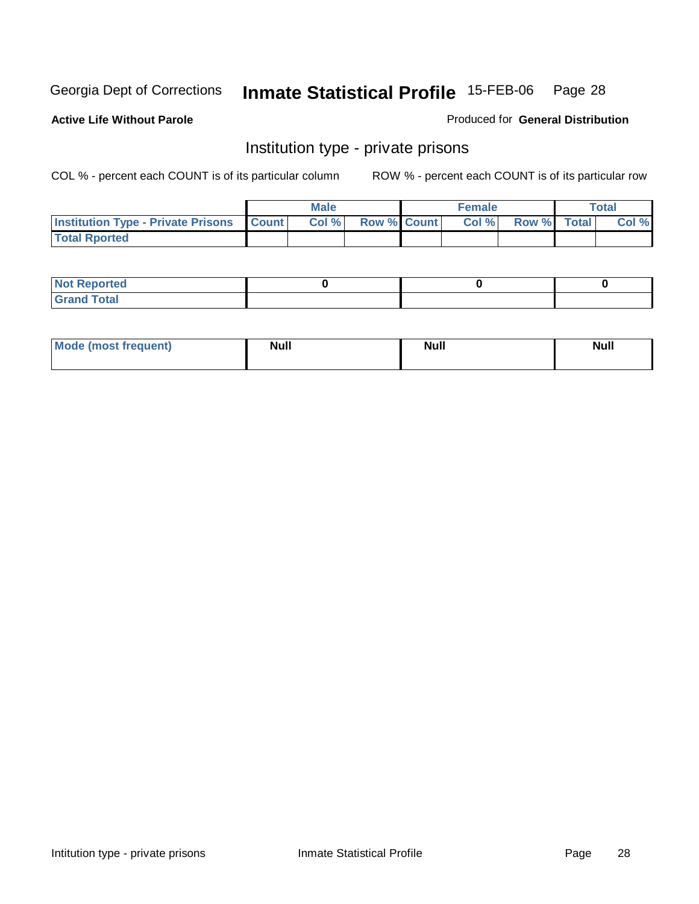Georgia Dept of Corrections **Inmate Statistical Profile** 15-FEB-06 Page 28

**Active Life Without Parole**

Produced for **General Distribution**

## Institution type - private prisons

COL % - percent each COUNT is of its particular column

ROW % - percent each COUNT is of its particular row

| | Male | | | Female | | | Total | |
|---|---|---|---|---|---|---|---|---|
| **Institution Type - Private Prisons** | **Count** | **Col %** | **Row %** | **Count** | **Col %** | **Row %** | **Total** | **Col %** |
| **Total Rported** | | | | | | | | |

| | Male | Female | Total |
|---|---|---|---|
| **Not Reported** | 0 | 0 | 0 |
| **Grand Total** | | | |

| | Male | Female | Total |
|---|---|---|---|
| **Mode (most frequent)** | Null | Null | Null |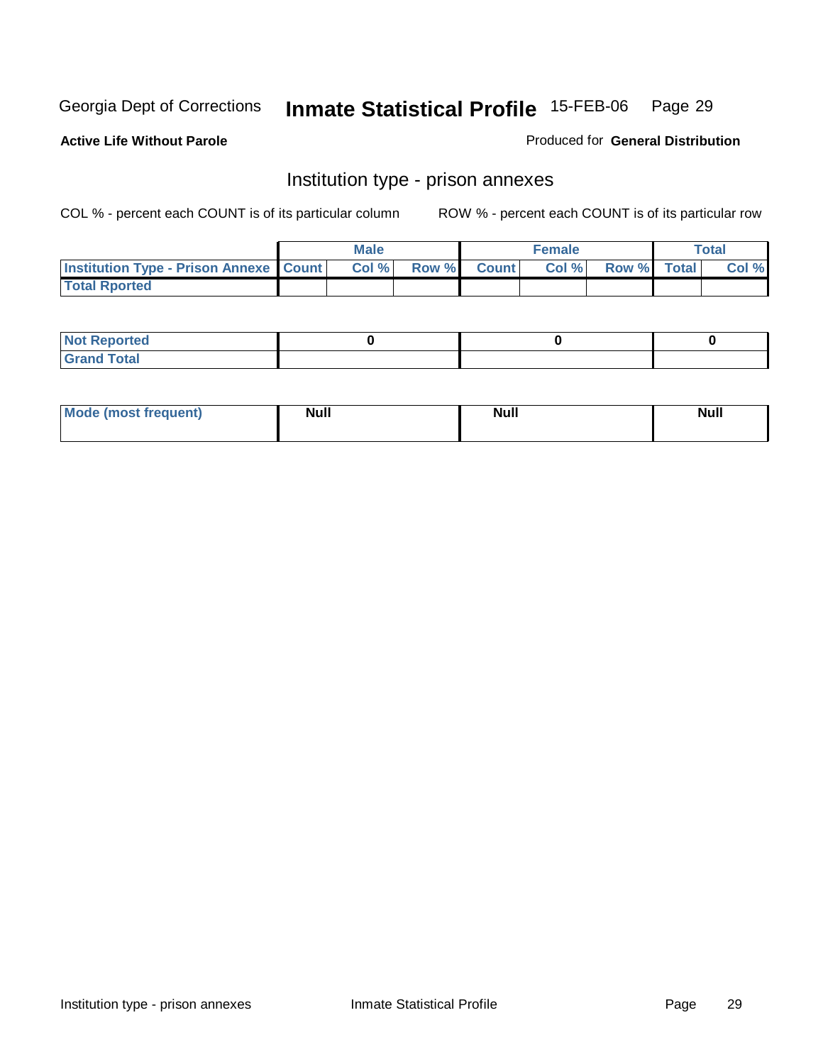**Active Life Without Parole**

Produced for **General Distribution**

## Institution type - prison annexes

COL % - percent each COUNT is of its particular column

ROW % - percent each COUNT is of its particular row

| | Male | | | Female | | | Total | |
|---|---|---|---|---|---|---|---|---|
| Institution Type - Prison Annexe | Count | Col % | Row % | Count | Col % | Row % | Total | Col % |
| Total Rported | | | | | | | | |

| | Male | Female | Total |
|---|---|---|---|
| Not Reported | 0 | 0 | 0 |
| Grand Total | | | |

| | Male | Female | Total |
|---|---|---|---|
| Mode (most frequent) | Null | Null | Null |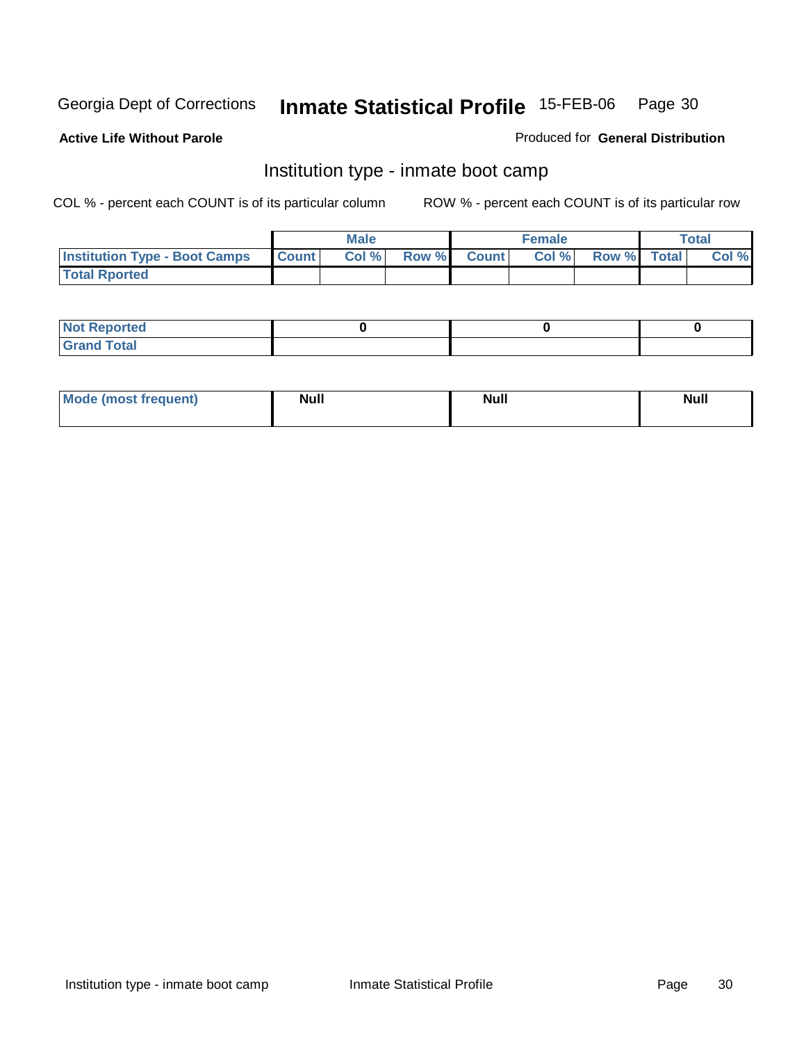Georgia Dept of Corrections **Inmate Statistical Profile** 15-FEB-06

**Active Life Without Parole**

Produced for **General Distribution**

## Institution type - inmate boot camp

COL % - percent each COUNT is of its particular column

ROW % - percent each COUNT is of its particular row

| | Male | | | Female | | | Total | |
|---|---|---|---|---|---|---|---|---|
| **Institution Type - Boot Camps** | **Count** | **Col %** | **Row %** | **Count** | **Col %** | **Row %** | **Total** | **Col %** |
| **Total Rported** | | | | | | | | |

| | Male | Female | Total |
|---|---|---|---|
| **Not Reported** | 0 | 0 | 0 |
| **Grand Total** | | | |

| | Male | Female | Total |
|---|---|---|---|
| **Mode (most frequent)** | Null | Null | Null |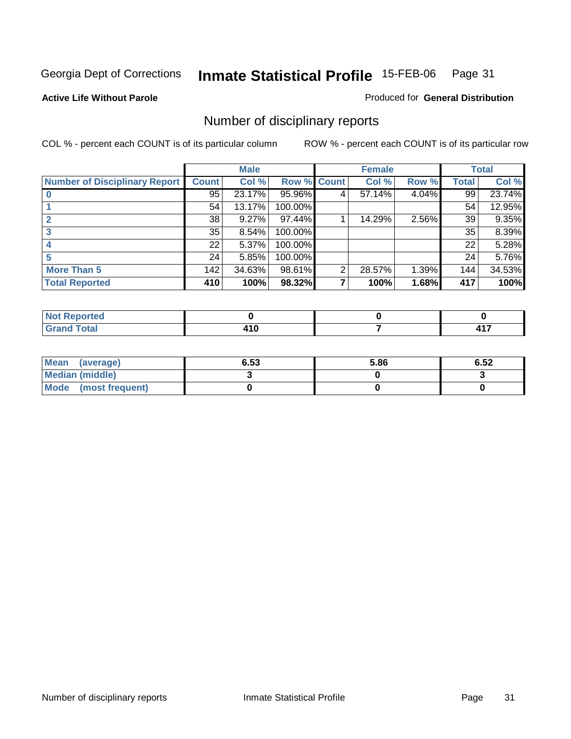Georgia Dept of Corrections **Inmate Statistical Profile** 15-FEB-06 Page 31

**Active Life Without Parole**

Produced for **General Distribution**

## Number of disciplinary reports

COL % - percent each COUNT is of its particular column

ROW % - percent each COUNT is of its particular row

| | Male | | | Female | | | Total | |
|---|---|---|---|---|---|---|---|---|
| **Number of Disciplinary Report** | **Count** | **Col %** | **Row %** | **Count** | **Col %** | **Row %** | **Total** | **Col %** |
| **0** | 95 | 23.17% | 95.96% | 4 | 57.14% | 4.04% | 99 | 23.74% |
| **1** | 54 | 13.17% | 100.00% | | | | 54 | 12.95% |
| **2** | 38 | 9.27% | 97.44% | 1 | 14.29% | 2.56% | 39 | 9.35% |
| **3** | 35 | 8.54% | 100.00% | | | | 35 | 8.39% |
| **4** | 22 | 5.37% | 100.00% | | | | 22 | 5.28% |
| **5** | 24 | 5.85% | 100.00% | | | | 24 | 5.76% |
| **More Than 5** | 142 | 34.63% | 98.61% | 2 | 28.57% | 1.39% | 144 | 34.53% |
| **Total Reported** | **410** | **100%** | **98.32%** | **7** | **100%** | **1.68%** | **417** | **100%** |

| | Male | Female | Total |
|---|---|---|---|
| **Not Reported** | **0** | **0** | **0** |
| **Grand Total** | **410** | **7** | **417** |

| | Male | Female | Total |
|---|---|---|---|
| **Mean (average)** | **6.53** | **5.86** | **6.52** |
| **Median (middle)** | **3** | **0** | **3** |
| **Mode (most frequent)** | **0** | **0** | **0** |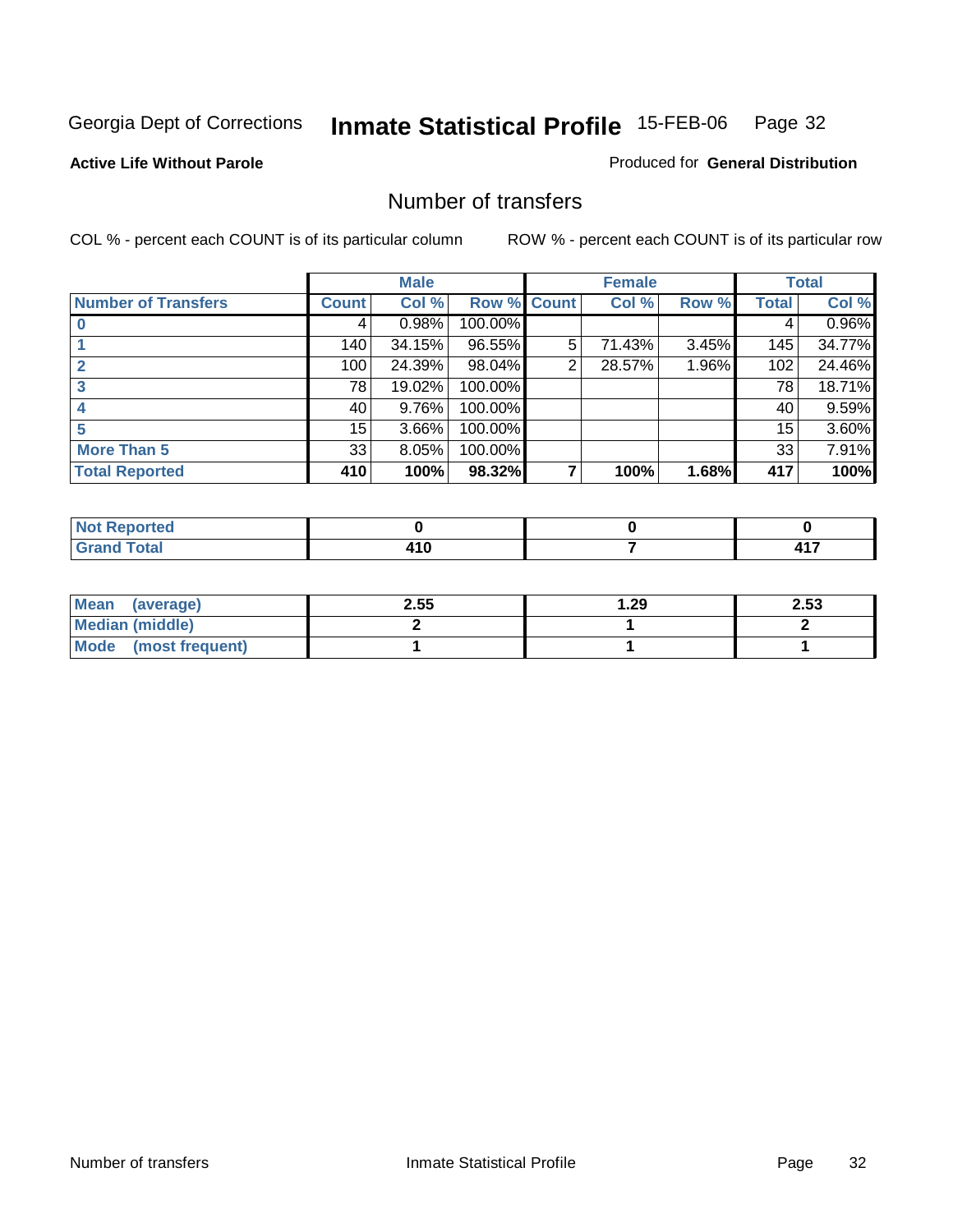Georgia Dept of Corrections **Inmate Statistical Profile** 15-FEB-06 Page 32

**Active Life Without Parole**

Produced for **General Distribution**

## Number of transfers

COL % - percent each COUNT is of its particular column

ROW % - percent each COUNT is of its particular row

| | Male | | | Female | | | Total | |
|---|---|---|---|---|---|---|---|---|
| **Number of Transfers** | **Count** | **Col %** | **Row %** | **Count** | **Col %** | **Row %** | **Total** | **Col %** |
| **0** | 4 | 0.98% | 100.00% | | | | 4 | 0.96% |
| **1** | 140 | 34.15% | 96.55% | 5 | 71.43% | 3.45% | 145 | 34.77% |
| **2** | 100 | 24.39% | 98.04% | 2 | 28.57% | 1.96% | 102 | 24.46% |
| **3** | 78 | 19.02% | 100.00% | | | | 78 | 18.71% |
| **4** | 40 | 9.76% | 100.00% | | | | 40 | 9.59% |
| **5** | 15 | 3.66% | 100.00% | | | | 15 | 3.60% |
| **More Than 5** | 33 | 8.05% | 100.00% | | | | 33 | 7.91% |
| **Total Reported** | **410** | **100%** | **98.32%** | **7** | **100%** | **1.68%** | **417** | **100%** |

| | Male | Female | Total |
|---|---|---|---|
| **Not Reported** | **0** | **0** | **0** |
| **Grand Total** | **410** | **7** | **417** |

| | Male | Female | Total |
|---|---|---|---|
| **Mean (average)** | **2.55** | **1.29** | **2.53** |
| **Median (middle)** | **2** | **1** | **2** |
| **Mode (most frequent)** | **1** | **1** | **1** |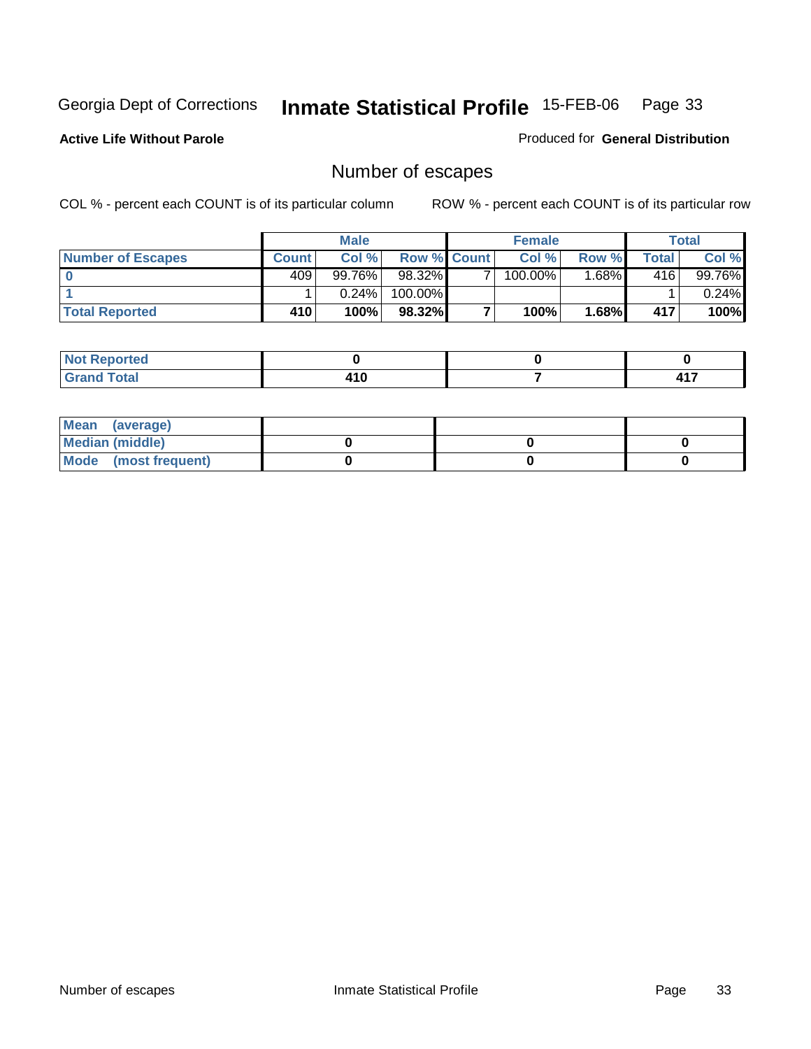Georgia Dept of Corrections **Inmate Statistical Profile** 15-FEB-06 Page 33

**Active Life Without Parole**

Produced for **General Distribution**

## Number of escapes

COL % - percent each COUNT is of its particular column    ROW % - percent each COUNT is of its particular row

| | Male | | | Female | | | Total | |
|---|---|---|---|---|---|---|---|---|
| **Number of Escapes** | **Count** | **Col %** | **Row %** | **Count** | **Col %** | **Row %** | **Total** | **Col %** |
| **0** | 409 | 99.76% | 98.32% | 7 | 100.00% | 1.68% | 416 | 99.76% |
| **1** | 1 | 0.24% | 100.00% | | | | 1 | 0.24% |
| **Total Reported** | **410** | **100%** | **98.32%** | **7** | **100%** | **1.68%** | **417** | **100%** |

| | Male | Female | Total |
|---|---|---|---|
| **Not Reported** | **0** | **0** | **0** |
| **Grand Total** | **410** | **7** | **417** |

| | Male | Female | Total |
|---|---|---|---|
| **Mean (average)** | | | |
| **Median (middle)** | **0** | **0** | **0** |
| **Mode (most frequent)** | **0** | **0** | **0** |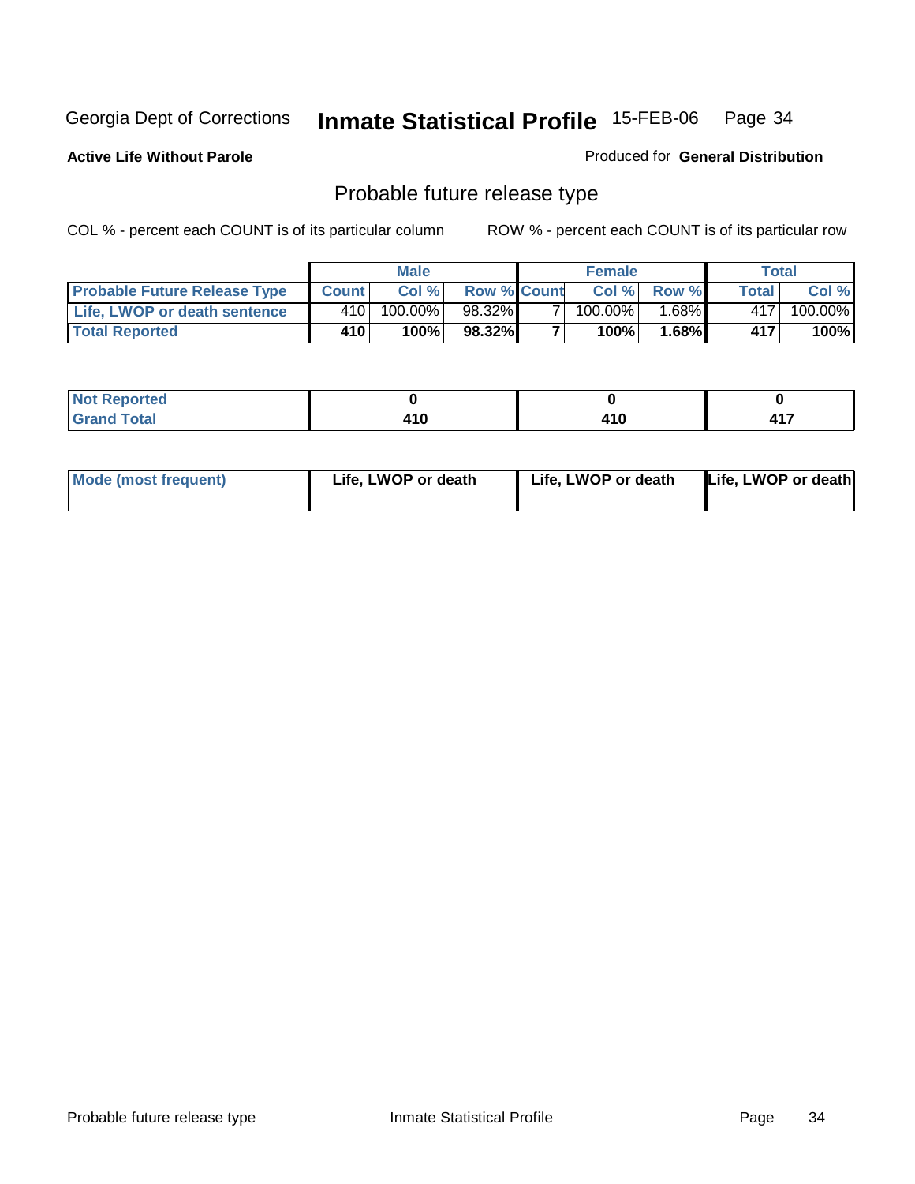Georgia Dept of Corrections **Inmate Statistical Profile** 15-FEB-06

**Active Life Without Parole**

Produced for **General Distribution**

## Probable future release type

COL % - percent each COUNT is of its particular column ROW % - percent each COUNT is of its particular row

| | Male | | | Female | | | Total | |
|---|---|---|---|---|---|---|---|---|
| **Probable Future Release Type** | **Count** | **Col %** | **Row %** | **Count** | **Col %** | **Row %** | **Total** | **Col %** |
| **Life, LWOP or death sentence** | 410 | 100.00% | 98.32% | 7 | 100.00% | 1.68% | 417 | 100.00% |
| **Total Reported** | **410** | **100%** | **98.32%** | **7** | **100%** | **1.68%** | **417** | **100%** |

| | Male | Female | Total |
|---|---|---|---|
| **Not Reported** | **0** | **0** | **0** |
| **Grand Total** | **410** | **410** | **417** |

| | Male | Female | Total |
|---|---|---|---|
| **Mode (most frequent)** | **Life, LWOP or death** | **Life, LWOP or death** | **Life, LWOP or death** |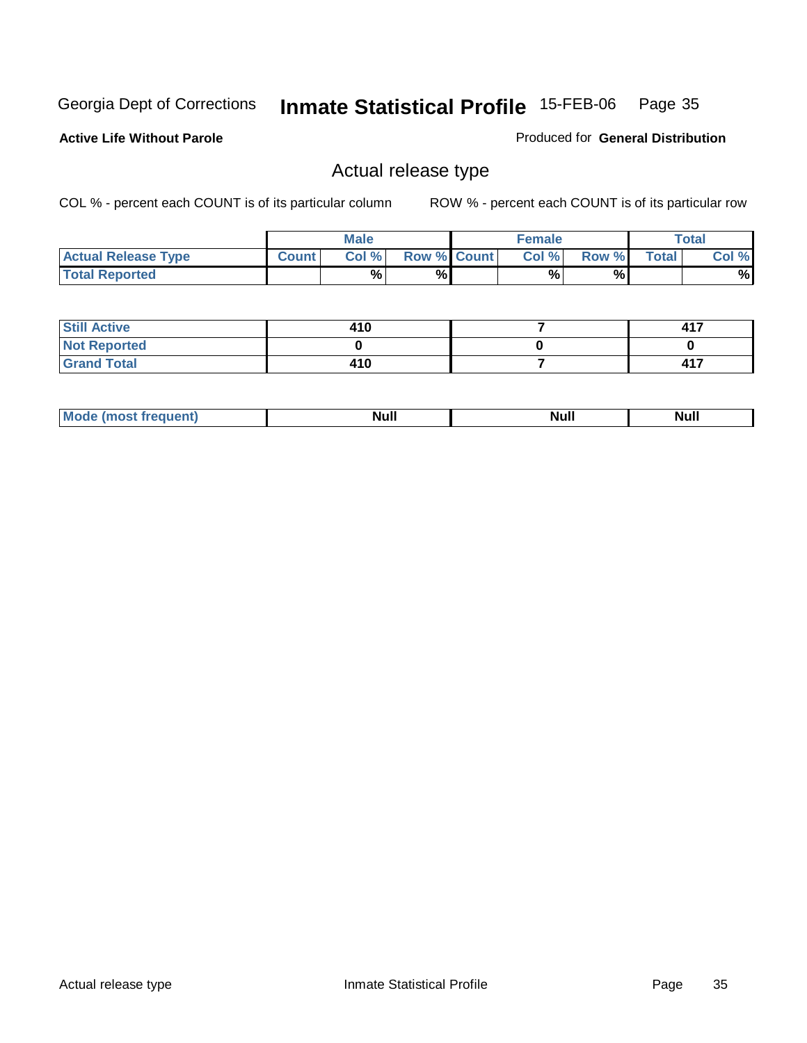Georgia Dept of Corrections **Inmate Statistical Profile** 15-FEB-06

**Active Life Without Parole**

Produced for **General Distribution**

## Actual release type

COL % - percent each COUNT is of its particular column ROW % - percent each COUNT is of its particular row

| | Male | | | Female | | | Total | |
|---|---|---|---|---|---|---|---|---|
| **Actual Release Type** | Count | Col % | Row % | Count | Col % | Row % | Total | Col % |
| **Total Reported** | | % | % | | % | % | | % |
| **Still Active** | 410 | | | 7 | | | 417 | |
| **Not Reported** | 0 | | | 0 | | | 0 | |
| **Grand Total** | 410 | | | 7 | | | 417 | |
| **Mode (most frequent)** | Null | | | Null | | | Null | |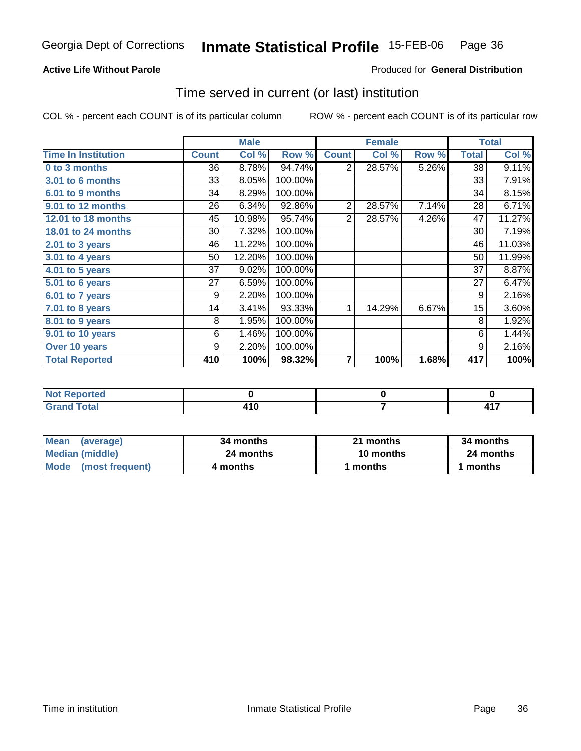Georgia Dept of Corrections **Inmate Statistical Profile** 15-FEB-06

**Active Life Without Parole**

Produced for **General Distribution**

## Time served in current (or last) institution

COL % - percent each COUNT is of its particular column

ROW % - percent each COUNT is of its particular row

| | Male | | | Female | | | Total | |
|---|---|---|---|---|---|---|---|---|
| **Time In Institution** | **Count** | **Col %** | **Row %** | **Count** | **Col %** | **Row %** | **Total** | **Col %** |
| **0 to 3 months** | 36 | 8.78% | 94.74% | 2 | 28.57% | 5.26% | 38 | 9.11% |
| **3.01 to 6 months** | 33 | 8.05% | 100.00% | | | | 33 | 7.91% |
| **6.01 to 9 months** | 34 | 8.29% | 100.00% | | | | 34 | 8.15% |
| **9.01 to 12 months** | 26 | 6.34% | 92.86% | 2 | 28.57% | 7.14% | 28 | 6.71% |
| **12.01 to 18 months** | 45 | 10.98% | 95.74% | 2 | 28.57% | 4.26% | 47 | 11.27% |
| **18.01 to 24 months** | 30 | 7.32% | 100.00% | | | | 30 | 7.19% |
| **2.01 to 3 years** | 46 | 11.22% | 100.00% | | | | 46 | 11.03% |
| **3.01 to 4 years** | 50 | 12.20% | 100.00% | | | | 50 | 11.99% |
| **4.01 to 5 years** | 37 | 9.02% | 100.00% | | | | 37 | 8.87% |
| **5.01 to 6 years** | 27 | 6.59% | 100.00% | | | | 27 | 6.47% |
| **6.01 to 7 years** | 9 | 2.20% | 100.00% | | | | 9 | 2.16% |
| **7.01 to 8 years** | 14 | 3.41% | 93.33% | 1 | 14.29% | 6.67% | 15 | 3.60% |
| **8.01 to 9 years** | 8 | 1.95% | 100.00% | | | | 8 | 1.92% |
| **9.01 to 10 years** | 6 | 1.46% | 100.00% | | | | 6 | 1.44% |
| **Over 10 years** | 9 | 2.20% | 100.00% | | | | 9 | 2.16% |
| **Total Reported** | **410** | **100%** | **98.32%** | **7** | **100%** | **1.68%** | **417** | **100%** |

| | Male | Female | Total |
|---|---|---|---|
| **Not Reported** | **0** | **0** | **0** |
| **Grand Total** | **410** | **7** | **417** |

| | Male | Female | Total |
|---|---|---|---|
| **Mean (average)** | **34 months** | **21 months** | **34 months** |
| **Median (middle)** | **24 months** | **10 months** | **24 months** |
| **Mode (most frequent)** | **4 months** | **1 months** | **1 months** |

Time in institution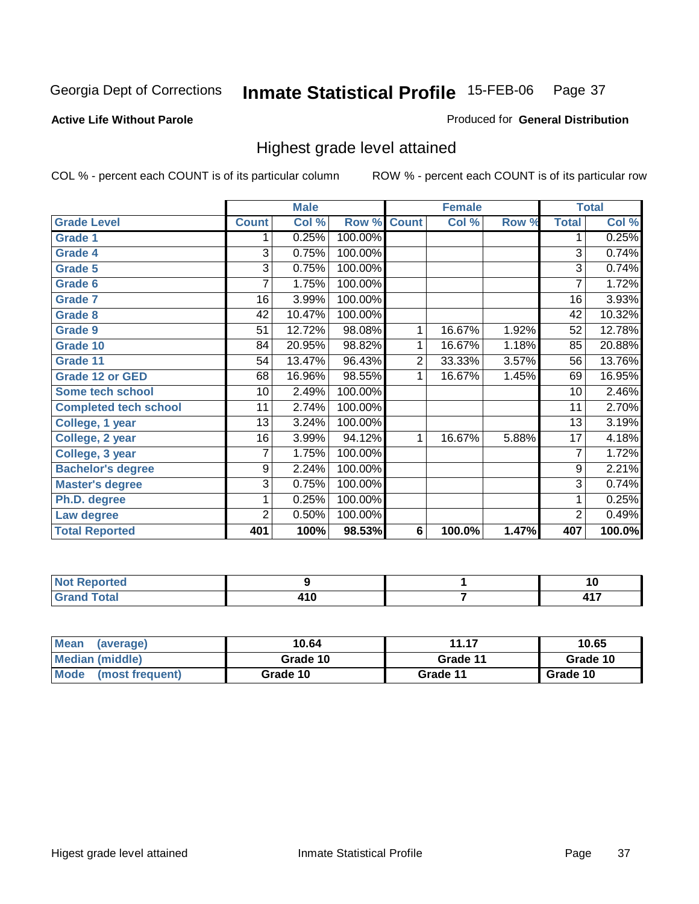Georgia Dept of Corrections **Inmate Statistical Profile** 15-FEB-06

**Active Life Without Parole**

Produced for **General Distribution**

## Highest grade level attained

COL % - percent each COUNT is of its particular column

ROW % - percent each COUNT is of its particular row

| | Male | | | Female | | | Total | |
|---|---|---|---|---|---|---|---|---|
| **Grade Level** | **Count** | **Col %** | **Row %** | **Count** | **Col %** | **Row %** | **Total** | **Col %** |
| Grade 1 | 1 | 0.25% | 100.00% | | | | 1 | 0.25% |
| Grade 4 | 3 | 0.75% | 100.00% | | | | 3 | 0.74% |
| Grade 5 | 3 | 0.75% | 100.00% | | | | 3 | 0.74% |
| Grade 6 | 7 | 1.75% | 100.00% | | | | 7 | 1.72% |
| Grade 7 | 16 | 3.99% | 100.00% | | | | 16 | 3.93% |
| Grade 8 | 42 | 10.47% | 100.00% | | | | 42 | 10.32% |
| Grade 9 | 51 | 12.72% | 98.08% | 1 | 16.67% | 1.92% | 52 | 12.78% |
| Grade 10 | 84 | 20.95% | 98.82% | 1 | 16.67% | 1.18% | 85 | 20.88% |
| Grade 11 | 54 | 13.47% | 96.43% | 2 | 33.33% | 3.57% | 56 | 13.76% |
| Grade 12 or GED | 68 | 16.96% | 98.55% | 1 | 16.67% | 1.45% | 69 | 16.95% |
| Some tech school | 10 | 2.49% | 100.00% | | | | 10 | 2.46% |
| Completed tech school | 11 | 2.74% | 100.00% | | | | 11 | 2.70% |
| College, 1 year | 13 | 3.24% | 100.00% | | | | 13 | 3.19% |
| College, 2 year | 16 | 3.99% | 94.12% | 1 | 16.67% | 5.88% | 17 | 4.18% |
| College, 3 year | 7 | 1.75% | 100.00% | | | | 7 | 1.72% |
| Bachelor's degree | 9 | 2.24% | 100.00% | | | | 9 | 2.21% |
| Master's degree | 3 | 0.75% | 100.00% | | | | 3 | 0.74% |
| Ph.D. degree | 1 | 0.25% | 100.00% | | | | 1 | 0.25% |
| Law degree | 2 | 0.50% | 100.00% | | | | 2 | 0.49% |
| **Total Reported** | **401** | **100%** | **98.53%** | **6** | **100.0%** | **1.47%** | **407** | **100.0%** |

| | Male | Female | Total |
|---|---|---|---|
| Not Reported | 9 | 1 | 10 |
| Grand Total | 410 | 7 | 417 |

| | Male | Female | Total |
|---|---|---|---|
| Mean (average) | 10.64 | 11.17 | 10.65 |
| Median (middle) | Grade 10 | Grade 11 | Grade 10 |
| Mode (most frequent) | Grade 10 | Grade 11 | Grade 10 |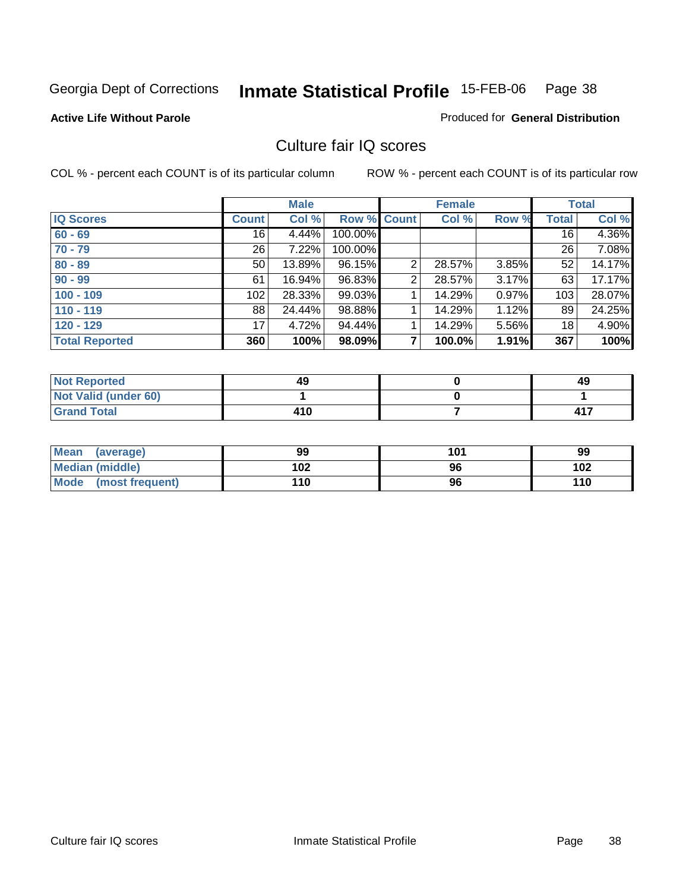Georgia Dept of Corrections **Inmate Statistical Profile** 15-FEB-06 Page 38

**Active Life Without Parole**

Produced for **General Distribution**

## Culture fair IQ scores

COL % - percent each COUNT is of its particular column

ROW % - percent each COUNT is of its particular row

| | Male | | | Female | | | Total | |
|---|---|---|---|---|---|---|---|---|
| **IQ Scores** | **Count** | **Col %** | **Row %** | **Count** | **Col %** | **Row %** | **Total** | **Col %** |
| **60 - 69** | 16 | 4.44% | 100.00% | | | | 16 | 4.36% |
| **70 - 79** | 26 | 7.22% | 100.00% | | | | 26 | 7.08% |
| **80 - 89** | 50 | 13.89% | 96.15% | 2 | 28.57% | 3.85% | 52 | 14.17% |
| **90 - 99** | 61 | 16.94% | 96.83% | 2 | 28.57% | 3.17% | 63 | 17.17% |
| **100 - 109** | 102 | 28.33% | 99.03% | 1 | 14.29% | 0.97% | 103 | 28.07% |
| **110 - 119** | 88 | 24.44% | 98.88% | 1 | 14.29% | 1.12% | 89 | 24.25% |
| **120 - 129** | 17 | 4.72% | 94.44% | 1 | 14.29% | 5.56% | 18 | 4.90% |
| **Total Reported** | **360** | **100%** | **98.09%** | **7** | **100.0%** | **1.91%** | **367** | **100%** |

| | Male | Female | Total |
|---|---|---|---|
| **Not Reported** | **49** | **0** | **49** |
| **Not Valid (under 60)** | **1** | **0** | **1** |
| **Grand Total** | **410** | **7** | **417** |

| | Male | Female | Total |
|---|---|---|---|
| **Mean (average)** | **99** | **101** | **99** |
| **Median (middle)** | **102** | **96** | **102** |
| **Mode (most frequent)** | **110** | **96** | **110** |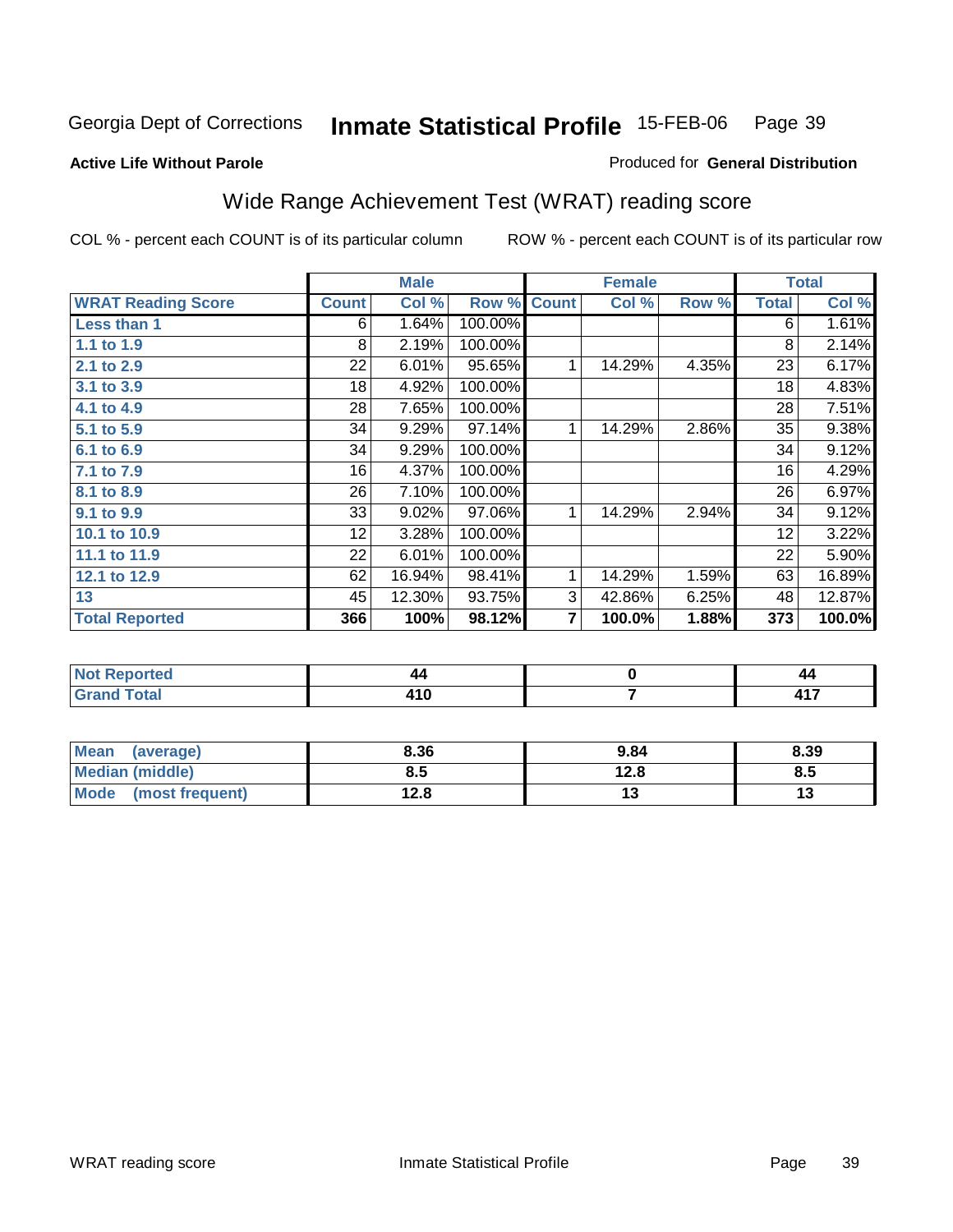Georgia Dept of Corrections **Inmate Statistical Profile** 15-FEB-06

**Active Life Without Parole**

Produced for **General Distribution**

## Wide Range Achievement Test (WRAT) reading score

COL % - percent each COUNT is of its particular column ROW % - percent each COUNT is of its particular row

| | Male | | | Female | | | Total | |
|---|---|---|---|---|---|---|---|---|
| **WRAT Reading Score** | **Count** | **Col %** | **Row %** | **Count** | **Col %** | **Row %** | **Total** | **Col %** |
| **Less than 1** | 6 | 1.64% | 100.00% | | | | 6 | 1.61% |
| **1.1 to 1.9** | 8 | 2.19% | 100.00% | | | | 8 | 2.14% |
| **2.1 to 2.9** | 22 | 6.01% | 95.65% | 1 | 14.29% | 4.35% | 23 | 6.17% |
| **3.1 to 3.9** | 18 | 4.92% | 100.00% | | | | 18 | 4.83% |
| **4.1 to 4.9** | 28 | 7.65% | 100.00% | | | | 28 | 7.51% |
| **5.1 to 5.9** | 34 | 9.29% | 97.14% | 1 | 14.29% | 2.86% | 35 | 9.38% |
| **6.1 to 6.9** | 34 | 9.29% | 100.00% | | | | 34 | 9.12% |
| **7.1 to 7.9** | 16 | 4.37% | 100.00% | | | | 16 | 4.29% |
| **8.1 to 8.9** | 26 | 7.10% | 100.00% | | | | 26 | 6.97% |
| **9.1 to 9.9** | 33 | 9.02% | 97.06% | 1 | 14.29% | 2.94% | 34 | 9.12% |
| **10.1 to 10.9** | 12 | 3.28% | 100.00% | | | | 12 | 3.22% |
| **11.1 to 11.9** | 22 | 6.01% | 100.00% | | | | 22 | 5.90% |
| **12.1 to 12.9** | 62 | 16.94% | 98.41% | 1 | 14.29% | 1.59% | 63 | 16.89% |
| **13** | 45 | 12.30% | 93.75% | 3 | 42.86% | 6.25% | 48 | 12.87% |
| **Total Reported** | **366** | **100%** | **98.12%** | **7** | **100.0%** | **1.88%** | **373** | **100.0%** |

| | Male | Female | Total |
|---|---|---|---|
| **Not Reported** | **44** | **0** | **44** |
| **Grand Total** | **410** | **7** | **417** |

| | Male | Female | Total |
|---|---|---|---|
| **Mean (average)** | **8.36** | **9.84** | **8.39** |
| **Median (middle)** | **8.5** | **12.8** | **8.5** |
| **Mode (most frequent)** | **12.8** | **13** | **13** |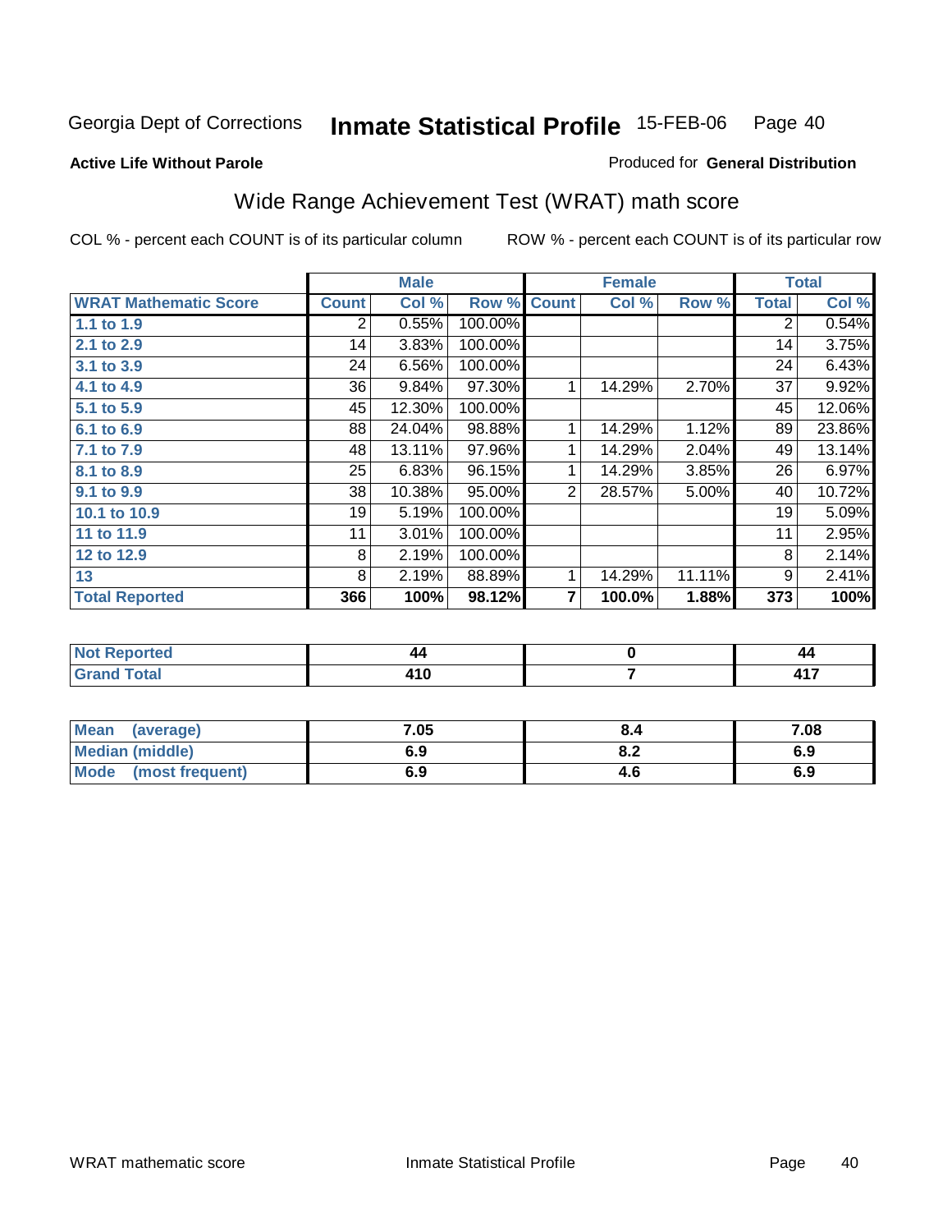Georgia Dept of Corrections **Inmate Statistical Profile** 15-FEB-06

**Active Life Without Parole**

Produced for **General Distribution**

## Wide Range Achievement Test (WRAT) math score

COL % - percent each COUNT is of its particular column

ROW % - percent each COUNT is of its particular row

| | Male | | | Female | | | Total | |
|---|---|---|---|---|---|---|---|---|
| **WRAT Mathematic Score** | **Count** | **Col %** | **Row %** | **Count** | **Col %** | **Row %** | **Total** | **Col %** |
| **1.1 to 1.9** | 2 | 0.55% | 100.00% | | | | 2 | 0.54% |
| **2.1 to 2.9** | 14 | 3.83% | 100.00% | | | | 14 | 3.75% |
| **3.1 to 3.9** | 24 | 6.56% | 100.00% | | | | 24 | 6.43% |
| **4.1 to 4.9** | 36 | 9.84% | 97.30% | 1 | 14.29% | 2.70% | 37 | 9.92% |
| **5.1 to 5.9** | 45 | 12.30% | 100.00% | | | | 45 | 12.06% |
| **6.1 to 6.9** | 88 | 24.04% | 98.88% | 1 | 14.29% | 1.12% | 89 | 23.86% |
| **7.1 to 7.9** | 48 | 13.11% | 97.96% | 1 | 14.29% | 2.04% | 49 | 13.14% |
| **8.1 to 8.9** | 25 | 6.83% | 96.15% | 1 | 14.29% | 3.85% | 26 | 6.97% |
| **9.1 to 9.9** | 38 | 10.38% | 95.00% | 2 | 28.57% | 5.00% | 40 | 10.72% |
| **10.1 to 10.9** | 19 | 5.19% | 100.00% | | | | 19 | 5.09% |
| **11 to 11.9** | 11 | 3.01% | 100.00% | | | | 11 | 2.95% |
| **12 to 12.9** | 8 | 2.19% | 100.00% | | | | 8 | 2.14% |
| **13** | 8 | 2.19% | 88.89% | 1 | 14.29% | 11.11% | 9 | 2.41% |
| **Total Reported** | **366** | **100%** | **98.12%** | **7** | **100.0%** | **1.88%** | **373** | **100%** |

| | Male | Female | Total |
|---|---|---|---|
| **Not Reported** | **44** | **0** | **44** |
| **Grand Total** | **410** | **7** | **417** |

| | Male | Female | Total |
|---|---|---|---|
| **Mean (average)** | **7.05** | **8.4** | **7.08** |
| **Median (middle)** | **6.9** | **8.2** | **6.9** |
| **Mode (most frequent)** | **6.9** | **4.6** | **6.9** |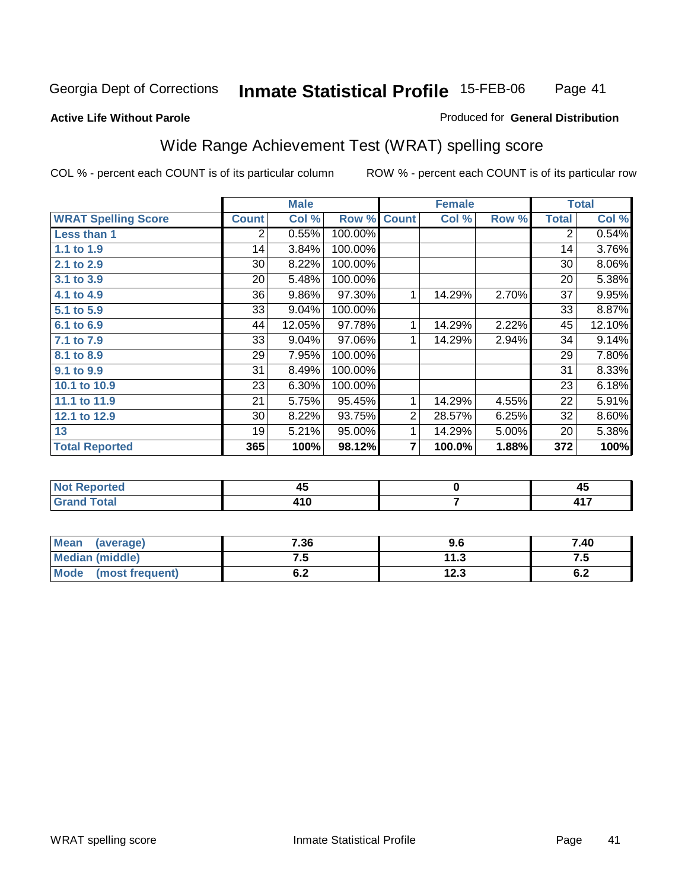Georgia Dept of Corrections **Inmate Statistical Profile** 15-FEB-06

**Active Life Without Parole**

Produced for **General Distribution**

## Wide Range Achievement Test (WRAT) spelling score

COL % - percent each COUNT is of its particular column ROW % - percent each COUNT is of its particular row

| | Male | | | Female | | | Total | |
|---|---|---|---|---|---|---|---|---|
| **WRAT Spelling Score** | **Count** | **Col %** | **Row %** | **Count** | **Col %** | **Row %** | **Total** | **Col %** |
| **Less than 1** | 2 | 0.55% | 100.00% | | | | 2 | 0.54% |
| **1.1 to 1.9** | 14 | 3.84% | 100.00% | | | | 14 | 3.76% |
| **2.1 to 2.9** | 30 | 8.22% | 100.00% | | | | 30 | 8.06% |
| **3.1 to 3.9** | 20 | 5.48% | 100.00% | | | | 20 | 5.38% |
| **4.1 to 4.9** | 36 | 9.86% | 97.30% | 1 | 14.29% | 2.70% | 37 | 9.95% |
| **5.1 to 5.9** | 33 | 9.04% | 100.00% | | | | 33 | 8.87% |
| **6.1 to 6.9** | 44 | 12.05% | 97.78% | 1 | 14.29% | 2.22% | 45 | 12.10% |
| **7.1 to 7.9** | 33 | 9.04% | 97.06% | 1 | 14.29% | 2.94% | 34 | 9.14% |
| **8.1 to 8.9** | 29 | 7.95% | 100.00% | | | | 29 | 7.80% |
| **9.1 to 9.9** | 31 | 8.49% | 100.00% | | | | 31 | 8.33% |
| **10.1 to 10.9** | 23 | 6.30% | 100.00% | | | | 23 | 6.18% |
| **11.1 to 11.9** | 21 | 5.75% | 95.45% | 1 | 14.29% | 4.55% | 22 | 5.91% |
| **12.1 to 12.9** | 30 | 8.22% | 93.75% | 2 | 28.57% | 6.25% | 32 | 8.60% |
| **13** | 19 | 5.21% | 95.00% | 1 | 14.29% | 5.00% | 20 | 5.38% |
| **Total Reported** | **365** | **100%** | **98.12%** | **7** | **100.0%** | **1.88%** | **372** | **100%** |

| | Male | Female | Total |
|---|---|---|---|
| **Not Reported** | **45** | **0** | **45** |
| **Grand Total** | **410** | **7** | **417** |

| | Male | Female | Total |
|---|---|---|---|
| **Mean (average)** | **7.36** | **9.6** | **7.40** |
| **Median (middle)** | **7.5** | **11.3** | **7.5** |
| **Mode (most frequent)** | **6.2** | **12.3** | **6.2** |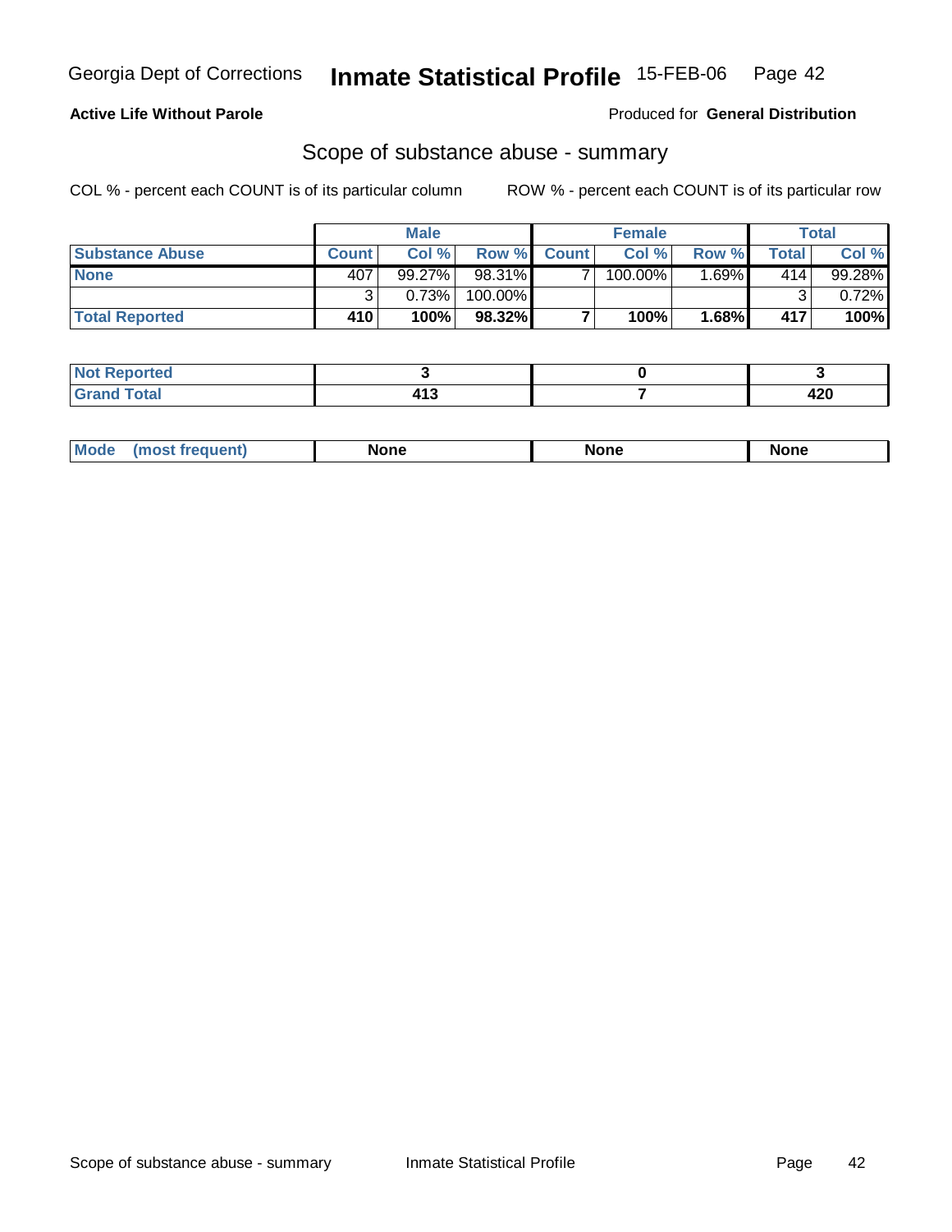Georgia Dept of Corrections **Inmate Statistical Profile** 15-FEB-06

**Active Life Without Parole**

Produced for **General Distribution**

## Scope of substance abuse - summary

COL % - percent each COUNT is of its particular column ROW % - percent each COUNT is of its particular row

| | Male | | | Female | | | Total | |
|---|---|---|---|---|---|---|---|---|
| **Substance Abuse** | **Count** | **Col %** | **Row %** | **Count** | **Col %** | **Row %** | **Total** | **Col %** |
| **None** | 407 | 99.27% | 98.31% | 7 | 100.00% | 1.69% | 414 | 99.28% |
| | 3 | 0.73% | 100.00% | | | | 3 | 0.72% |
| **Total Reported** | **410** | **100%** | **98.32%** | **7** | **100%** | **1.68%** | **417** | **100%** |

| | Male | Female | Total |
|---|---|---|---|
| **Not Reported** | **3** | **0** | **3** |
| **Grand Total** | **413** | **7** | **420** |

| | Male | Female | Total |
|---|---|---|---|
| **Mode (most frequent)** | **None** | **None** | **None** |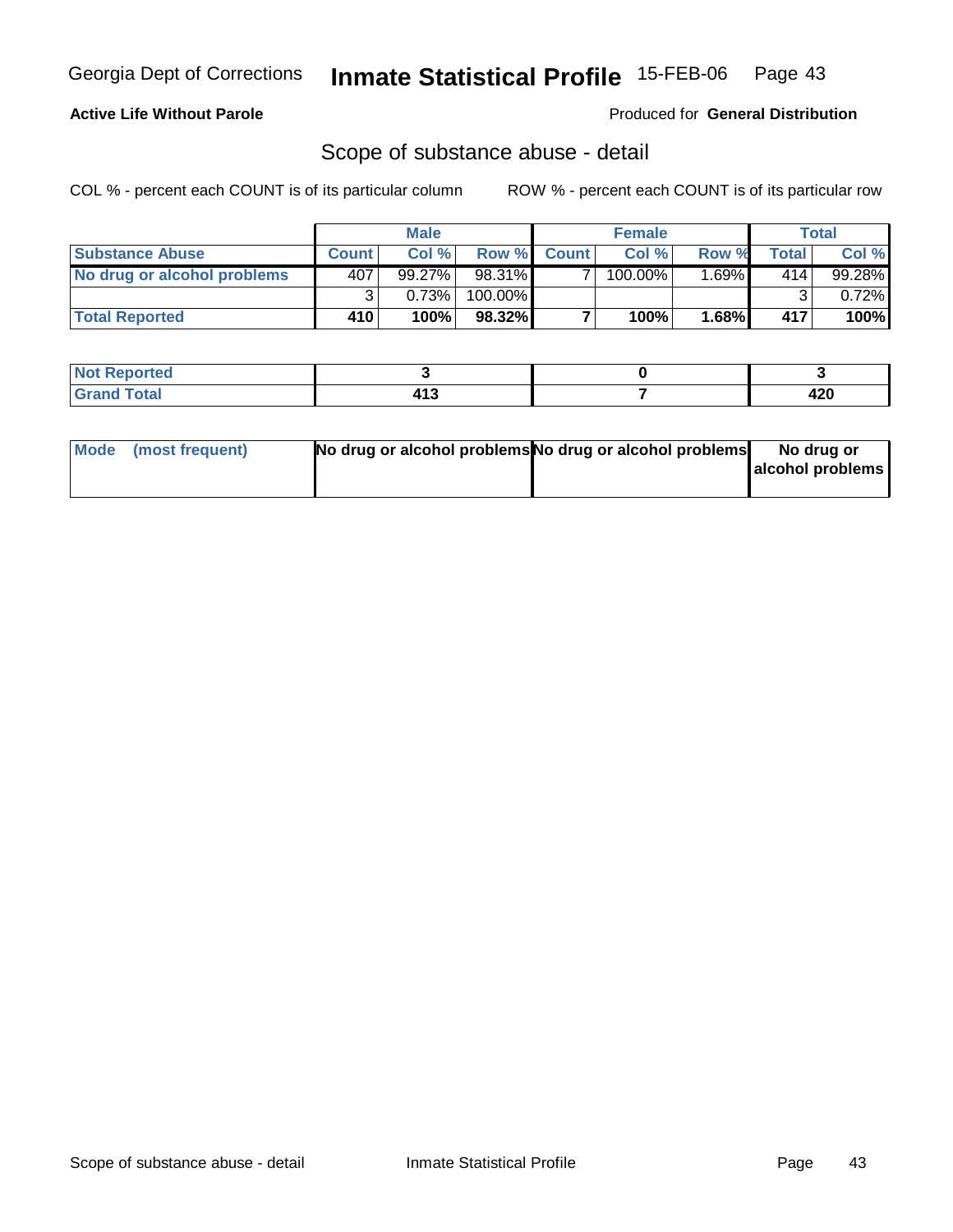Georgia Dept of Corrections **Inmate Statistical Profile** 15-FEB-06

**Active Life Without Parole**

Produced for **General Distribution**

## Scope of substance abuse - detail

COL % - percent each COUNT is of its particular column    ROW % - percent each COUNT is of its particular row

| | Male | | | Female | | | Total | |
|---|---|---|---|---|---|---|---|---|
| **Substance Abuse** | **Count** | **Col %** | **Row %** | **Count** | **Col %** | **Row %** | **Total** | **Col %** |
| **No drug or alcohol problems** | 407 | 99.27% | 98.31% | 7 | 100.00% | 1.69% | 414 | 99.28% |
| | 3 | 0.73% | 100.00% | | | | 3 | 0.72% |
| **Total Reported** | **410** | **100%** | **98.32%** | **7** | **100%** | **1.68%** | **417** | **100%** |

| | Male | Female | Total |
|---|---|---|---|
| **Not Reported** | **3** | **0** | **3** |
| **Grand Total** | **413** | **7** | **420** |

| | Male | Female | Total |
|---|---|---|---|
| **Mode (most frequent)** | **No drug or alcohol problems** | **No drug or alcohol problems** | **No drug or alcohol problems** |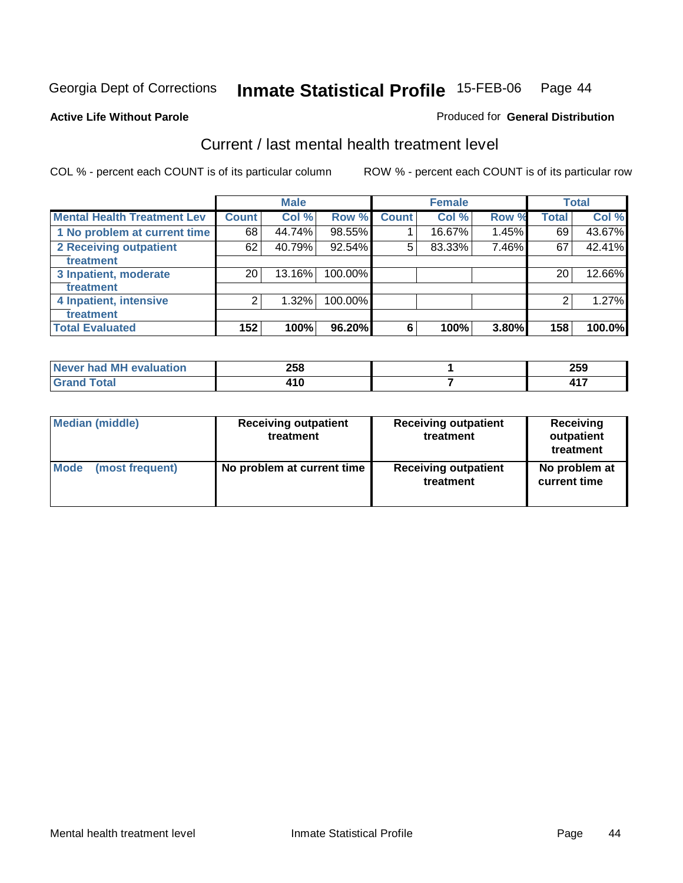Georgia Dept of Corrections **Inmate Statistical Profile** 15-FEB-06 Page 44

**Active Life Without Parole**

Produced for **General Distribution**

## Current / last mental health treatment level

COL % - percent each COUNT is of its particular column

ROW % - percent each COUNT is of its particular row

| | Male | | | Female | | | Total | |
|---|---|---|---|---|---|---|---|---|
| **Mental Health Treatment Lev** | **Count** | **Col %** | **Row %** | **Count** | **Col %** | **Row %** | **Total** | **Col %** |
| 1 No problem at current time | 68 | 44.74% | 98.55% | 1 | 16.67% | 1.45% | 69 | 43.67% |
| 2 Receiving outpatient treatment | 62 | 40.79% | 92.54% | 5 | 83.33% | 7.46% | 67 | 42.41% |
| 3 Inpatient, moderate treatment | 20 | 13.16% | 100.00% | | | | 20 | 12.66% |
| 4 Inpatient, intensive treatment | 2 | 1.32% | 100.00% | | | | 2 | 1.27% |
| **Total Evaluated** | **152** | **100%** | **96.20%** | **6** | **100%** | **3.80%** | **158** | **100.0%** |

| | Male | Female | Total |
|---|---|---|---|
| Never had MH evaluation | 258 | 1 | 259 |
| Grand Total | 410 | 7 | 417 |

| | Male | Female | Total |
|---|---|---|---|
| Median (middle) | Receiving outpatient treatment | Receiving outpatient treatment | Receiving outpatient treatment |
| Mode (most frequent) | No problem at current time | Receiving outpatient treatment | No problem at current time |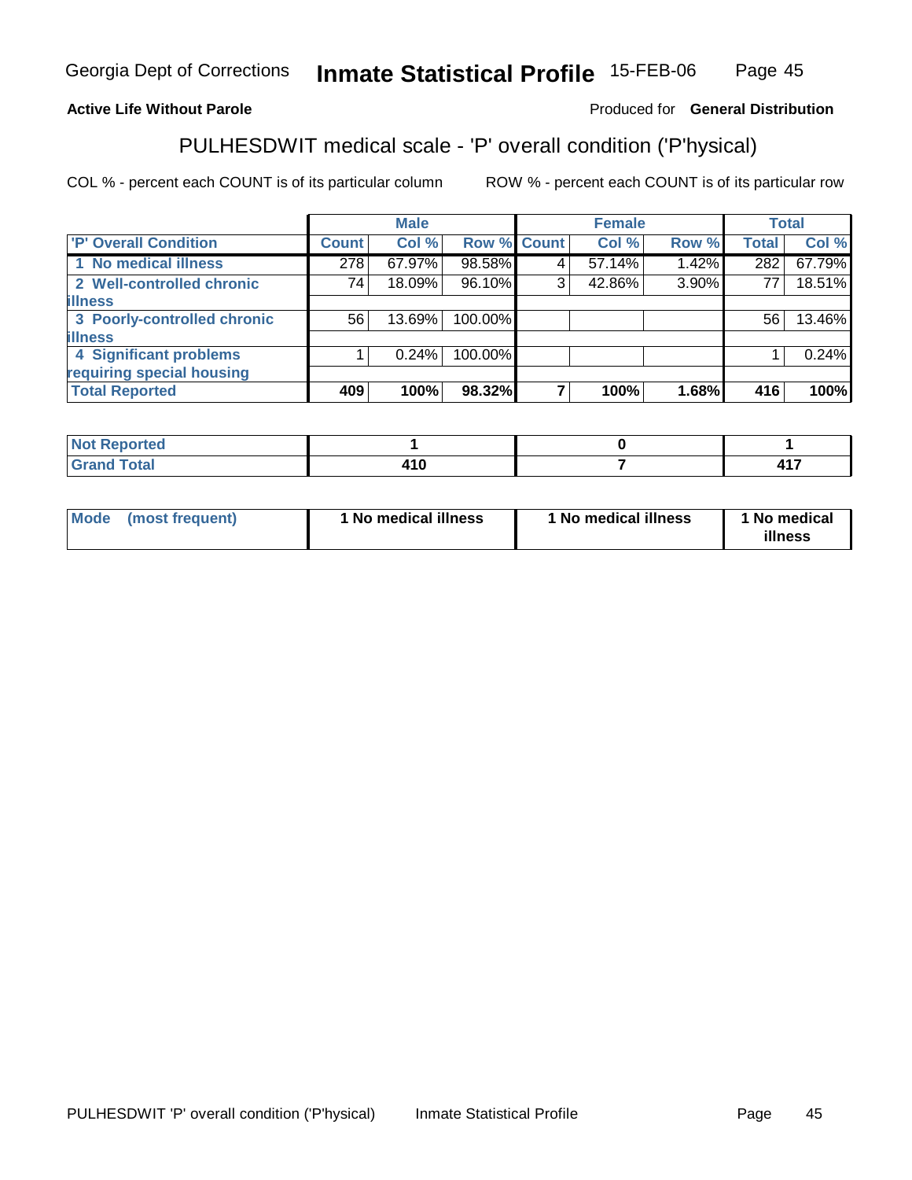**Active Life Without Parole**

Produced for **General Distribution**

## PULHESDWIT medical scale - 'P' overall condition ('P'hysical)

COL % - percent each COUNT is of its particular column

ROW % - percent each COUNT is of its particular row

| | Male | | | Female | | | Total | |
|---|---|---|---|---|---|---|---|---|
| **'P' Overall Condition** | **Count** | **Col %** | **Row %** | **Count** | **Col %** | **Row %** | **Total** | **Col %** |
| 1 No medical illness | 278 | 67.97% | 98.58% | 4 | 57.14% | 1.42% | 282 | 67.79% |
| 2 Well-controlled chronic illness | 74 | 18.09% | 96.10% | 3 | 42.86% | 3.90% | 77 | 18.51% |
| 3 Poorly-controlled chronic illness | 56 | 13.69% | 100.00% | | | | 56 | 13.46% |
| 4 Significant problems requiring special housing | 1 | 0.24% | 100.00% | | | | 1 | 0.24% |
| **Total Reported** | **409** | **100%** | **98.32%** | **7** | **100%** | **1.68%** | **416** | **100%** |

| | Male | Female | Total |
|---|---|---|---|
| **Not Reported** | **1** | **0** | **1** |
| **Grand Total** | **410** | **7** | **417** |

| | Male | Female | Total |
|---|---|---|---|
| **Mode (most frequent)** | **1 No medical illness** | **1 No medical illness** | **1 No medical illness** |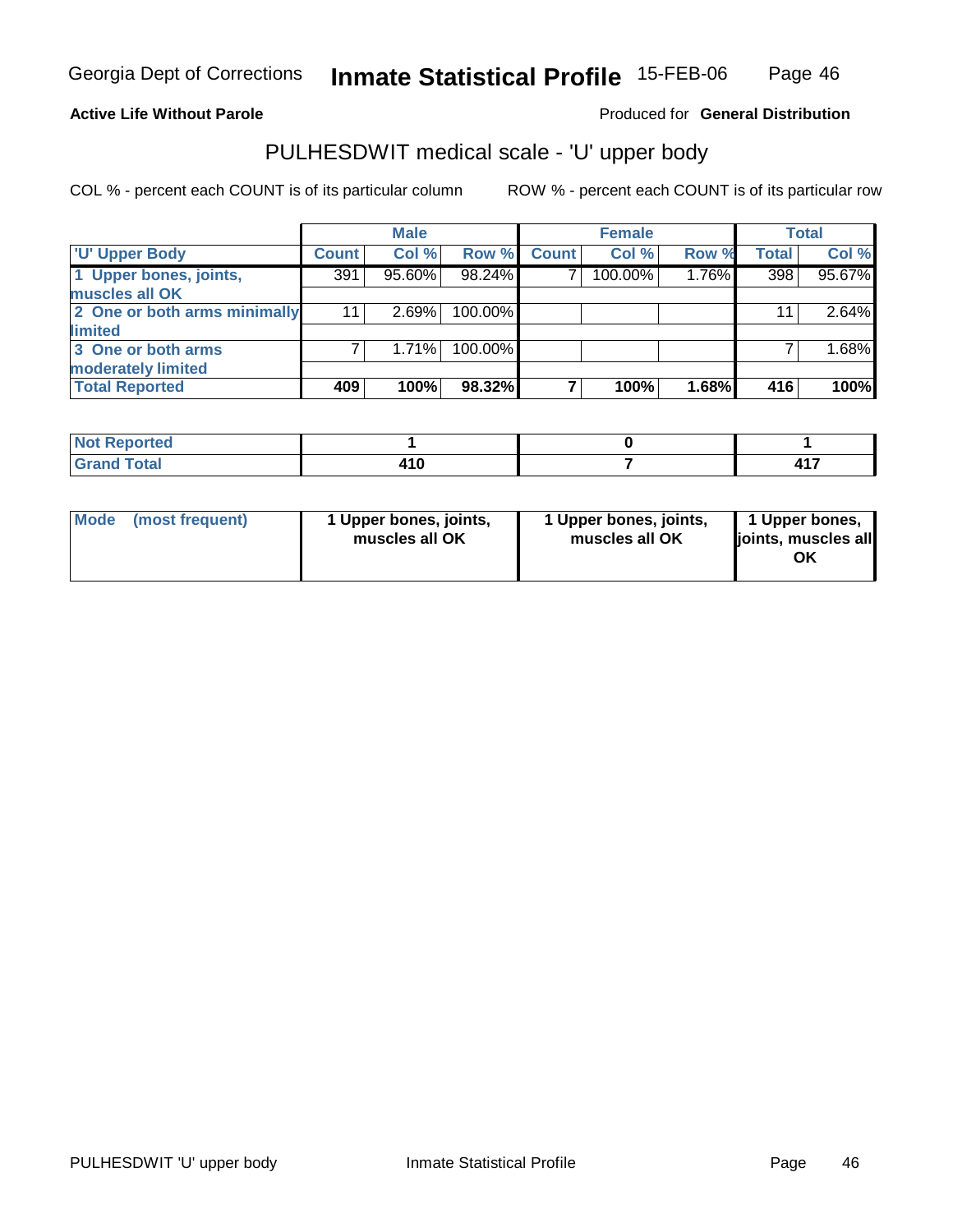Georgia Dept of Corrections **Inmate Statistical Profile** 15-FEB-06

**Active Life Without Parole** Produced for **General Distribution**

## PULHESDWIT medical scale - 'U' upper body

COL % - percent each COUNT is of its particular column ROW % - percent each COUNT is of its particular row

| | Male | | | Female | | | Total | |
|---|---|---|---|---|---|---|---|---|
| 'U' Upper Body | Count | Col % | Row % | Count | Col % | Row % | Total | Col % |
| 1 Upper bones, joints, muscles all OK | 391 | 95.60% | 98.24% | 7 | 100.00% | 1.76% | 398 | 95.67% |
| 2 One or both arms minimally limited | 11 | 2.69% | 100.00% | | | | 11 | 2.64% |
| 3 One or both arms moderately limited | 7 | 1.71% | 100.00% | | | | 7 | 1.68% |
| **Total Reported** | **409** | **100%** | **98.32%** | **7** | **100%** | **1.68%** | **416** | **100%** |

| | Male | Female | Total |
|---|---|---|---|
| Not Reported | 1 | 0 | 1 |
| Grand Total | 410 | 7 | 417 |

| | Male | Female | Total |
|---|---|---|---|
| Mode (most frequent) | 1 Upper bones, joints, muscles all OK | 1 Upper bones, joints, muscles all OK | 1 Upper bones, joints, muscles all OK |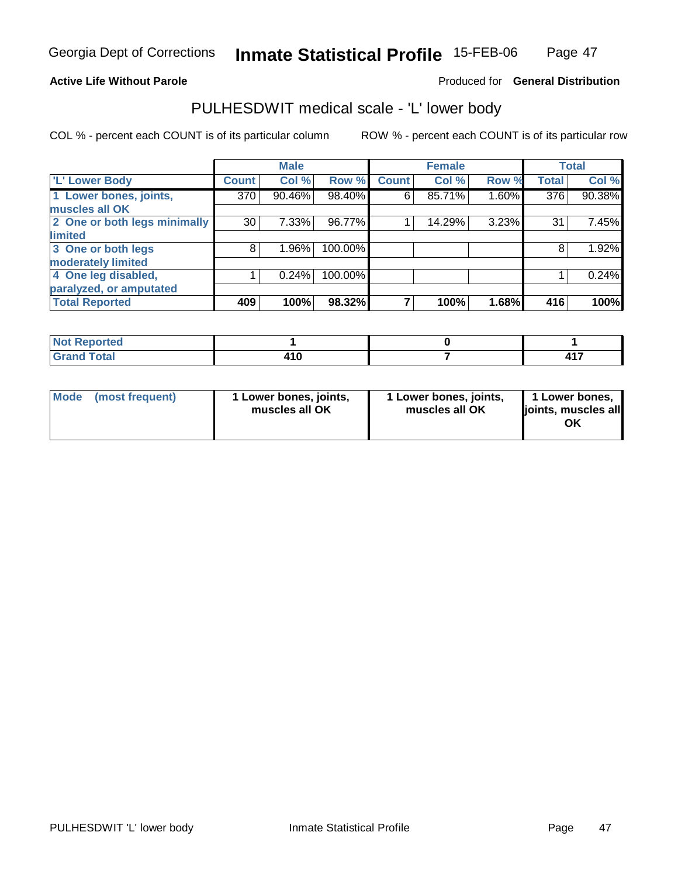**Active Life Without Parole**

Produced for **General Distribution**

## PULHESDWIT medical scale - 'L' lower body

COL % - percent each COUNT is of its particular column

ROW % - percent each COUNT is of its particular row

| | Male | | | Female | | | Total | |
|---|---|---|---|---|---|---|---|---|
| 'L' Lower Body | Count | Col % | Row % | Count | Col % | Row % | Total | Col % |
| 1 Lower bones, joints, muscles all OK | 370 | 90.46% | 98.40% | 6 | 85.71% | 1.60% | 376 | 90.38% |
| 2 One or both legs minimally limited | 30 | 7.33% | 96.77% | 1 | 14.29% | 3.23% | 31 | 7.45% |
| 3 One or both legs moderately limited | 8 | 1.96% | 100.00% | | | | 8 | 1.92% |
| 4 One leg disabled, paralyzed, or amputated | 1 | 0.24% | 100.00% | | | | 1 | 0.24% |
| **Total Reported** | **409** | **100%** | **98.32%** | **7** | **100%** | **1.68%** | **416** | **100%** |

| | Male | Female | Total |
|---|---|---|---|
| Not Reported | 1 | 0 | 1 |
| Grand Total | 410 | 7 | 417 |

| | Male | Female | Total |
|---|---|---|---|
| Mode (most frequent) | 1 Lower bones, joints, muscles all OK | 1 Lower bones, joints, muscles all OK | 1 Lower bones, joints, muscles all OK |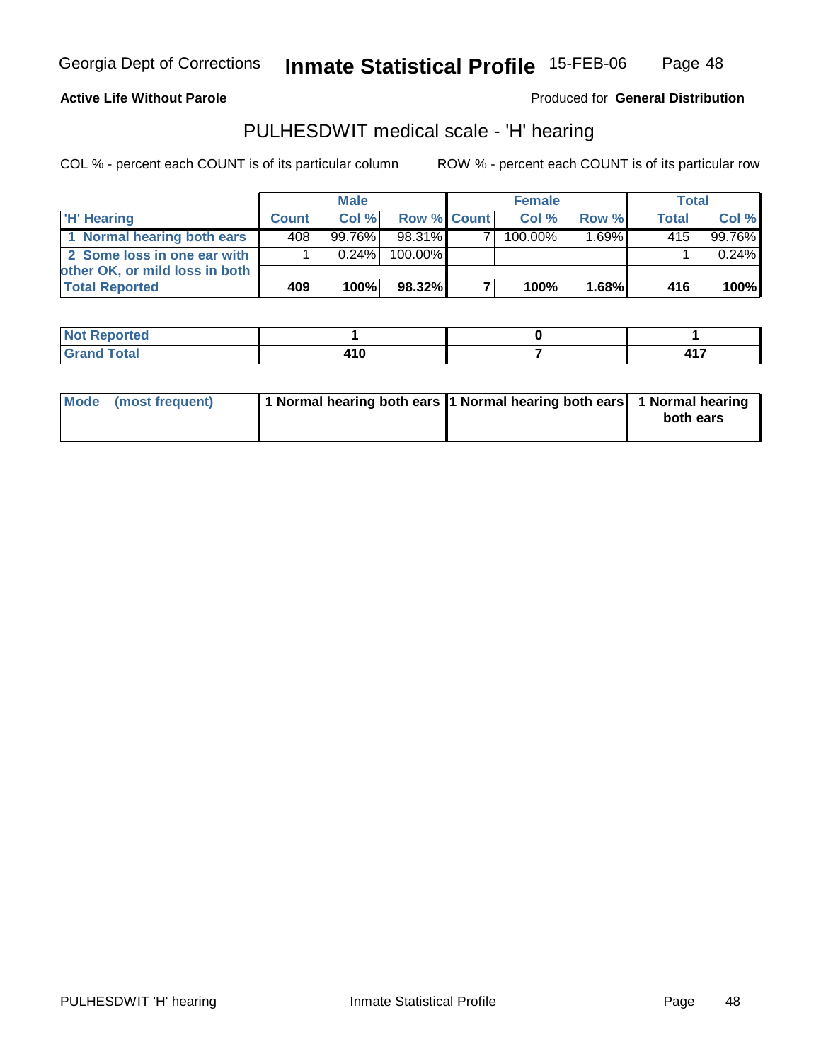Georgia Dept of Corrections **Inmate Statistical Profile** 15-FEB-06

**Active Life Without Parole**

Produced for **General Distribution**

## PULHESDWIT medical scale - 'H' hearing

COL % - percent each COUNT is of its particular column

ROW % - percent each COUNT is of its particular row

| | Male | | | Female | | | Total | |
|---|---|---|---|---|---|---|---|---|
| 'H' Hearing | Count | Col % | Row % | Count | Col % | Row % | Total | Col % |
| 1 Normal hearing both ears | 408 | 99.76% | 98.31% | 7 | 100.00% | 1.69% | 415 | 99.76% |
| 2 Some loss in one ear with other OK, or mild loss in both | 1 | 0.24% | 100.00% | | | | 1 | 0.24% |
| Total Reported | 409 | 100% | 98.32% | 7 | 100% | 1.68% | 416 | 100% |

| | Male | Female | Total |
|---|---|---|---|
| Not Reported | 1 | 0 | 1 |
| Grand Total | 410 | 7 | 417 |

| | Male | Female | Total |
|---|---|---|---|
| Mode (most frequent) | 1 Normal hearing both ears | 1 Normal hearing both ears | 1 Normal hearing both ears |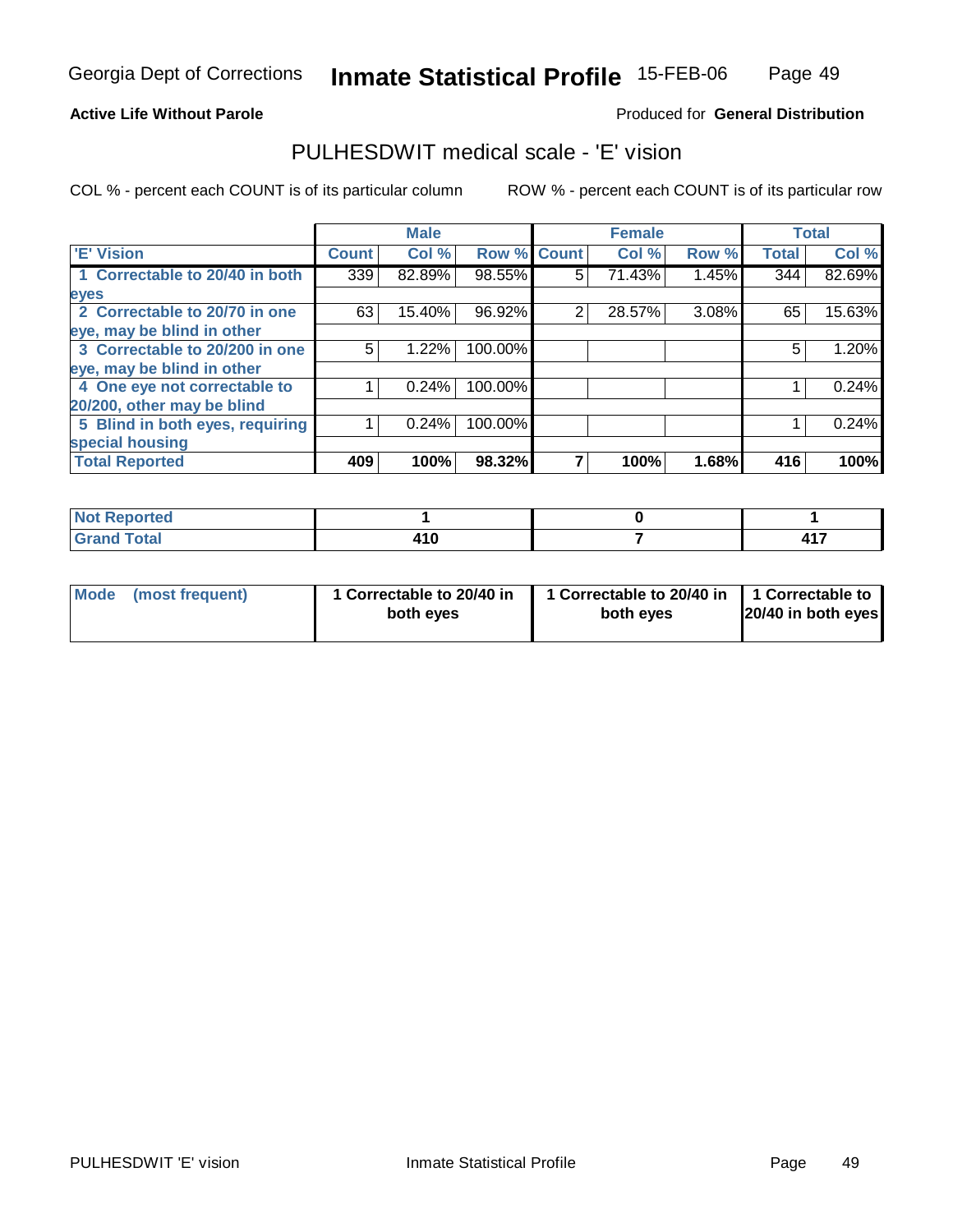Georgia Dept of Corrections **Inmate Statistical Profile** 15-FEB-06

**Active Life Without Parole** Produced for **General Distribution**

## PULHESDWIT medical scale - 'E' vision

COL % - percent each COUNT is of its particular column ROW % - percent each COUNT is of its particular row

| 'E' Vision | Male | | | Female | | | Total | |
|---|---|---|---|---|---|---|---|---|
| | Count | Col % | Row % | Count | Col % | Row % | Total | Col % |
| 1 Correctable to 20/40 in both eyes | 339 | 82.89% | 98.55% | 5 | 71.43% | 1.45% | 344 | 82.69% |
| 2 Correctable to 20/70 in one eye, may be blind in other | 63 | 15.40% | 96.92% | 2 | 28.57% | 3.08% | 65 | 15.63% |
| 3 Correctable to 20/200 in one eye, may be blind in other | 5 | 1.22% | 100.00% | | | | 5 | 1.20% |
| 4 One eye not correctable to 20/200, other may be blind | 1 | 0.24% | 100.00% | | | | 1 | 0.24% |
| 5 Blind in both eyes, requiring special housing | 1 | 0.24% | 100.00% | | | | 1 | 0.24% |
| **Total Reported** | **409** | **100%** | **98.32%** | **7** | **100%** | **1.68%** | **416** | **100%** |

| | Male | Female | Total |
|---|---|---|---|
| Not Reported | 1 | 0 | 1 |
| Grand Total | 410 | 7 | 417 |

| | Male | Female | Total |
|---|---|---|---|
| Mode (most frequent) | 1 Correctable to 20/40 in both eyes | 1 Correctable to 20/40 in both eyes | 1 Correctable to 20/40 in both eyes |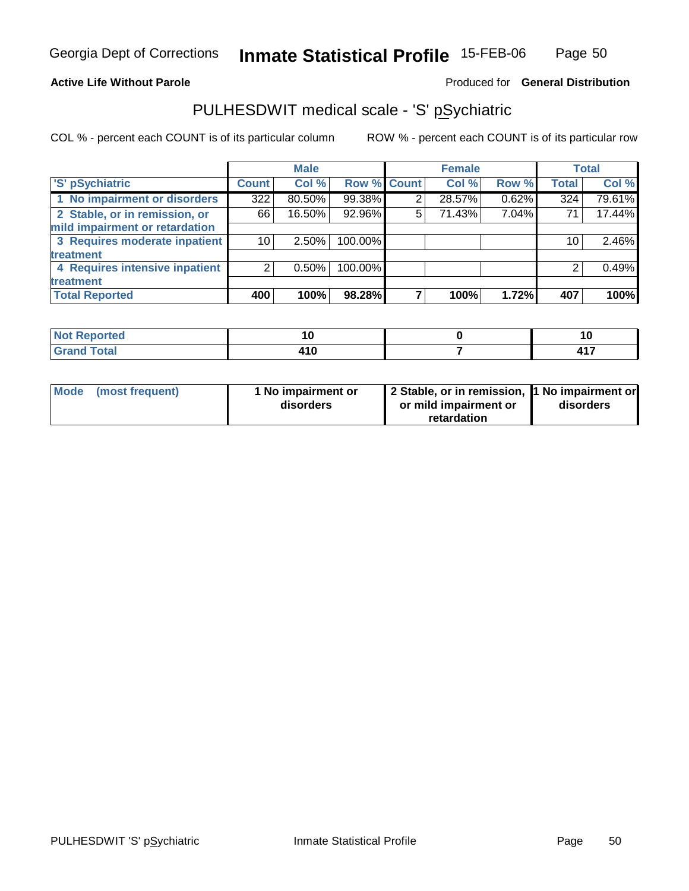**Active Life Without Parole**

Produced for **General Distribution**

## PULHESDWIT medical scale - 'S' pSychiatric

COL % - percent each COUNT is of its particular column

ROW % - percent each COUNT is of its particular row

| | Male | | | Female | | | Total | |
|---|---|---|---|---|---|---|---|---|
| 'S' pSychiatric | Count | Col % | Row % | Count | Col % | Row % | Total | Col % |
| 1 No impairment or disorders | 322 | 80.50% | 99.38% | 2 | 28.57% | 0.62% | 324 | 79.61% |
| 2 Stable, or in remission, or mild impairment or retardation | 66 | 16.50% | 92.96% | 5 | 71.43% | 7.04% | 71 | 17.44% |
| 3 Requires moderate inpatient treatment | 10 | 2.50% | 100.00% | | | | 10 | 2.46% |
| 4 Requires intensive inpatient treatment | 2 | 0.50% | 100.00% | | | | 2 | 0.49% |
| **Total Reported** | **400** | **100%** | **98.28%** | **7** | **100%** | **1.72%** | **407** | **100%** |

| | Male | Female | Total |
|---|---|---|---|
| Not Reported | 10 | 0 | 10 |
| Grand Total | 410 | 7 | 417 |

| | Male | Female | Total |
|---|---|---|---|
| Mode (most frequent) | 1 No impairment or disorders | 2 Stable, or in remission, or mild impairment or retardation | 1 No impairment or disorders |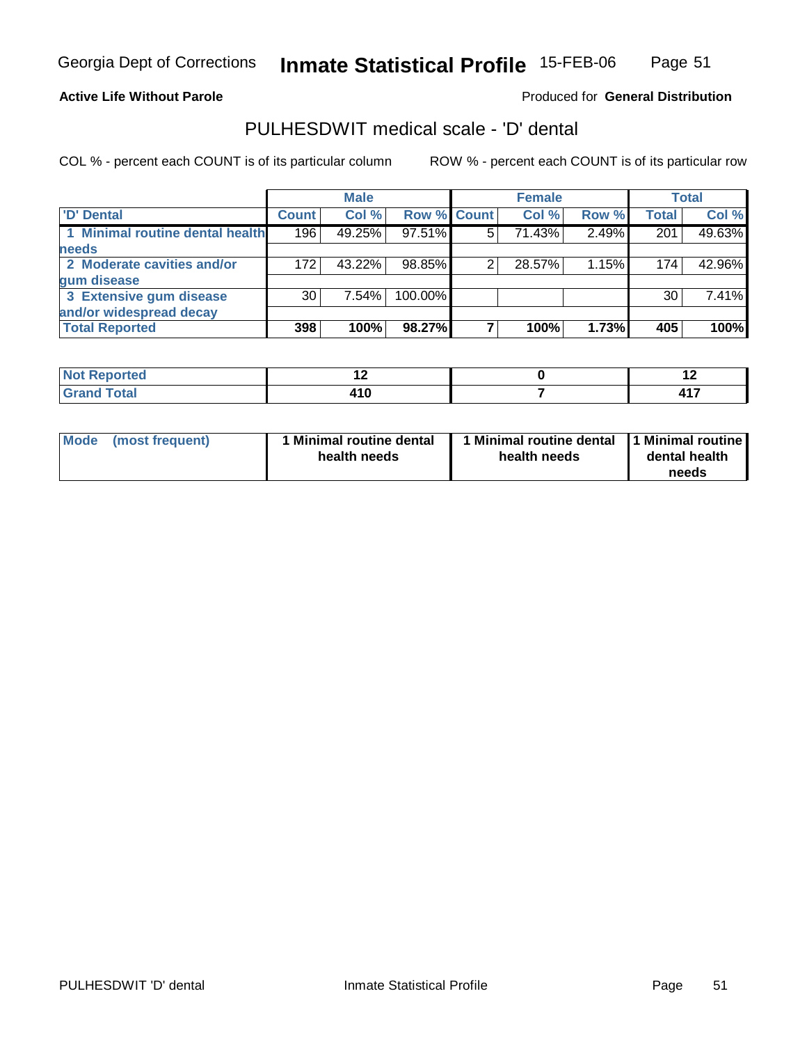Georgia Dept of Corrections **Inmate Statistical Profile** 15-FEB-06

**Active Life Without Parole**

Produced for **General Distribution**

## PULHESDWIT medical scale - 'D' dental

COL % - percent each COUNT is of its particular column

ROW % - percent each COUNT is of its particular row

| | Male | | | Female | | | Total | |
|---|---|---|---|---|---|---|---|---|
| 'D' Dental | Count | Col % | Row % | Count | Col % | Row % | Total | Col % |
| 1 Minimal routine dental health needs | 196 | 49.25% | 97.51% | 5 | 71.43% | 2.49% | 201 | 49.63% |
| 2 Moderate cavities and/or gum disease | 172 | 43.22% | 98.85% | 2 | 28.57% | 1.15% | 174 | 42.96% |
| 3 Extensive gum disease and/or widespread decay | 30 | 7.54% | 100.00% | | | | 30 | 7.41% |
| **Total Reported** | **398** | **100%** | **98.27%** | **7** | **100%** | **1.73%** | **405** | **100%** |

| | Male | Female | Total |
|---|---|---|---|
| Not Reported | 12 | 0 | 12 |
| Grand Total | 410 | 7 | 417 |

| | Male | Female | Total |
|---|---|---|---|
| Mode (most frequent) | 1 Minimal routine dental health needs | 1 Minimal routine dental health needs | 1 Minimal routine dental health needs |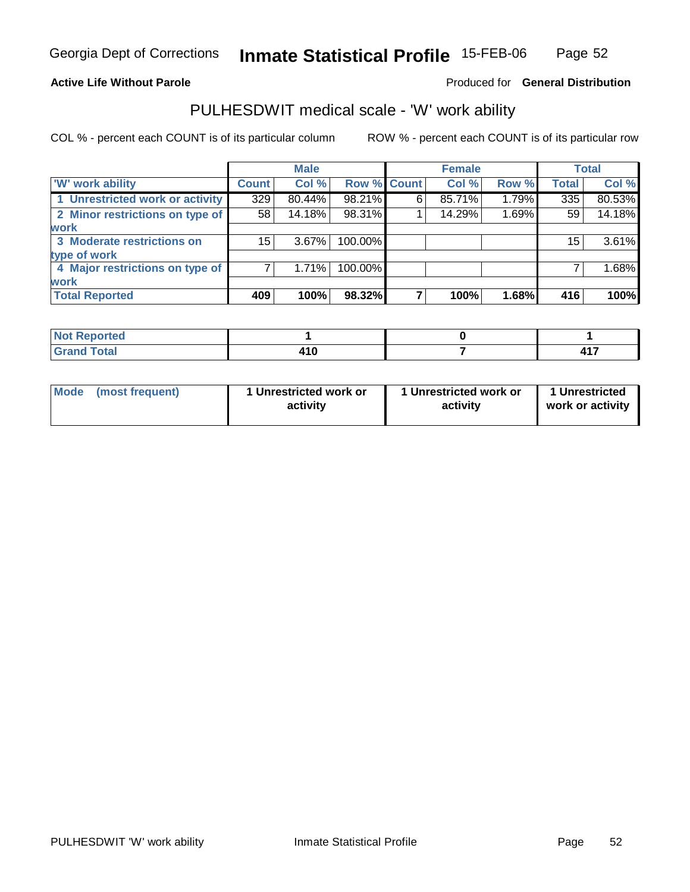Georgia Dept of Corrections **Inmate Statistical Profile** 15-FEB-06

**Active Life Without Parole**

Produced for **General Distribution**

## PULHESDWIT medical scale - 'W' work ability

COL % - percent each COUNT is of its particular column

ROW % - percent each COUNT is of its particular row

| | Male | | | Female | | | Total | |
|---|---|---|---|---|---|---|---|---|
| 'W' work ability | Count | Col % | Row % | Count | Col % | Row % | Total | Col % |
| 1 Unrestricted work or activity | 329 | 80.44% | 98.21% | 6 | 85.71% | 1.79% | 335 | 80.53% |
| 2 Minor restrictions on type of work | 58 | 14.18% | 98.31% | 1 | 14.29% | 1.69% | 59 | 14.18% |
| 3 Moderate restrictions on type of work | 15 | 3.67% | 100.00% | | | | 15 | 3.61% |
| 4 Major restrictions on type of work | 7 | 1.71% | 100.00% | | | | 7 | 1.68% |
| **Total Reported** | **409** | **100%** | **98.32%** | **7** | **100%** | **1.68%** | **416** | **100%** |

| | Male | Female | Total |
|---|---|---|---|
| Not Reported | 1 | 0 | 1 |
| Grand Total | 410 | 7 | 417 |

| | Male | Female | Total |
|---|---|---|---|
| Mode (most frequent) | 1 Unrestricted work or activity | 1 Unrestricted work or activity | 1 Unrestricted work or activity |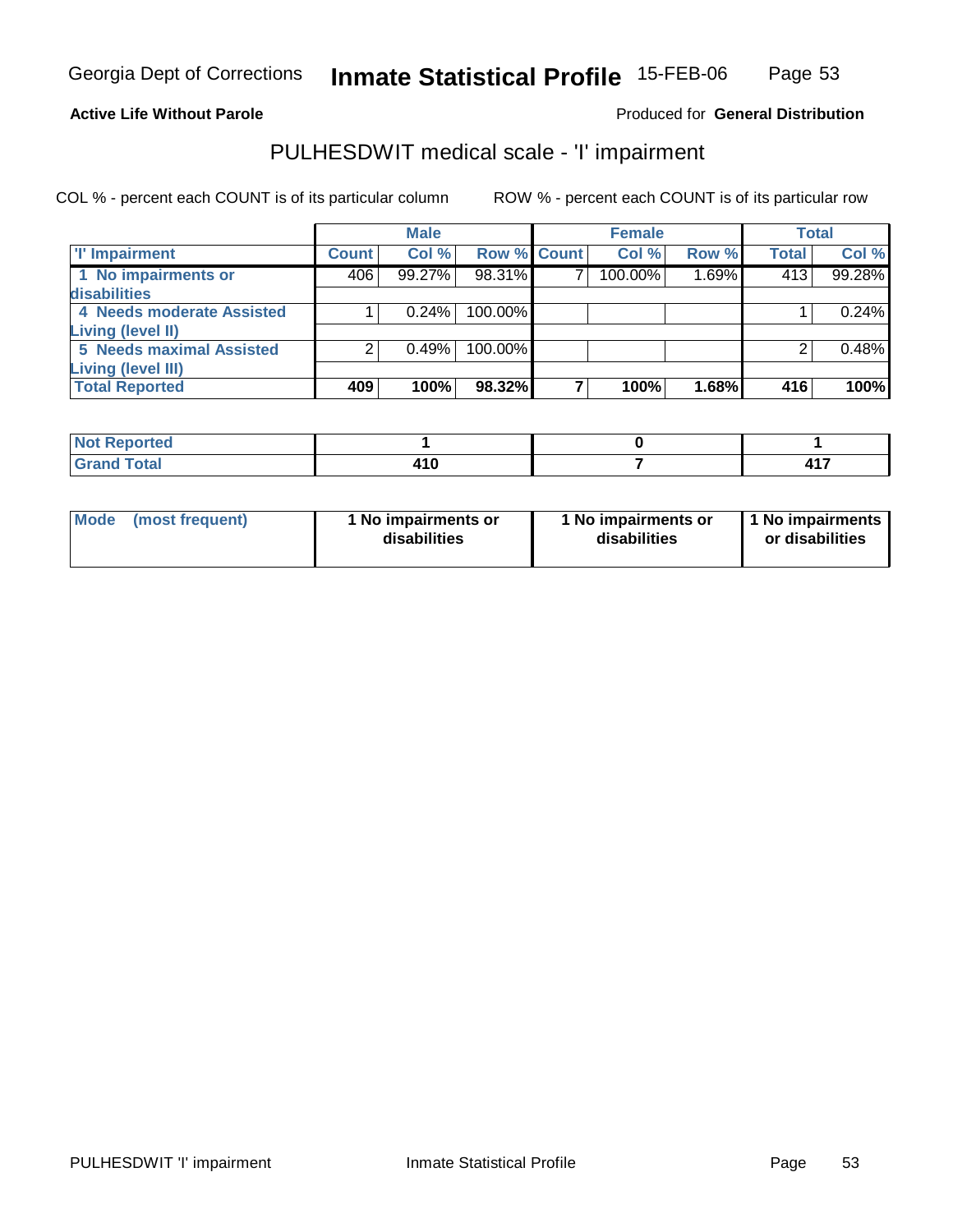**Active Life Without Parole**

Produced for **General Distribution**

## PULHESDWIT medical scale - 'I' impairment

COL % - percent each COUNT is of its particular column

ROW % - percent each COUNT is of its particular row

| | Male | | | Female | | | Total | |
|---|---|---|---|---|---|---|---|---|
| 'I' Impairment | Count | Col % | Row % | Count | Col % | Row % | Total | Col % |
| 1 No impairments or disabilities | 406 | 99.27% | 98.31% | 7 | 100.00% | 1.69% | 413 | 99.28% |
| 4 Needs moderate Assisted Living (level II) | 1 | 0.24% | 100.00% | | | | 1 | 0.24% |
| 5 Needs maximal Assisted Living (level III) | 2 | 0.49% | 100.00% | | | | 2 | 0.48% |
| **Total Reported** | **409** | **100%** | **98.32%** | **7** | **100%** | **1.68%** | **416** | **100%** |

| | Male | Female | Total |
|---|---|---|---|
| Not Reported | **1** | **0** | **1** |
| Grand Total | **410** | **7** | **417** |

| | Male | Female | Total |
|---|---|---|---|
| Mode (most frequent) | **1 No impairments or disabilities** | **1 No impairments or disabilities** | **1 No impairments or disabilities** |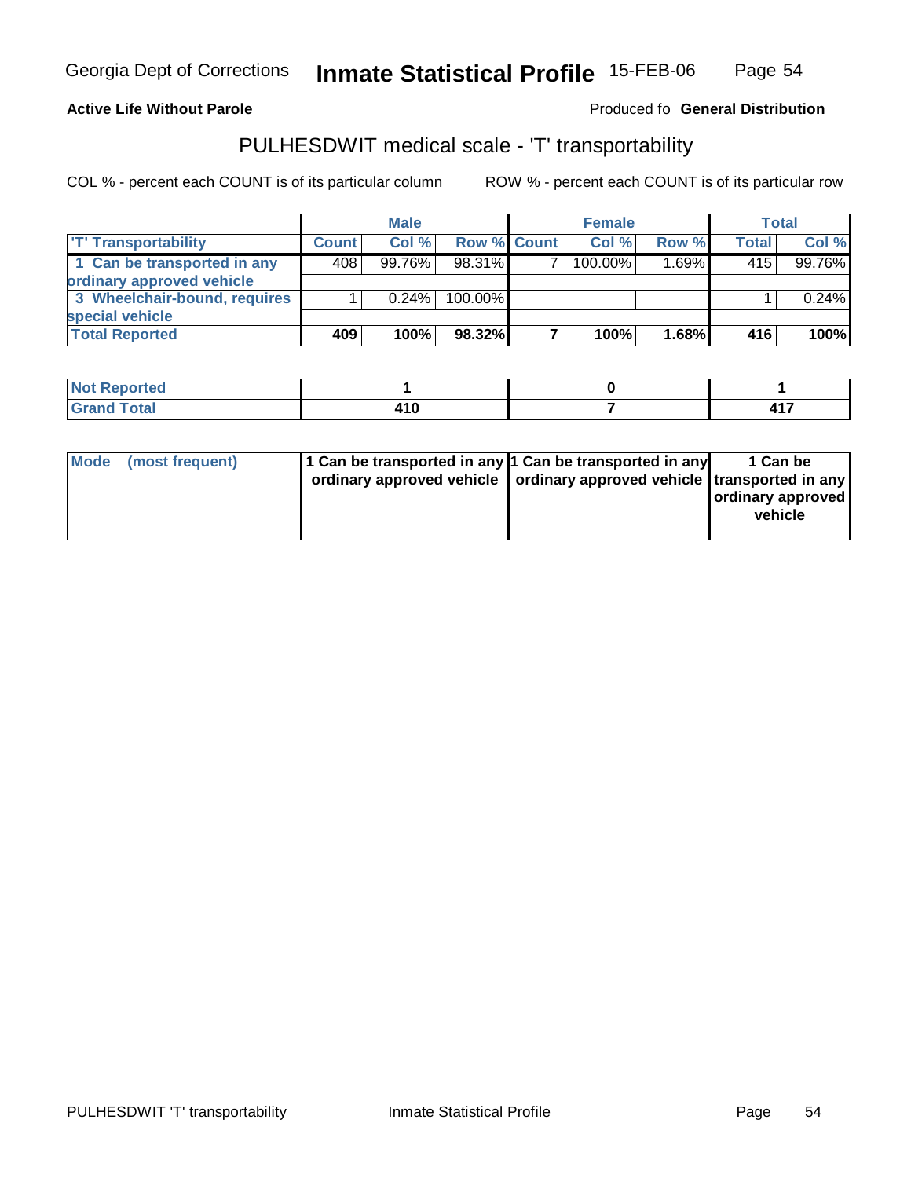Georgia Dept of Corrections **Inmate Statistical Profile** 15-FEB-06

**Active Life Without Parole** Produced fo **General Distribution**

## PULHESDWIT medical scale - 'T' transportability

COL % - percent each COUNT is of its particular column ROW % - percent each COUNT is of its particular row

| | Male | | | Female | | | Total | |
|---|---|---|---|---|---|---|---|---|
| 'T' Transportability | Count | Col % | Row % | Count | Col % | Row % | Total | Col % |
| 1 Can be transported in any ordinary approved vehicle | 408 | 99.76% | 98.31% | 7 | 100.00% | 1.69% | 415 | 99.76% |
| 3 Wheelchair-bound, requires special vehicle | 1 | 0.24% | 100.00% | | | | 1 | 0.24% |
| **Total Reported** | **409** | **100%** | **98.32%** | **7** | **100%** | **1.68%** | **416** | **100%** |

| | Male | Female | Total |
|---|---|---|---|
| Not Reported | 1 | 0 | 1 |
| Grand Total | 410 | 7 | 417 |

| | Male | Female | Total |
|---|---|---|---|
| Mode (most frequent) | 1 Can be transported in any ordinary approved vehicle | 1 Can be transported in any ordinary approved vehicle | 1 Can be transported in any ordinary approved vehicle |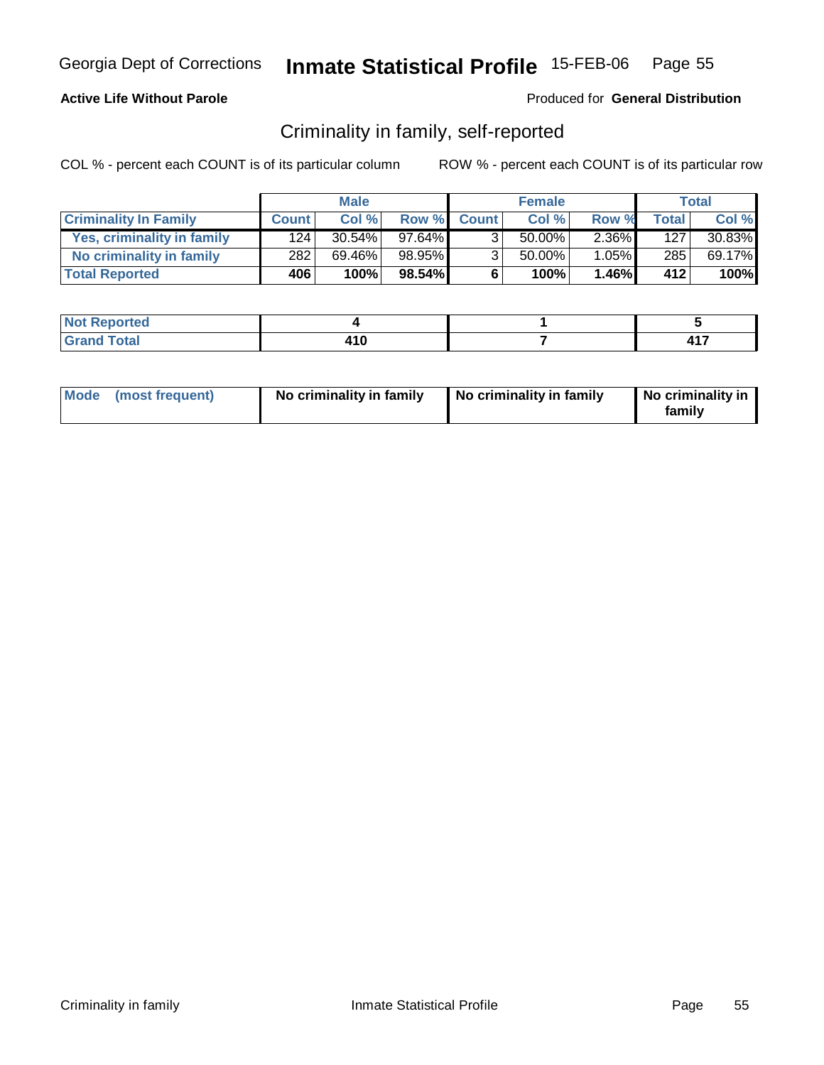**Active Life Without Parole**

Produced for **General Distribution**

## Criminality in family, self-reported

COL % - percent each COUNT is of its particular column

ROW % - percent each COUNT is of its particular row

| | Male | | | Female | | | Total | |
|---|---|---|---|---|---|---|---|---|
| **Criminality In Family** | **Count** | **Col %** | **Row %** | **Count** | **Col %** | **Row %** | **Total** | **Col %** |
| **Yes, criminality in family** | 124 | 30.54% | 97.64% | 3 | 50.00% | 2.36% | 127 | 30.83% |
| **No criminality in family** | 282 | 69.46% | 98.95% | 3 | 50.00% | 1.05% | 285 | 69.17% |
| **Total Reported** | **406** | **100%** | **98.54%** | **6** | **100%** | **1.46%** | **412** | **100%** |

| | Male | Female | Total |
|---|---|---|---|
| **Not Reported** | **4** | **1** | **5** |
| **Grand Total** | **410** | **7** | **417** |

| | Male | Female | Total |
|---|---|---|---|
| **Mode (most frequent)** | **No criminality in family** | **No criminality in family** | **No criminality in family** |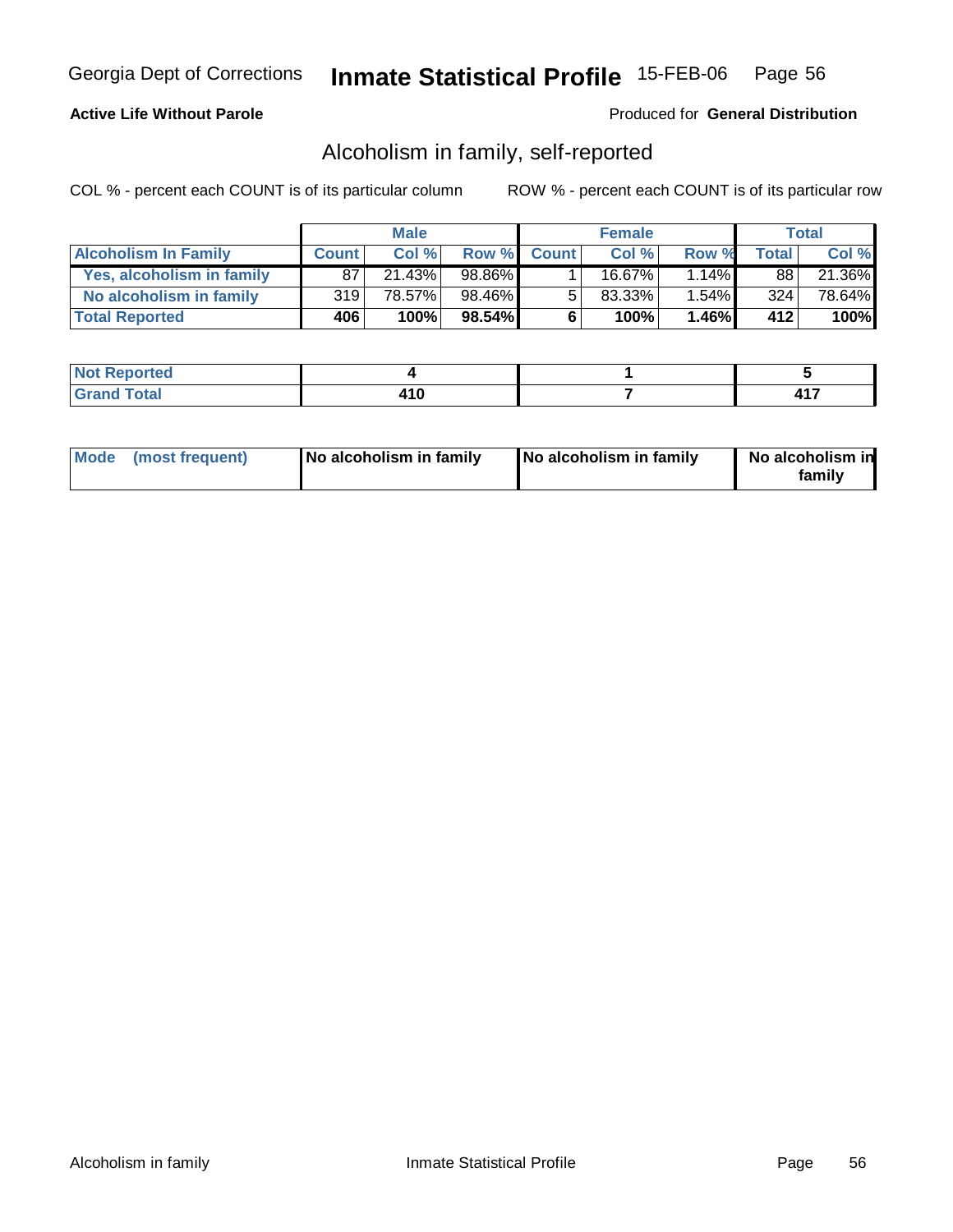Georgia Dept of Corrections **Inmate Statistical Profile** 15-FEB-06

**Active Life Without Parole**

Produced for **General Distribution**

## Alcoholism in family, self-reported

COL % - percent each COUNT is of its particular column

ROW % - percent each COUNT is of its particular row

| | Male | | | Female | | | Total | |
|---|---|---|---|---|---|---|---|---|
| **Alcoholism In Family** | **Count** | **Col %** | **Row %** | **Count** | **Col %** | **Row %** | **Total** | **Col %** |
| **Yes, alcoholism in family** | 87 | 21.43% | 98.86% | 1 | 16.67% | 1.14% | 88 | 21.36% |
| **No alcoholism in family** | 319 | 78.57% | 98.46% | 5 | 83.33% | 1.54% | 324 | 78.64% |
| **Total Reported** | **406** | **100%** | **98.54%** | **6** | **100%** | **1.46%** | **412** | **100%** |

| | Male | Female | Total |
|---|---|---|---|
| **Not Reported** | **4** | **1** | **5** |
| **Grand Total** | **410** | **7** | **417** |

| | Male | Female | Total |
|---|---|---|---|
| **Mode (most frequent)** | **No alcoholism in family** | **No alcoholism in family** | **No alcoholism in family** |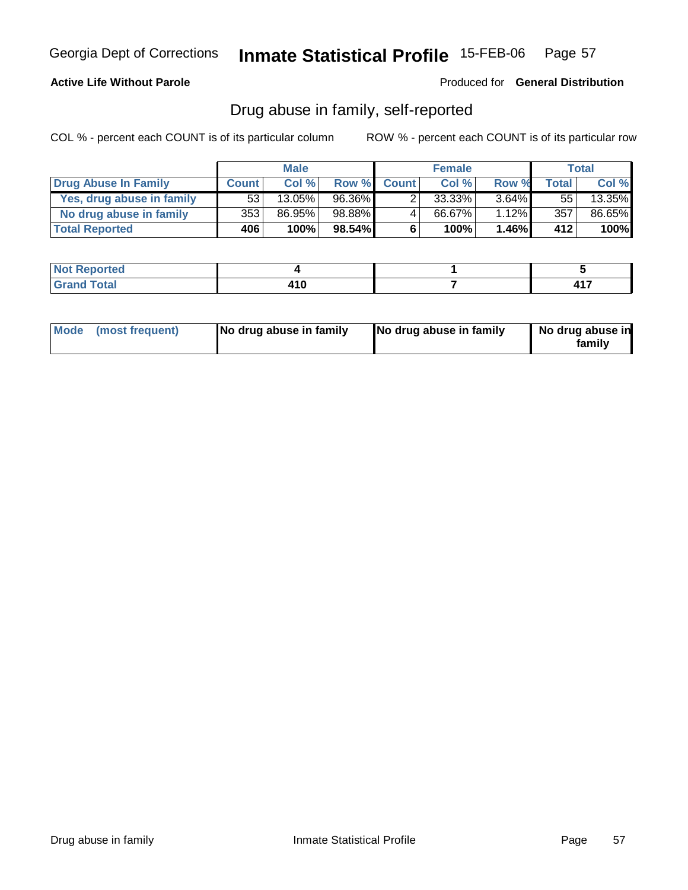Georgia Dept of Corrections **Inmate Statistical Profile** 15-FEB-06

**Active Life Without Parole**

Produced for **General Distribution**

## Drug abuse in family, self-reported

COL % - percent each COUNT is of its particular column ROW % - percent each COUNT is of its particular row

| | Male | | | Female | | | Total | |
|---|---|---|---|---|---|---|---|---|
| **Drug Abuse In Family** | **Count** | **Col %** | **Row %** | **Count** | **Col %** | **Row %** | **Total** | **Col %** |
| Yes, drug abuse in family | 53 | 13.05% | 96.36% | 2 | 33.33% | 3.64% | 55 | 13.35% |
| No drug abuse in family | 353 | 86.95% | 98.88% | 4 | 66.67% | 1.12% | 357 | 86.65% |
| **Total Reported** | **406** | **100%** | **98.54%** | **6** | **100%** | **1.46%** | **412** | **100%** |

| | Male | Female | Total |
|---|---|---|---|
| **Not Reported** | **4** | **1** | **5** |
| **Grand Total** | **410** | **7** | **417** |

| | Male | Female | Total |
|---|---|---|---|
| **Mode (most frequent)** | **No drug abuse in family** | **No drug abuse in family** | **No drug abuse in family** |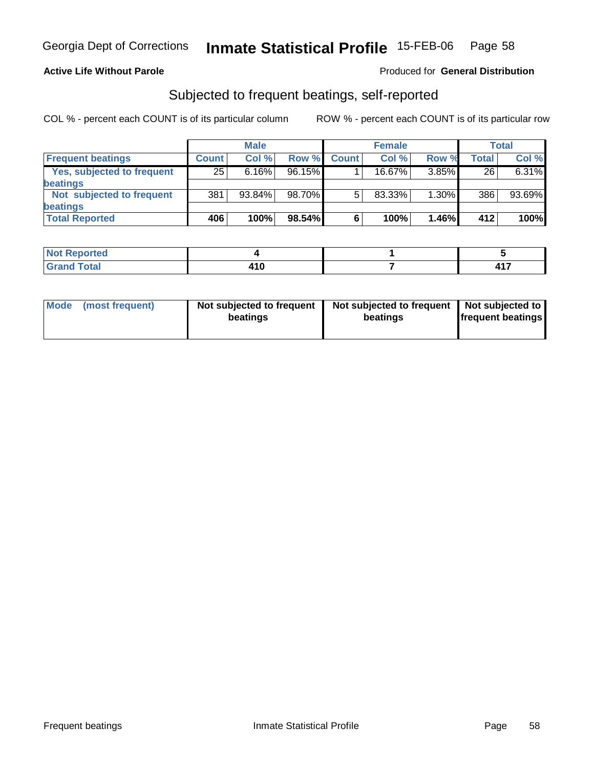**Active Life Without Parole**

Produced for **General Distribution**

## Subjected to frequent beatings, self-reported

COL % - percent each COUNT is of its particular column

ROW % - percent each COUNT is of its particular row

| | Male | | | Female | | | Total | |
|---|---|---|---|---|---|---|---|---|
| Frequent beatings | Count | Col % | Row % | Count | Col % | Row % | Total | Col % |
| Yes, subjected to frequent beatings | 25 | 6.16% | 96.15% | 1 | 16.67% | 3.85% | 26 | 6.31% |
| Not subjected to frequent beatings | 381 | 93.84% | 98.70% | 5 | 83.33% | 1.30% | 386 | 93.69% |
| **Total Reported** | **406** | **100%** | **98.54%** | **6** | **100%** | **1.46%** | **412** | **100%** |

| | Male | Female | Total |
|---|---|---|---|
| Not Reported | 4 | 1 | 5 |
| Grand Total | 410 | 7 | 417 |

| | Male | Female | Total |
|---|---|---|---|
| Mode (most frequent) | Not subjected to frequent beatings | Not subjected to frequent beatings | Not subjected to frequent beatings |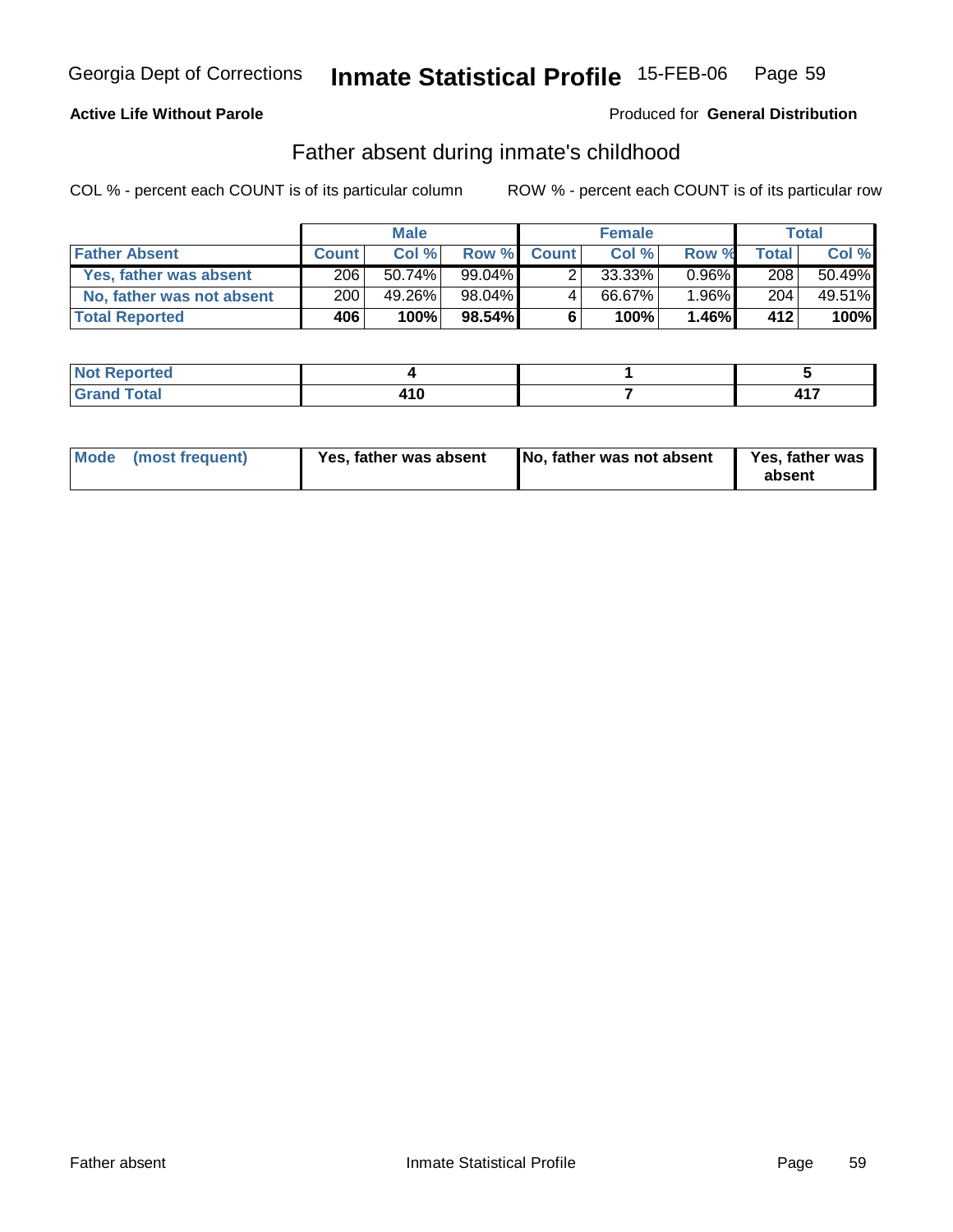**Active Life Without Parole**

Produced for **General Distribution**

## Father absent during inmate's childhood

COL % - percent each COUNT is of its particular column

ROW % - percent each COUNT is of its particular row

| | Male | | | Female | | | Total | |
|---|---|---|---|---|---|---|---|---|
| **Father Absent** | **Count** | **Col %** | **Row %** | **Count** | **Col %** | **Row %** | **Total** | **Col %** |
| **Yes, father was absent** | 206 | 50.74% | 99.04% | 2 | 33.33% | 0.96% | 208 | 50.49% |
| **No, father was not absent** | 200 | 49.26% | 98.04% | 4 | 66.67% | 1.96% | 204 | 49.51% |
| **Total Reported** | **406** | **100%** | **98.54%** | **6** | **100%** | **1.46%** | **412** | **100%** |

| | Male | Female | Total |
|---|---|---|---|
| **Not Reported** | **4** | **1** | **5** |
| **Grand Total** | **410** | **7** | **417** |

| | Male | Female | Total |
|---|---|---|---|
| **Mode (most frequent)** | **Yes, father was absent** | **No, father was not absent** | **Yes, father was absent** |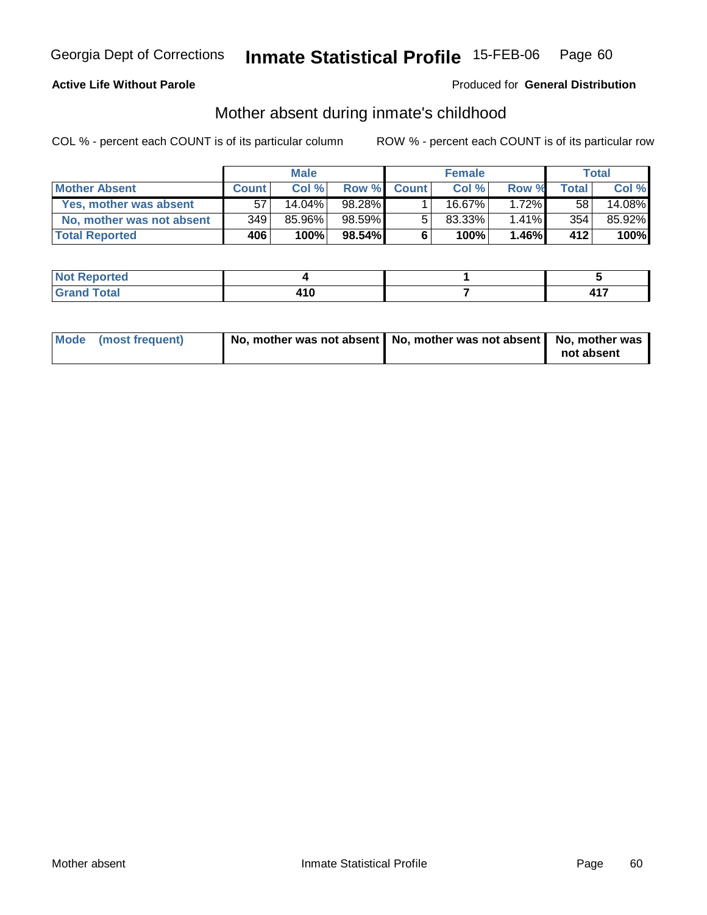Georgia Dept of Corrections **Inmate Statistical Profile** 15-FEB-06

**Active Life Without Parole**

Produced for **General Distribution**

## Mother absent during inmate's childhood

COL % - percent each COUNT is of its particular column ROW % - percent each COUNT is of its particular row

| | Male | | | Female | | | Total | |
|---|---|---|---|---|---|---|---|---|
| **Mother Absent** | **Count** | **Col %** | **Row %** | **Count** | **Col %** | **Row %** | **Total** | **Col %** |
| **Yes, mother was absent** | 57 | 14.04% | 98.28% | 1 | 16.67% | 1.72% | 58 | 14.08% |
| **No, mother was not absent** | 349 | 85.96% | 98.59% | 5 | 83.33% | 1.41% | 354 | 85.92% |
| **Total Reported** | **406** | **100%** | **98.54%** | **6** | **100%** | **1.46%** | **412** | **100%** |

| | Male | Female | Total |
|---|---|---|---|
| **Not Reported** | **4** | **1** | **5** |
| **Grand Total** | **410** | **7** | **417** |

| | Male | Female | Total |
|---|---|---|---|
| **Mode (most frequent)** | **No, mother was not absent** | **No, mother was not absent** | **No, mother was not absent** |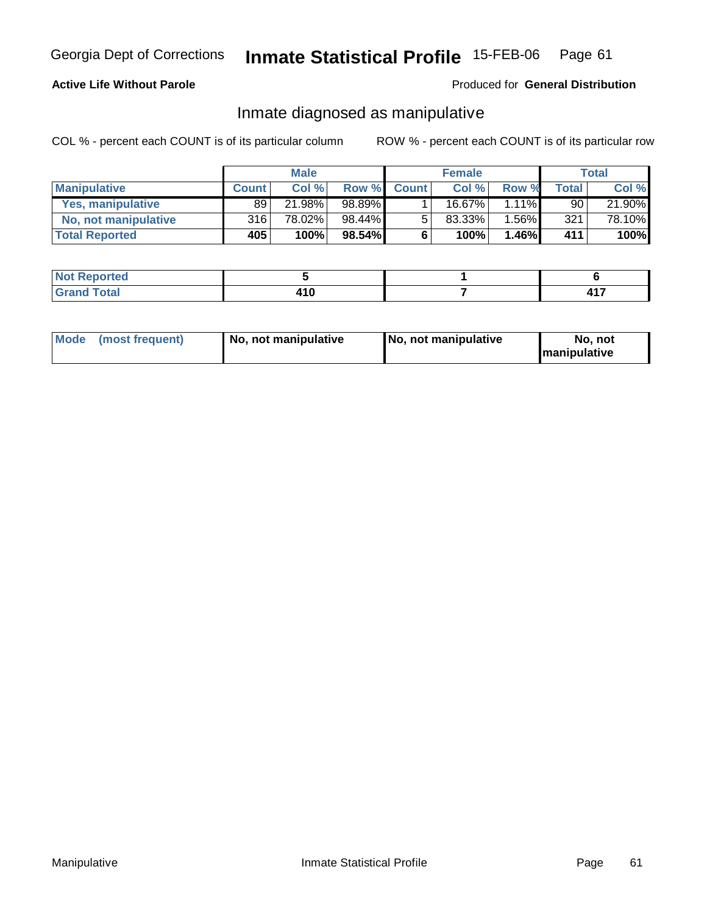Georgia Dept of Corrections **Inmate Statistical Profile** 15-FEB-06

**Active Life Without Parole**

Produced for **General Distribution**

## Inmate diagnosed as manipulative

COL % - percent each COUNT is of its particular column

ROW % - percent each COUNT is of its particular row

| | Male | | | Female | | | Total | |
|---|---|---|---|---|---|---|---|---|
| **Manipulative** | **Count** | **Col %** | **Row %** | **Count** | **Col %** | **Row %** | **Total** | **Col %** |
| **Yes, manipulative** | 89 | 21.98% | 98.89% | 1 | 16.67% | 1.11% | 90 | 21.90% |
| **No, not manipulative** | 316 | 78.02% | 98.44% | 5 | 83.33% | 1.56% | 321 | 78.10% |
| **Total Reported** | **405** | **100%** | **98.54%** | **6** | **100%** | **1.46%** | **411** | **100%** |

| | Male | Female | Total |
|---|---|---|---|
| **Not Reported** | **5** | **1** | **6** |
| **Grand Total** | **410** | **7** | **417** |

| | Male | Female | Total |
|---|---|---|---|
| **Mode (most frequent)** | **No, not manipulative** | **No, not manipulative** | **No, not manipulative** |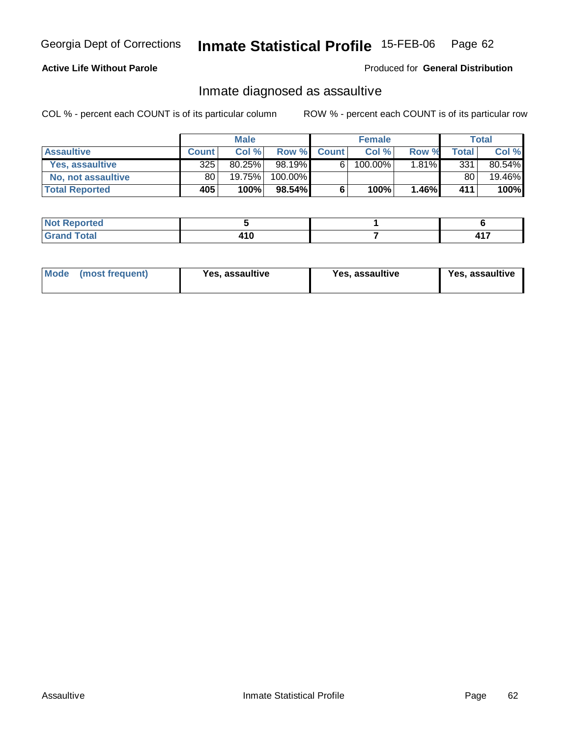Georgia Dept of Corrections **Inmate Statistical Profile** 15-FEB-06

**Active Life Without Parole**

Produced for **General Distribution**

## Inmate diagnosed as assaultive

COL % - percent each COUNT is of its particular column

ROW % - percent each COUNT is of its particular row

| | Male | | | Female | | | Total | |
|---|---|---|---|---|---|---|---|---|
| **Assaultive** | **Count** | **Col %** | **Row %** | **Count** | **Col %** | **Row %** | **Total** | **Col %** |
| **Yes, assaultive** | 325 | 80.25% | 98.19% | 6 | 100.00% | 1.81% | 331 | 80.54% |
| **No, not assaultive** | 80 | 19.75% | 100.00% | | | | 80 | 19.46% |
| **Total Reported** | **405** | **100%** | **98.54%** | **6** | **100%** | **1.46%** | **411** | **100%** |

| | Male | Female | Total |
|---|---|---|---|
| **Not Reported** | **5** | **1** | **6** |
| **Grand Total** | **410** | **7** | **417** |

| | Male | Female | Total |
|---|---|---|---|
| **Mode (most frequent)** | **Yes, assaultive** | **Yes, assaultive** | **Yes, assaultive** |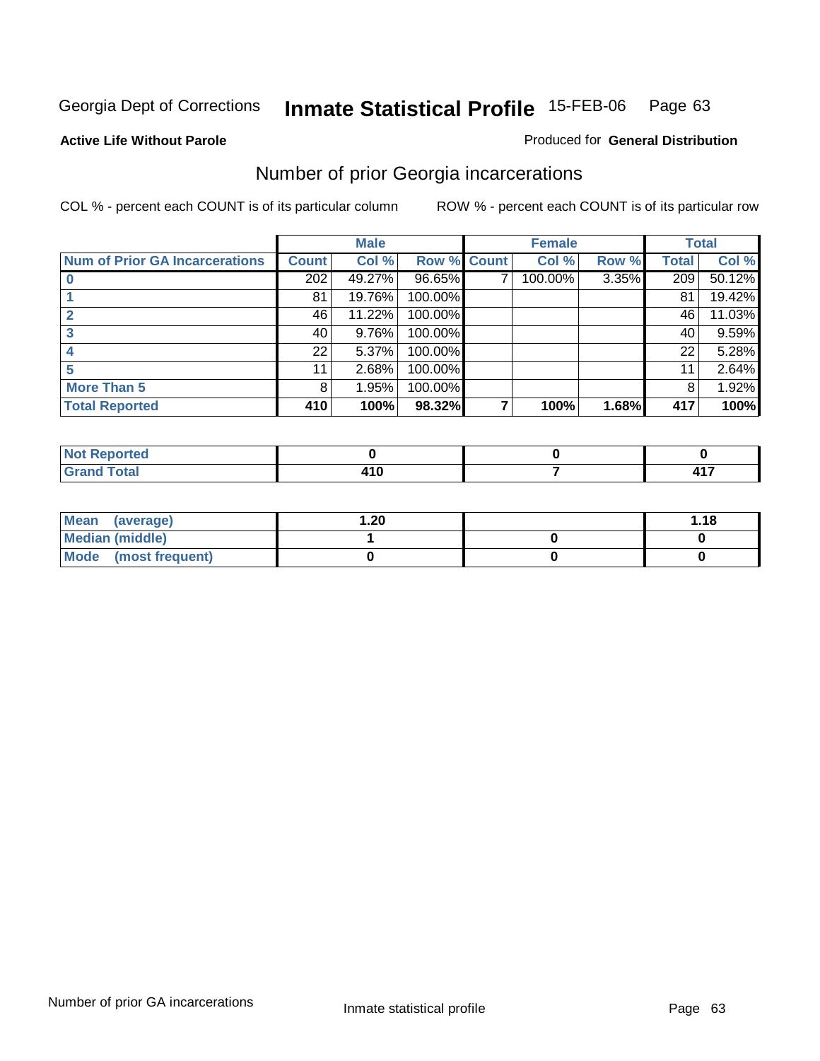Georgia Dept of Corrections **Inmate Statistical Profile** 15-FEB-06

**Active Life Without Parole**

Produced for **General Distribution**

## Number of prior Georgia incarcerations

COL % - percent each COUNT is of its particular column

ROW % - percent each COUNT is of its particular row

| | Male | | | Female | | | Total | |
|---|---|---|---|---|---|---|---|---|
| **Num of Prior GA Incarcerations** | **Count** | **Col %** | **Row %** | **Count** | **Col %** | **Row %** | **Total** | **Col %** |
| **0** | 202 | 49.27% | 96.65% | 7 | 100.00% | 3.35% | 209 | 50.12% |
| **1** | 81 | 19.76% | 100.00% | | | | 81 | 19.42% |
| **2** | 46 | 11.22% | 100.00% | | | | 46 | 11.03% |
| **3** | 40 | 9.76% | 100.00% | | | | 40 | 9.59% |
| **4** | 22 | 5.37% | 100.00% | | | | 22 | 5.28% |
| **5** | 11 | 2.68% | 100.00% | | | | 11 | 2.64% |
| **More Than 5** | 8 | 1.95% | 100.00% | | | | 8 | 1.92% |
| **Total Reported** | **410** | **100%** | **98.32%** | **7** | **100%** | **1.68%** | **417** | **100%** |

| | Male | Female | Total |
|---|---|---|---|
| **Not Reported** | **0** | **0** | **0** |
| **Grand Total** | **410** | **7** | **417** |

| | Male | Female | Total |
|---|---|---|---|
| **Mean (average)** | **1.20** | | **1.18** |
| **Median (middle)** | **1** | **0** | **0** |
| **Mode (most frequent)** | **0** | **0** | **0** |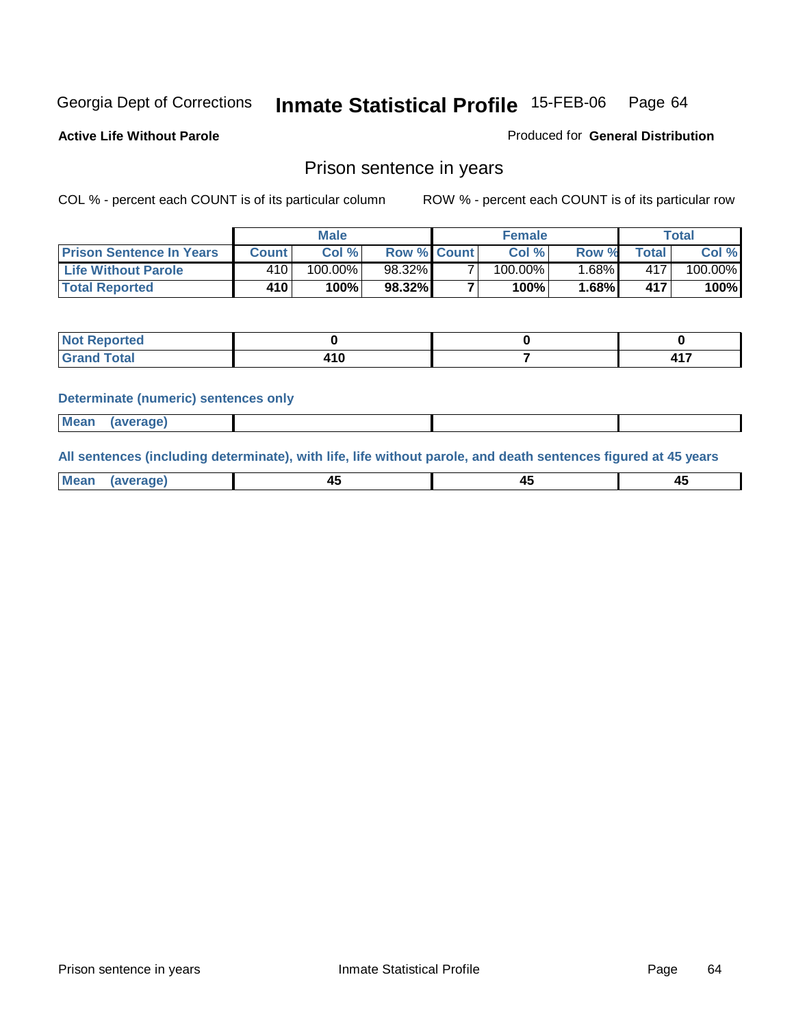Georgia Dept of Corrections **Inmate Statistical Profile** 15-FEB-06 Page 64

**Active Life Without Parole**

Produced for **General Distribution**

## Prison sentence in years

COL % - percent each COUNT is of its particular column

ROW % - percent each COUNT is of its particular row

| | Male | | | Female | | | Total | |
|---|---|---|---|---|---|---|---|---|
| **Prison Sentence In Years** | **Count** | **Col %** | **Row %** | **Count** | **Col %** | **Row %** | **Total** | **Col %** |
| **Life Without Parole** | 410 | 100.00% | 98.32% | 7 | 100.00% | 1.68% | 417 | 100.00% |
| **Total Reported** | **410** | **100%** | **98.32%** | **7** | **100%** | **1.68%** | **417** | **100%** |

| | Male | Female | Total |
|---|---|---|---|
| **Not Reported** | **0** | **0** | **0** |
| **Grand Total** | **410** | **7** | **417** |

**Determinate (numeric) sentences only**

| | Male | Female | Total |
|---|---|---|---|
| **Mean (average)** | | | |

**All sentences (including determinate), with life, life without parole, and death sentences figured at 45 years**

| | Male | Female | Total |
|---|---|---|---|
| **Mean (average)** | **45** | **45** | **45** |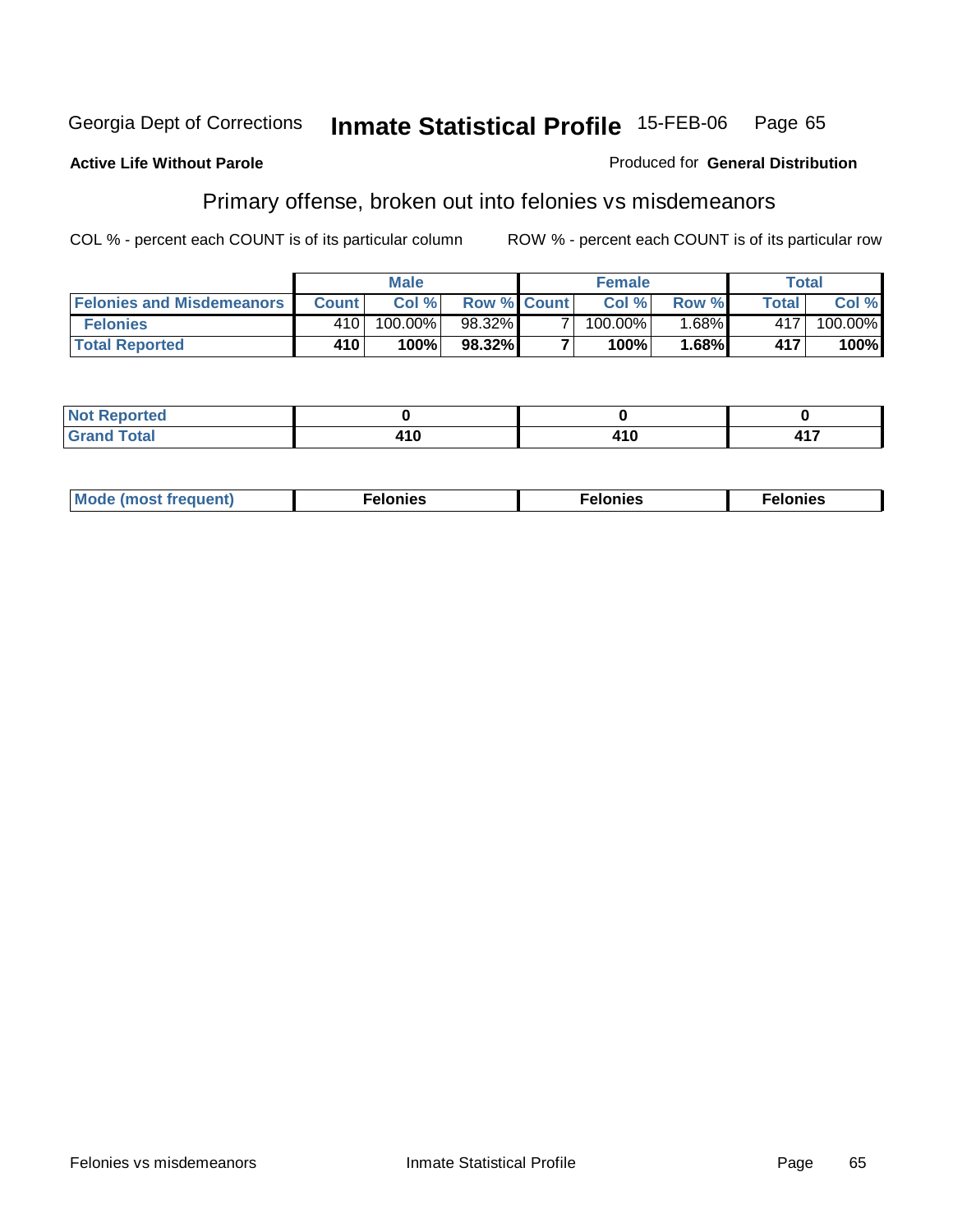Georgia Dept of Corrections **Inmate Statistical Profile** 15-FEB-06

**Active Life Without Parole**

Produced for **General Distribution**

## Primary offense, broken out into felonies vs misdemeanors

COL % - percent each COUNT is of its particular column

ROW % - percent each COUNT is of its particular row

| | Male | | | Female | | | Total | |
|---|---|---|---|---|---|---|---|---|
| **Felonies and Misdemeanors** | **Count** | **Col %** | **Row %** | **Count** | **Col %** | **Row %** | **Total** | **Col %** |
| **Felonies** | 410 | 100.00% | 98.32% | 7 | 100.00% | 1.68% | 417 | 100.00% |
| **Total Reported** | **410** | **100%** | **98.32%** | **7** | **100%** | **1.68%** | **417** | **100%** |

| | Male | Female | Total |
|---|---|---|---|
| **Not Reported** | **0** | **0** | **0** |
| **Grand Total** | **410** | **410** | **417** |

| | Male | Female | Total |
|---|---|---|---|
| **Mode (most frequent)** | **Felonies** | **Felonies** | **Felonies** |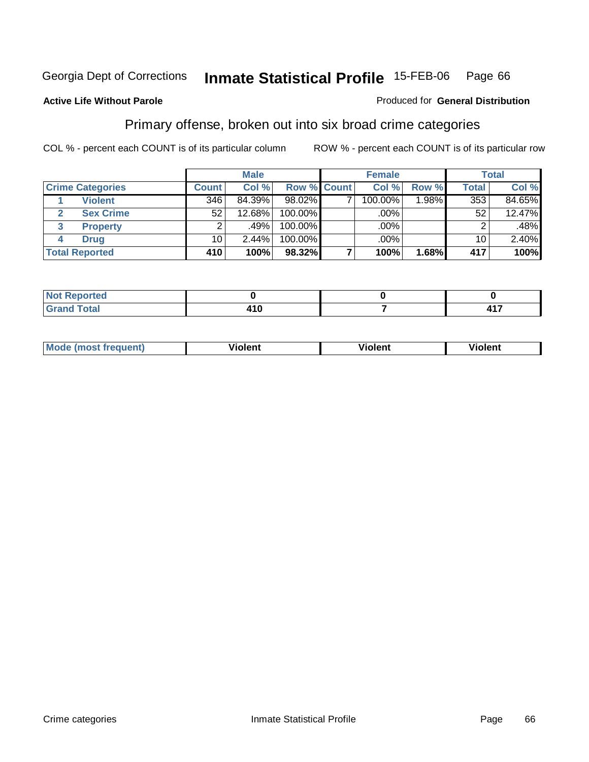Georgia Dept of Corrections **Inmate Statistical Profile** 15-FEB-06

**Active Life Without Parole**

Produced for **General Distribution**

## Primary offense, broken out into six broad crime categories

COL % - percent each COUNT is of its particular column

ROW % - percent each COUNT is of its particular row

| | | Male | | | Female | | | Total | |
|---|---|---|---|---|---|---|---|---|---|
| **Crime Categories** | | **Count** | **Col %** | **Row %** | **Count** | **Col %** | **Row %** | **Total** | **Col %** |
| 1 | Violent | 346 | 84.39% | 98.02% | 7 | 100.00% | 1.98% | 353 | 84.65% |
| 2 | Sex Crime | 52 | 12.68% | 100.00% | | .00% | | 52 | 12.47% |
| 3 | Property | 2 | .49% | 100.00% | | .00% | | 2 | .48% |
| 4 | Drug | 10 | 2.44% | 100.00% | | .00% | | 10 | 2.40% |
| **Total Reported** | | **410** | **100%** | **98.32%** | **7** | **100%** | **1.68%** | **417** | **100%** |

| | Male | Female | Total |
|---|---|---|---|
| **Not Reported** | **0** | **0** | **0** |
| **Grand Total** | **410** | **7** | **417** |

| | Male | Female | Total |
|---|---|---|---|
| **Mode (most frequent)** | **Violent** | **Violent** | **Violent** |

Crime categories Inmate Statistical Profile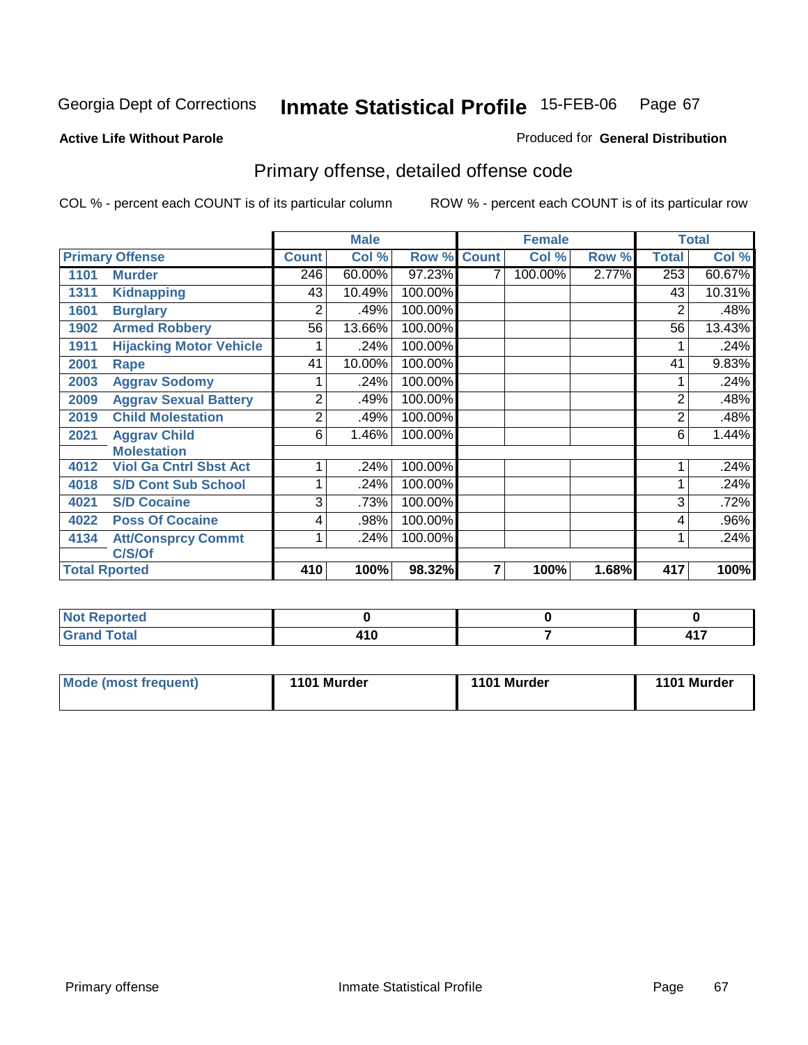Georgia Dept of Corrections **Inmate Statistical Profile** 15-FEB-06

**Active Life Without Parole**

Produced for **General Distribution**

## Primary offense, detailed offense code

COL % - percent each COUNT is of its particular column ROW % - percent each COUNT is of its particular row

| Primary Offense | | Male | | | Female | | | Total | |
|---|---|---|---|---|---|---|---|---|---|
| | | Count | Col % | Row % | Count | Col % | Row % | Total | Col % |
| 1101 | Murder | 246 | 60.00% | 97.23% | 7 | 100.00% | 2.77% | 253 | 60.67% |
| 1311 | Kidnapping | 43 | 10.49% | 100.00% | | | | 43 | 10.31% |
| 1601 | Burglary | 2 | .49% | 100.00% | | | | 2 | .48% |
| 1902 | Armed Robbery | 56 | 13.66% | 100.00% | | | | 56 | 13.43% |
| 1911 | Hijacking Motor Vehicle | 1 | .24% | 100.00% | | | | 1 | .24% |
| 2001 | Rape | 41 | 10.00% | 100.00% | | | | 41 | 9.83% |
| 2003 | Aggrav Sodomy | 1 | .24% | 100.00% | | | | 1 | .24% |
| 2009 | Aggrav Sexual Battery | 2 | .49% | 100.00% | | | | 2 | .48% |
| 2019 | Child Molestation | 2 | .49% | 100.00% | | | | 2 | .48% |
| 2021 | Aggrav Child Molestation | 6 | 1.46% | 100.00% | | | | 6 | 1.44% |
| 4012 | Viol Ga Cntrl Sbst Act | 1 | .24% | 100.00% | | | | 1 | .24% |
| 4018 | S/D Cont Sub School | 1 | .24% | 100.00% | | | | 1 | .24% |
| 4021 | S/D Cocaine | 3 | .73% | 100.00% | | | | 3 | .72% |
| 4022 | Poss Of Cocaine | 4 | .98% | 100.00% | | | | 4 | .96% |
| 4134 | Att/Consprcy Commt C/S/Of | 1 | .24% | 100.00% | | | | 1 | .24% |
| **Total Rported** | | **410** | **100%** | **98.32%** | **7** | **100%** | **1.68%** | **417** | **100%** |

| | Male | Female | Total |
|---|---|---|---|
| Not Reported | 0 | 0 | 0 |
| Grand Total | 410 | 7 | 417 |

| | Male | Female | Total |
|---|---|---|---|
| Mode (most frequent) | 1101 Murder | 1101 Murder | 1101 Murder |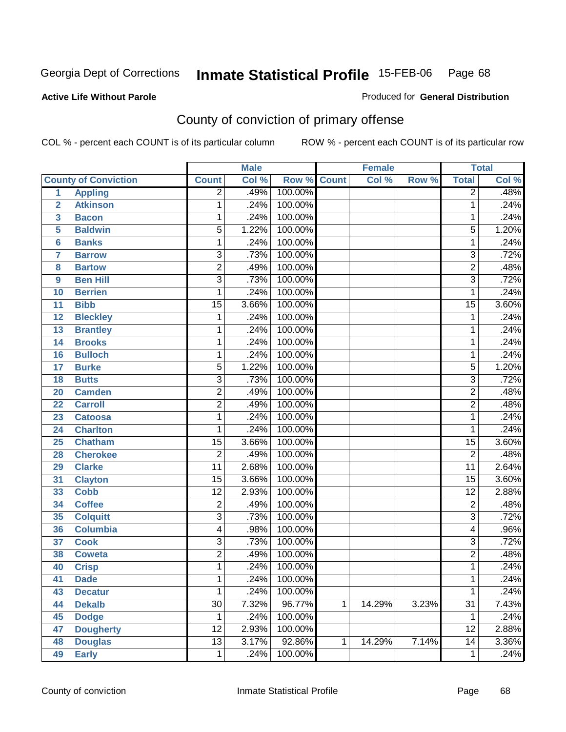Georgia Dept of Corrections **Inmate Statistical Profile** 15-FEB-06

**Active Life Without Parole**

Produced for **General Distribution**

## County of conviction of primary offense

COL % - percent each COUNT is of its particular column ROW % - percent each COUNT is of its particular row

| | | Male | | | Female | | | Total | |
|---|---|---|---|---|---|---|---|---|---|
| **County of Conviction** | | **Count** | **Col %** | **Row %** | **Count** | **Col %** | **Row %** | **Total** | **Col %** |
| 1 | Appling | 2 | .49% | 100.00% | | | | 2 | .48% |
| 2 | Atkinson | 1 | .24% | 100.00% | | | | 1 | .24% |
| 3 | Bacon | 1 | .24% | 100.00% | | | | 1 | .24% |
| 5 | Baldwin | 5 | 1.22% | 100.00% | | | | 5 | 1.20% |
| 6 | Banks | 1 | .24% | 100.00% | | | | 1 | .24% |
| 7 | Barrow | 3 | .73% | 100.00% | | | | 3 | .72% |
| 8 | Bartow | 2 | .49% | 100.00% | | | | 2 | .48% |
| 9 | Ben Hill | 3 | .73% | 100.00% | | | | 3 | .72% |
| 10 | Berrien | 1 | .24% | 100.00% | | | | 1 | .24% |
| 11 | Bibb | 15 | 3.66% | 100.00% | | | | 15 | 3.60% |
| 12 | Bleckley | 1 | .24% | 100.00% | | | | 1 | .24% |
| 13 | Brantley | 1 | .24% | 100.00% | | | | 1 | .24% |
| 14 | Brooks | 1 | .24% | 100.00% | | | | 1 | .24% |
| 16 | Bulloch | 1 | .24% | 100.00% | | | | 1 | .24% |
| 17 | Burke | 5 | 1.22% | 100.00% | | | | 5 | 1.20% |
| 18 | Butts | 3 | .73% | 100.00% | | | | 3 | .72% |
| 20 | Camden | 2 | .49% | 100.00% | | | | 2 | .48% |
| 22 | Carroll | 2 | .49% | 100.00% | | | | 2 | .48% |
| 23 | Catoosa | 1 | .24% | 100.00% | | | | 1 | .24% |
| 24 | Charlton | 1 | .24% | 100.00% | | | | 1 | .24% |
| 25 | Chatham | 15 | 3.66% | 100.00% | | | | 15 | 3.60% |
| 28 | Cherokee | 2 | .49% | 100.00% | | | | 2 | .48% |
| 29 | Clarke | 11 | 2.68% | 100.00% | | | | 11 | 2.64% |
| 31 | Clayton | 15 | 3.66% | 100.00% | | | | 15 | 3.60% |
| 33 | Cobb | 12 | 2.93% | 100.00% | | | | 12 | 2.88% |
| 34 | Coffee | 2 | .49% | 100.00% | | | | 2 | .48% |
| 35 | Colquitt | 3 | .73% | 100.00% | | | | 3 | .72% |
| 36 | Columbia | 4 | .98% | 100.00% | | | | 4 | .96% |
| 37 | Cook | 3 | .73% | 100.00% | | | | 3 | .72% |
| 38 | Coweta | 2 | .49% | 100.00% | | | | 2 | .48% |
| 40 | Crisp | 1 | .24% | 100.00% | | | | 1 | .24% |
| 41 | Dade | 1 | .24% | 100.00% | | | | 1 | .24% |
| 43 | Decatur | 1 | .24% | 100.00% | | | | 1 | .24% |
| 44 | Dekalb | 30 | 7.32% | 96.77% | 1 | 14.29% | 3.23% | 31 | 7.43% |
| 45 | Dodge | 1 | .24% | 100.00% | | | | 1 | .24% |
| 47 | Dougherty | 12 | 2.93% | 100.00% | | | | 12 | 2.88% |
| 48 | Douglas | 13 | 3.17% | 92.86% | 1 | 14.29% | 7.14% | 14 | 3.36% |
| 49 | Early | 1 | .24% | 100.00% | | | | 1 | .24% |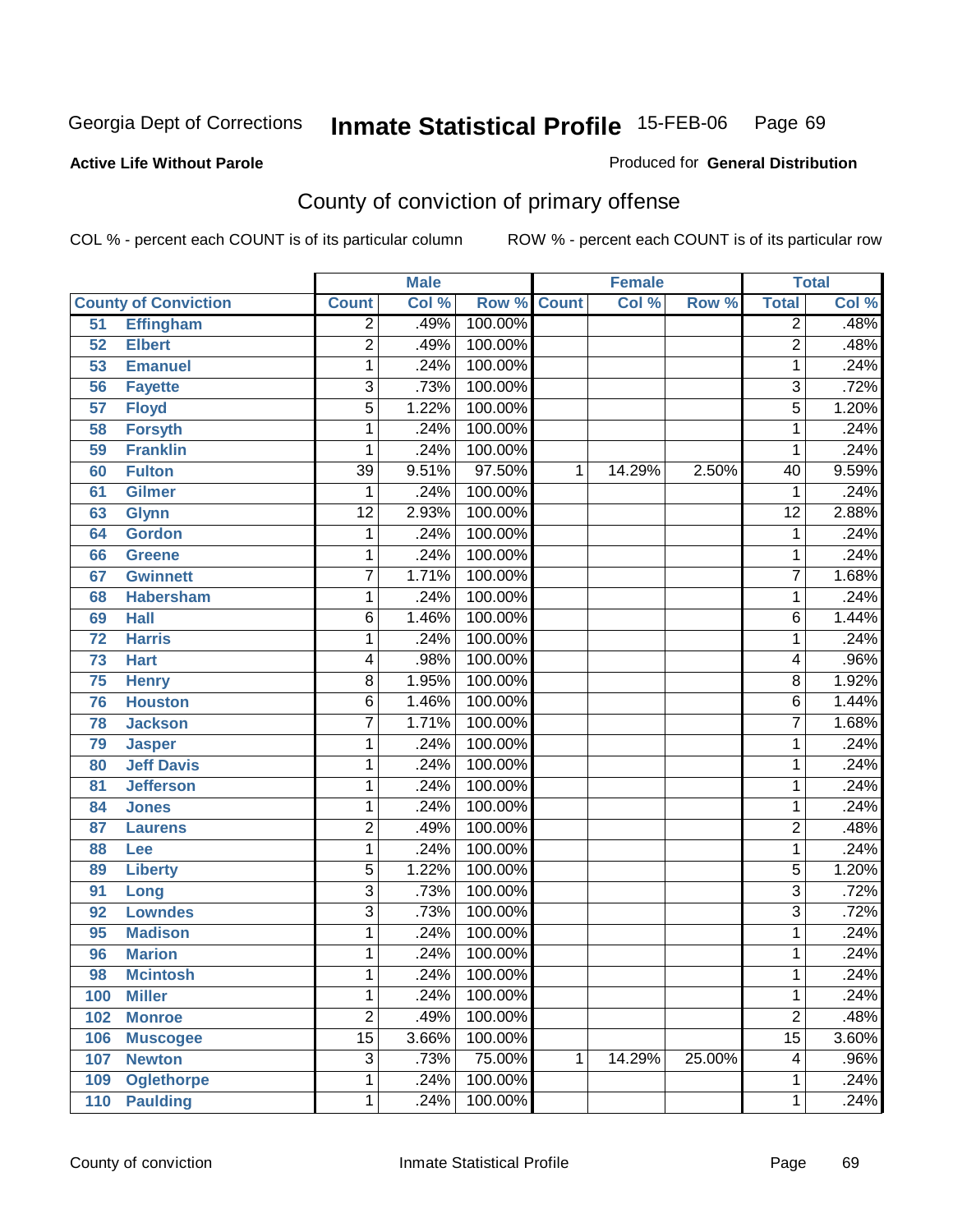Georgia Dept of Corrections **Inmate Statistical Profile** 15-FEB-06 Page 69

**Active Life Without Parole**

Produced for **General Distribution**

## County of conviction of primary offense

COL % - percent each COUNT is of its particular column    ROW % - percent each COUNT is of its particular row

| County of Conviction | | Male | | | Female | | | Total | |
|---|---|---|---|---|---|---|---|---|---|
| | | Count | Col % | Row % | Count | Col % | Row % | Total | Col % |
| 51 | Effingham | 2 | .49% | 100.00% | | | | 2 | .48% |
| 52 | Elbert | 2 | .49% | 100.00% | | | | 2 | .48% |
| 53 | Emanuel | 1 | .24% | 100.00% | | | | 1 | .24% |
| 56 | Fayette | 3 | .73% | 100.00% | | | | 3 | .72% |
| 57 | Floyd | 5 | 1.22% | 100.00% | | | | 5 | 1.20% |
| 58 | Forsyth | 1 | .24% | 100.00% | | | | 1 | .24% |
| 59 | Franklin | 1 | .24% | 100.00% | | | | 1 | .24% |
| 60 | Fulton | 39 | 9.51% | 97.50% | 1 | 14.29% | 2.50% | 40 | 9.59% |
| 61 | Gilmer | 1 | .24% | 100.00% | | | | 1 | .24% |
| 63 | Glynn | 12 | 2.93% | 100.00% | | | | 12 | 2.88% |
| 64 | Gordon | 1 | .24% | 100.00% | | | | 1 | .24% |
| 66 | Greene | 1 | .24% | 100.00% | | | | 1 | .24% |
| 67 | Gwinnett | 7 | 1.71% | 100.00% | | | | 7 | 1.68% |
| 68 | Habersham | 1 | .24% | 100.00% | | | | 1 | .24% |
| 69 | Hall | 6 | 1.46% | 100.00% | | | | 6 | 1.44% |
| 72 | Harris | 1 | .24% | 100.00% | | | | 1 | .24% |
| 73 | Hart | 4 | .98% | 100.00% | | | | 4 | .96% |
| 75 | Henry | 8 | 1.95% | 100.00% | | | | 8 | 1.92% |
| 76 | Houston | 6 | 1.46% | 100.00% | | | | 6 | 1.44% |
| 78 | Jackson | 7 | 1.71% | 100.00% | | | | 7 | 1.68% |
| 79 | Jasper | 1 | .24% | 100.00% | | | | 1 | .24% |
| 80 | Jeff Davis | 1 | .24% | 100.00% | | | | 1 | .24% |
| 81 | Jefferson | 1 | .24% | 100.00% | | | | 1 | .24% |
| 84 | Jones | 1 | .24% | 100.00% | | | | 1 | .24% |
| 87 | Laurens | 2 | .49% | 100.00% | | | | 2 | .48% |
| 88 | Lee | 1 | .24% | 100.00% | | | | 1 | .24% |
| 89 | Liberty | 5 | 1.22% | 100.00% | | | | 5 | 1.20% |
| 91 | Long | 3 | .73% | 100.00% | | | | 3 | .72% |
| 92 | Lowndes | 3 | .73% | 100.00% | | | | 3 | .72% |
| 95 | Madison | 1 | .24% | 100.00% | | | | 1 | .24% |
| 96 | Marion | 1 | .24% | 100.00% | | | | 1 | .24% |
| 98 | Mcintosh | 1 | .24% | 100.00% | | | | 1 | .24% |
| 100 | Miller | 1 | .24% | 100.00% | | | | 1 | .24% |
| 102 | Monroe | 2 | .49% | 100.00% | | | | 2 | .48% |
| 106 | Muscogee | 15 | 3.66% | 100.00% | | | | 15 | 3.60% |
| 107 | Newton | 3 | .73% | 75.00% | 1 | 14.29% | 25.00% | 4 | .96% |
| 109 | Oglethorpe | 1 | .24% | 100.00% | | | | 1 | .24% |
| 110 | Paulding | 1 | .24% | 100.00% | | | | 1 | .24% |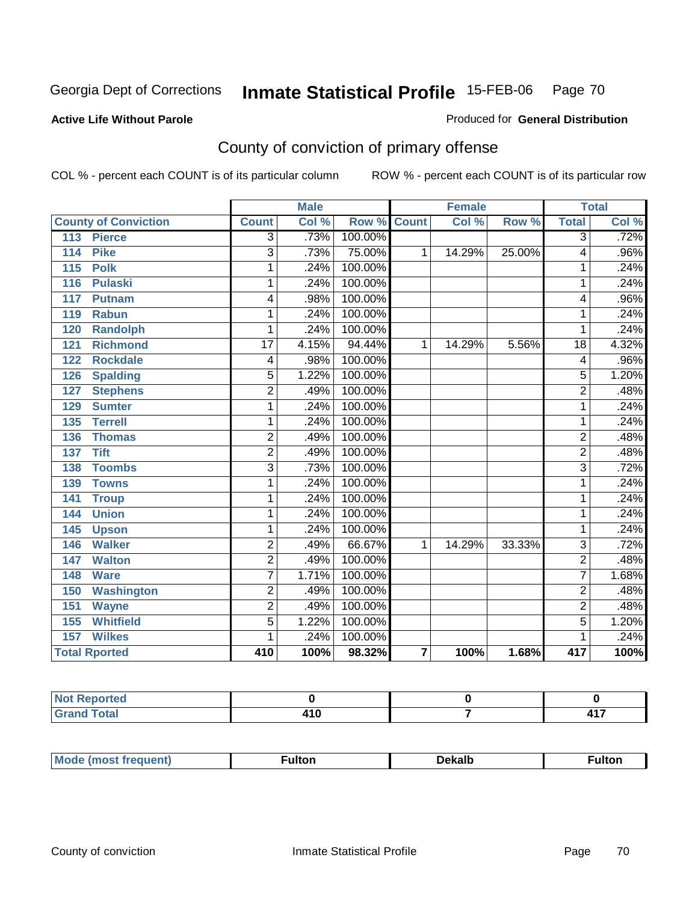Georgia Dept of Corrections **Inmate Statistical Profile** 15-FEB-06

**Active Life Without Parole**

Produced for **General Distribution**

## County of conviction of primary offense

COL % - percent each COUNT is of its particular column    ROW % - percent each COUNT is of its particular row

| County of Conviction | Male | | | Female | | | Total | |
|---|---|---|---|---|---|---|---|---|
| | Count | Col % | Row % | Count | Col % | Row % | Total | Col % |
| 113 Pierce | 3 | .73% | 100.00% | | | | 3 | .72% |
| 114 Pike | 3 | .73% | 75.00% | 1 | 14.29% | 25.00% | 4 | .96% |
| 115 Polk | 1 | .24% | 100.00% | | | | 1 | .24% |
| 116 Pulaski | 1 | .24% | 100.00% | | | | 1 | .24% |
| 117 Putnam | 4 | .98% | 100.00% | | | | 4 | .96% |
| 119 Rabun | 1 | .24% | 100.00% | | | | 1 | .24% |
| 120 Randolph | 1 | .24% | 100.00% | | | | 1 | .24% |
| 121 Richmond | 17 | 4.15% | 94.44% | 1 | 14.29% | 5.56% | 18 | 4.32% |
| 122 Rockdale | 4 | .98% | 100.00% | | | | 4 | .96% |
| 126 Spalding | 5 | 1.22% | 100.00% | | | | 5 | 1.20% |
| 127 Stephens | 2 | .49% | 100.00% | | | | 2 | .48% |
| 129 Sumter | 1 | .24% | 100.00% | | | | 1 | .24% |
| 135 Terrell | 1 | .24% | 100.00% | | | | 1 | .24% |
| 136 Thomas | 2 | .49% | 100.00% | | | | 2 | .48% |
| 137 Tift | 2 | .49% | 100.00% | | | | 2 | .48% |
| 138 Toombs | 3 | .73% | 100.00% | | | | 3 | .72% |
| 139 Towns | 1 | .24% | 100.00% | | | | 1 | .24% |
| 141 Troup | 1 | .24% | 100.00% | | | | 1 | .24% |
| 144 Union | 1 | .24% | 100.00% | | | | 1 | .24% |
| 145 Upson | 1 | .24% | 100.00% | | | | 1 | .24% |
| 146 Walker | 2 | .49% | 66.67% | 1 | 14.29% | 33.33% | 3 | .72% |
| 147 Walton | 2 | .49% | 100.00% | | | | 2 | .48% |
| 148 Ware | 7 | 1.71% | 100.00% | | | | 7 | 1.68% |
| 150 Washington | 2 | .49% | 100.00% | | | | 2 | .48% |
| 151 Wayne | 2 | .49% | 100.00% | | | | 2 | .48% |
| 155 Whitfield | 5 | 1.22% | 100.00% | | | | 5 | 1.20% |
| 157 Wilkes | 1 | .24% | 100.00% | | | | 1 | .24% |
| **Total Rported** | **410** | **100%** | **98.32%** | **7** | **100%** | **1.68%** | **417** | **100%** |

| | Male | Female | Total |
|---|---|---|---|
| Not Reported | 0 | 0 | 0 |
| Grand Total | 410 | 7 | 417 |

| | Male | Female | Total |
|---|---|---|---|
| Mode (most frequent) | Fulton | Dekalb | Fulton |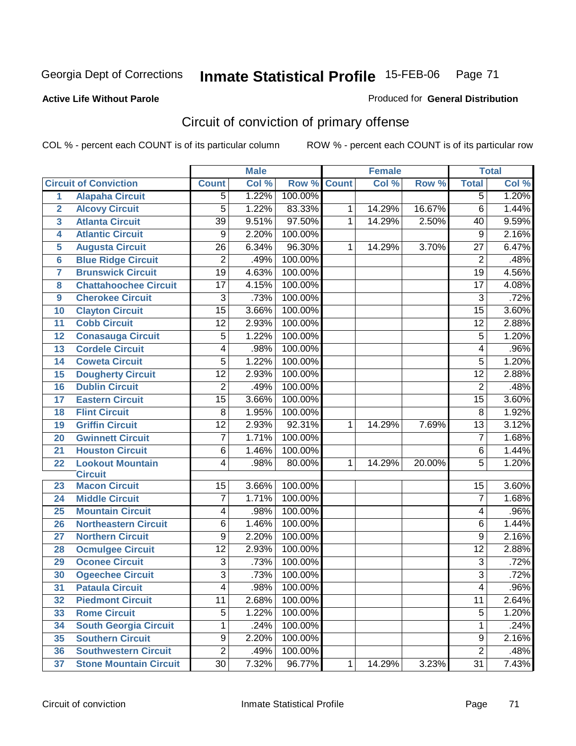Georgia Dept of Corrections **Inmate Statistical Profile** 15-FEB-06

**Active Life Without Parole**

Produced for **General Distribution**

## Circuit of conviction of primary offense

COL % - percent each COUNT is of its particular column    ROW % - percent each COUNT is of its particular row

| | | Male | | | Female | | | Total | |
|---|---|---|---|---|---|---|---|---|---|
| Circuit of Conviction | | Count | Col % | Row % | Count | Col % | Row % | Total | Col % |
| 1 | Alapaha Circuit | 5 | 1.22% | 100.00% | | | | 5 | 1.20% |
| 2 | Alcovy Circuit | 5 | 1.22% | 83.33% | 1 | 14.29% | 16.67% | 6 | 1.44% |
| 3 | Atlanta Circuit | 39 | 9.51% | 97.50% | 1 | 14.29% | 2.50% | 40 | 9.59% |
| 4 | Atlantic Circuit | 9 | 2.20% | 100.00% | | | | 9 | 2.16% |
| 5 | Augusta Circuit | 26 | 6.34% | 96.30% | 1 | 14.29% | 3.70% | 27 | 6.47% |
| 6 | Blue Ridge Circuit | 2 | .49% | 100.00% | | | | 2 | .48% |
| 7 | Brunswick Circuit | 19 | 4.63% | 100.00% | | | | 19 | 4.56% |
| 8 | Chattahoochee Circuit | 17 | 4.15% | 100.00% | | | | 17 | 4.08% |
| 9 | Cherokee Circuit | 3 | .73% | 100.00% | | | | 3 | .72% |
| 10 | Clayton Circuit | 15 | 3.66% | 100.00% | | | | 15 | 3.60% |
| 11 | Cobb Circuit | 12 | 2.93% | 100.00% | | | | 12 | 2.88% |
| 12 | Conasauga Circuit | 5 | 1.22% | 100.00% | | | | 5 | 1.20% |
| 13 | Cordele Circuit | 4 | .98% | 100.00% | | | | 4 | .96% |
| 14 | Coweta Circuit | 5 | 1.22% | 100.00% | | | | 5 | 1.20% |
| 15 | Dougherty Circuit | 12 | 2.93% | 100.00% | | | | 12 | 2.88% |
| 16 | Dublin Circuit | 2 | .49% | 100.00% | | | | 2 | .48% |
| 17 | Eastern Circuit | 15 | 3.66% | 100.00% | | | | 15 | 3.60% |
| 18 | Flint Circuit | 8 | 1.95% | 100.00% | | | | 8 | 1.92% |
| 19 | Griffin Circuit | 12 | 2.93% | 92.31% | 1 | 14.29% | 7.69% | 13 | 3.12% |
| 20 | Gwinnett Circuit | 7 | 1.71% | 100.00% | | | | 7 | 1.68% |
| 21 | Houston Circuit | 6 | 1.46% | 100.00% | | | | 6 | 1.44% |
| 22 | Lookout Mountain Circuit | 4 | .98% | 80.00% | 1 | 14.29% | 20.00% | 5 | 1.20% |
| 23 | Macon Circuit | 15 | 3.66% | 100.00% | | | | 15 | 3.60% |
| 24 | Middle Circuit | 7 | 1.71% | 100.00% | | | | 7 | 1.68% |
| 25 | Mountain Circuit | 4 | .98% | 100.00% | | | | 4 | .96% |
| 26 | Northeastern Circuit | 6 | 1.46% | 100.00% | | | | 6 | 1.44% |
| 27 | Northern Circuit | 9 | 2.20% | 100.00% | | | | 9 | 2.16% |
| 28 | Ocmulgee Circuit | 12 | 2.93% | 100.00% | | | | 12 | 2.88% |
| 29 | Oconee Circuit | 3 | .73% | 100.00% | | | | 3 | .72% |
| 30 | Ogeechee Circuit | 3 | .73% | 100.00% | | | | 3 | .72% |
| 31 | Pataula Circuit | 4 | .98% | 100.00% | | | | 4 | .96% |
| 32 | Piedmont Circuit | 11 | 2.68% | 100.00% | | | | 11 | 2.64% |
| 33 | Rome Circuit | 5 | 1.22% | 100.00% | | | | 5 | 1.20% |
| 34 | South Georgia Circuit | 1 | .24% | 100.00% | | | | 1 | .24% |
| 35 | Southern Circuit | 9 | 2.20% | 100.00% | | | | 9 | 2.16% |
| 36 | Southwestern Circuit | 2 | .49% | 100.00% | | | | 2 | .48% |
| 37 | Stone Mountain Circuit | 30 | 7.32% | 96.77% | 1 | 14.29% | 3.23% | 31 | 7.43% |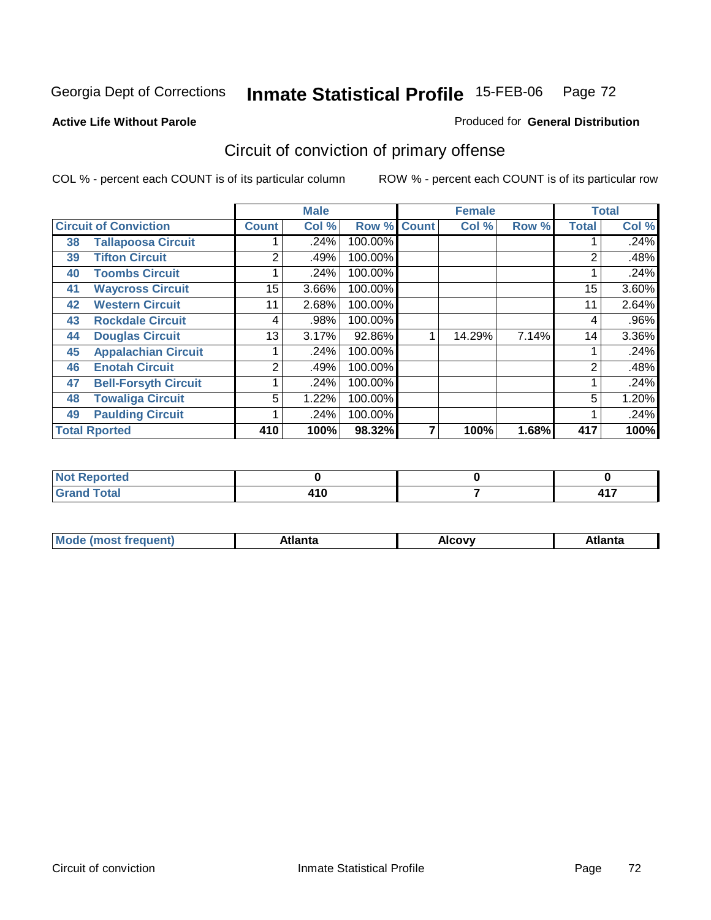Georgia Dept of Corrections **Inmate Statistical Profile** 15-FEB-06

**Active Life Without Parole**

Produced for **General Distribution**

## Circuit of conviction of primary offense

COL % - percent each COUNT is of its particular column ROW % - percent each COUNT is of its particular row

| Circuit of Conviction | | Male | | | Female | | | Total | |
|---|---|---|---|---|---|---|---|---|---|
| | | Count | Col % | Row % | Count | Col % | Row % | Total | Col % |
| 38 | Tallapoosa Circuit | 1 | .24% | 100.00% | | | | 1 | .24% |
| 39 | Tifton Circuit | 2 | .49% | 100.00% | | | | 2 | .48% |
| 40 | Toombs Circuit | 1 | .24% | 100.00% | | | | 1 | .24% |
| 41 | Waycross Circuit | 15 | 3.66% | 100.00% | | | | 15 | 3.60% |
| 42 | Western Circuit | 11 | 2.68% | 100.00% | | | | 11 | 2.64% |
| 43 | Rockdale Circuit | 4 | .98% | 100.00% | | | | 4 | .96% |
| 44 | Douglas Circuit | 13 | 3.17% | 92.86% | 1 | 14.29% | 7.14% | 14 | 3.36% |
| 45 | Appalachian Circuit | 1 | .24% | 100.00% | | | | 1 | .24% |
| 46 | Enotah Circuit | 2 | .49% | 100.00% | | | | 2 | .48% |
| 47 | Bell-Forsyth Circuit | 1 | .24% | 100.00% | | | | 1 | .24% |
| 48 | Towaliga Circuit | 5 | 1.22% | 100.00% | | | | 5 | 1.20% |
| 49 | Paulding Circuit | 1 | .24% | 100.00% | | | | 1 | .24% |
| **Total Rported** | | **410** | **100%** | **98.32%** | **7** | **100%** | **1.68%** | **417** | **100%** |

| | Male | Female | Total |
|---|---|---|---|
| Not Reported | 0 | 0 | 0 |
| Grand Total | 410 | 7 | 417 |

| | Male | Female | Total |
|---|---|---|---|
| Mode (most frequent) | Atlanta | Alcovy | Atlanta |

Circuit of conviction Inmate Statistical Profile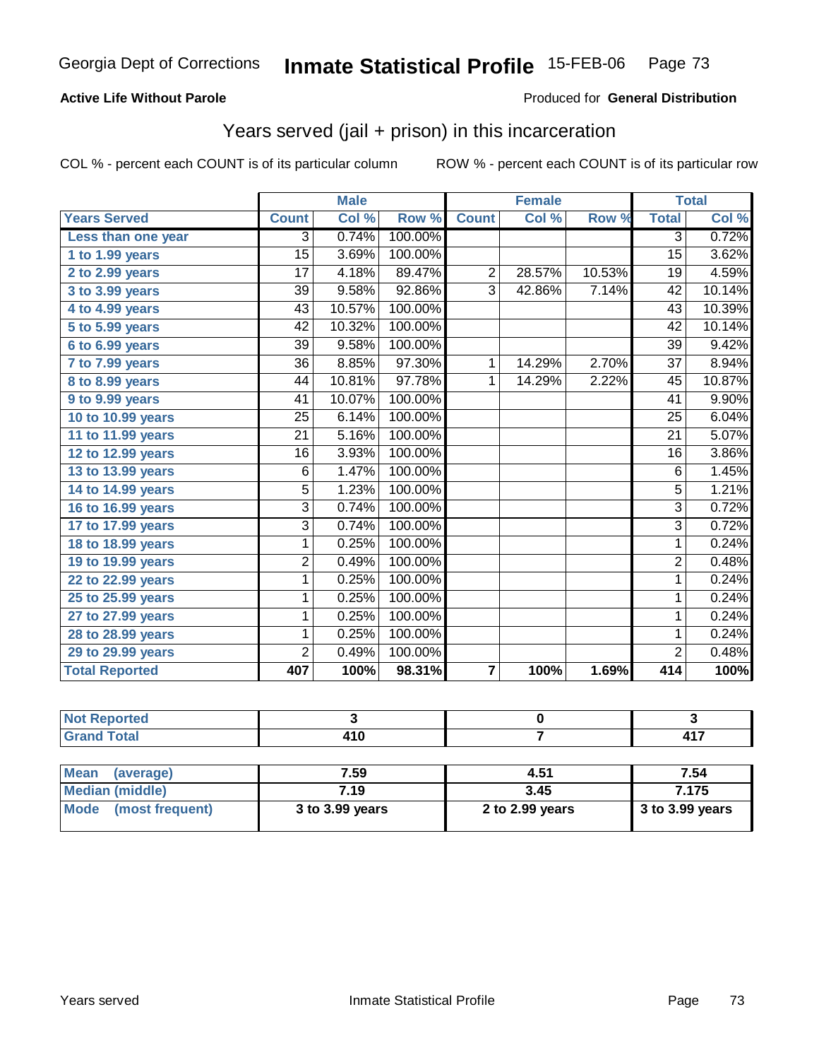Georgia Dept of Corrections **Inmate Statistical Profile** 15-FEB-06

**Active Life Without Parole**

Produced for **General Distribution**

## Years served (jail + prison) in this incarceration

COL % - percent each COUNT is of its particular column    ROW % - percent each COUNT is of its particular row

| | Male | | | Female | | | Total | |
|---|---|---|---|---|---|---|---|---|
| **Years Served** | **Count** | **Col %** | **Row %** | **Count** | **Col %** | **Row %** | **Total** | **Col %** |
| Less than one year | 3 | 0.74% | 100.00% | | | | 3 | 0.72% |
| 1 to 1.99 years | 15 | 3.69% | 100.00% | | | | 15 | 3.62% |
| 2 to 2.99 years | 17 | 4.18% | 89.47% | 2 | 28.57% | 10.53% | 19 | 4.59% |
| 3 to 3.99 years | 39 | 9.58% | 92.86% | 3 | 42.86% | 7.14% | 42 | 10.14% |
| 4 to 4.99 years | 43 | 10.57% | 100.00% | | | | 43 | 10.39% |
| 5 to 5.99 years | 42 | 10.32% | 100.00% | | | | 42 | 10.14% |
| 6 to 6.99 years | 39 | 9.58% | 100.00% | | | | 39 | 9.42% |
| 7 to 7.99 years | 36 | 8.85% | 97.30% | 1 | 14.29% | 2.70% | 37 | 8.94% |
| 8 to 8.99 years | 44 | 10.81% | 97.78% | 1 | 14.29% | 2.22% | 45 | 10.87% |
| 9 to 9.99 years | 41 | 10.07% | 100.00% | | | | 41 | 9.90% |
| 10 to 10.99 years | 25 | 6.14% | 100.00% | | | | 25 | 6.04% |
| 11 to 11.99 years | 21 | 5.16% | 100.00% | | | | 21 | 5.07% |
| 12 to 12.99 years | 16 | 3.93% | 100.00% | | | | 16 | 3.86% |
| 13 to 13.99 years | 6 | 1.47% | 100.00% | | | | 6 | 1.45% |
| 14 to 14.99 years | 5 | 1.23% | 100.00% | | | | 5 | 1.21% |
| 16 to 16.99 years | 3 | 0.74% | 100.00% | | | | 3 | 0.72% |
| 17 to 17.99 years | 3 | 0.74% | 100.00% | | | | 3 | 0.72% |
| 18 to 18.99 years | 1 | 0.25% | 100.00% | | | | 1 | 0.24% |
| 19 to 19.99 years | 2 | 0.49% | 100.00% | | | | 2 | 0.48% |
| 22 to 22.99 years | 1 | 0.25% | 100.00% | | | | 1 | 0.24% |
| 25 to 25.99 years | 1 | 0.25% | 100.00% | | | | 1 | 0.24% |
| 27 to 27.99 years | 1 | 0.25% | 100.00% | | | | 1 | 0.24% |
| 28 to 28.99 years | 1 | 0.25% | 100.00% | | | | 1 | 0.24% |
| 29 to 29.99 years | 2 | 0.49% | 100.00% | | | | 2 | 0.48% |
| **Total Reported** | **407** | **100%** | **98.31%** | **7** | **100%** | **1.69%** | **414** | **100%** |

| | Male | Female | Total |
|---|---|---|---|
| **Not Reported** | **3** | **0** | **3** |
| **Grand Total** | **410** | **7** | **417** |

| | Male | Female | Total |
|---|---|---|---|
| **Mean (average)** | **7.59** | **4.51** | **7.54** |
| **Median (middle)** | **7.19** | **3.45** | **7.175** |
| **Mode (most frequent)** | **3 to 3.99 years** | **2 to 2.99 years** | **3 to 3.99 years** |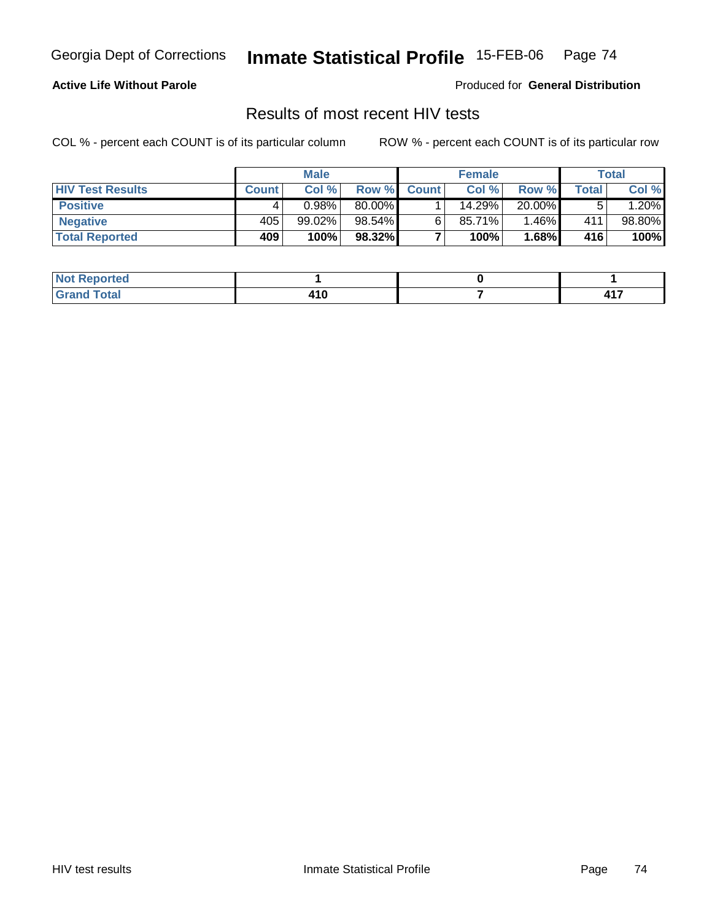**Active Life Without Parole**

Produced for **General Distribution**

## Results of most recent HIV tests

COL % - percent each COUNT is of its particular column

ROW % - percent each COUNT is of its particular row

| | Male | | | Female | | | Total | |
|---|---|---|---|---|---|---|---|---|
| **HIV Test Results** | **Count** | **Col %** | **Row %** | **Count** | **Col %** | **Row %** | **Total** | **Col %** |
| **Positive** | 4 | 0.98% | 80.00% | 1 | 14.29% | 20.00% | 5 | 1.20% |
| **Negative** | 405 | 99.02% | 98.54% | 6 | 85.71% | 1.46% | 411 | 98.80% |
| **Total Reported** | **409** | **100%** | **98.32%** | **7** | **100%** | **1.68%** | **416** | **100%** |

| | Male | Female | Total |
|---|---|---|---|
| **Not Reported** | **1** | **0** | **1** |
| **Grand Total** | **410** | **7** | **417** |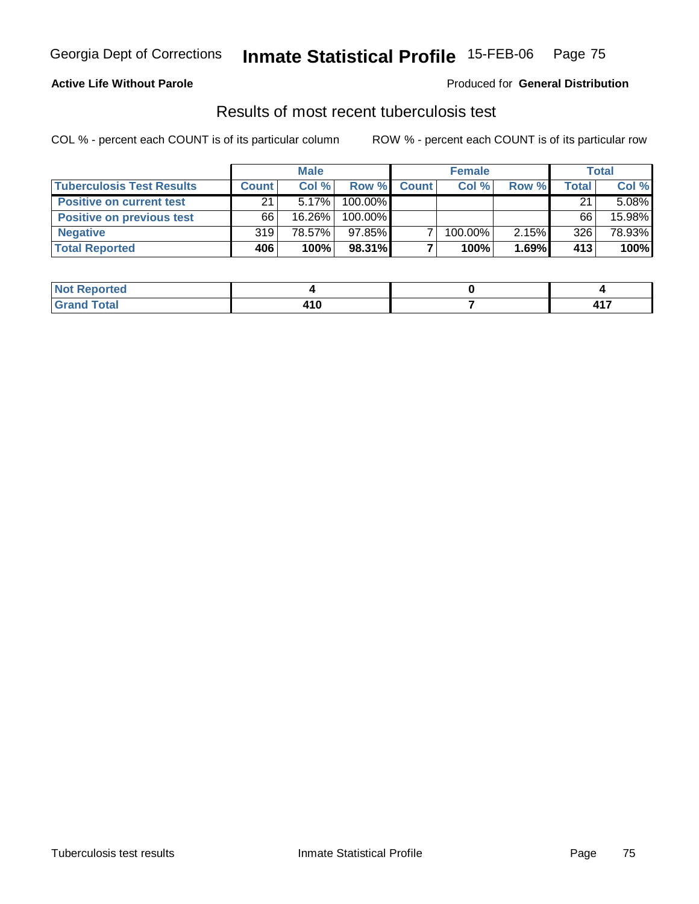**Active Life Without Parole**

Produced for **General Distribution**

## Results of most recent tuberculosis test

COL % - percent each COUNT is of its particular column

ROW % - percent each COUNT is of its particular row

| | Male | | | Female | | | Total | |
|---|---|---|---|---|---|---|---|---|
| **Tuberculosis Test Results** | **Count** | **Col %** | **Row %** | **Count** | **Col %** | **Row %** | **Total** | **Col %** |
| **Positive on current test** | 21 | 5.17% | 100.00% | | | | 21 | 5.08% |
| **Positive on previous test** | 66 | 16.26% | 100.00% | | | | 66 | 15.98% |
| **Negative** | 319 | 78.57% | 97.85% | 7 | 100.00% | 2.15% | 326 | 78.93% |
| **Total Reported** | **406** | **100%** | **98.31%** | **7** | **100%** | **1.69%** | **413** | **100%** |

| | Male | Female | Total |
|---|---|---|---|
| **Not Reported** | **4** | **0** | **4** |
| **Grand Total** | **410** | **7** | **417** |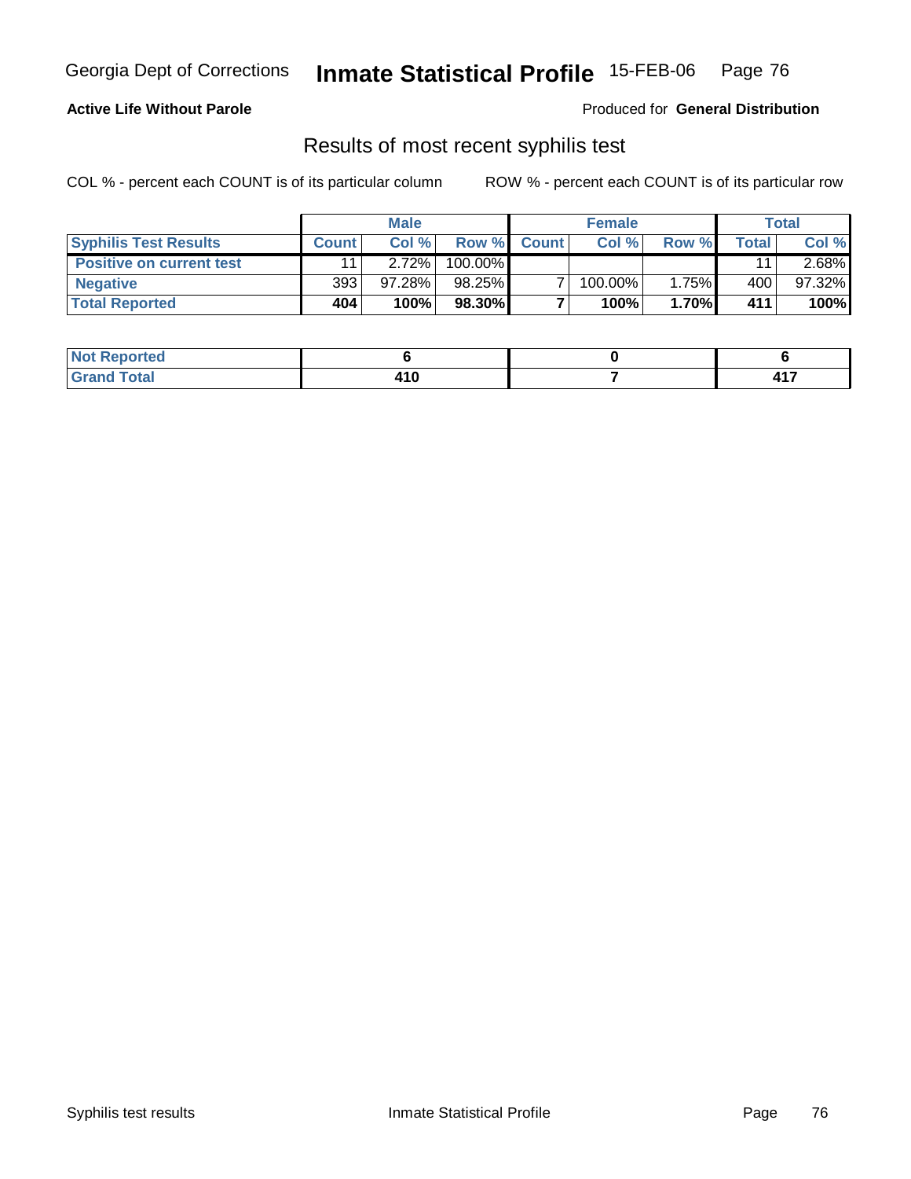**Active Life Without Parole**

Produced for **General Distribution**

## Results of most recent syphilis test

COL % - percent each COUNT is of its particular column

ROW % - percent each COUNT is of its particular row

| | Male | | | Female | | | Total | |
|---|---|---|---|---|---|---|---|---|
| **Syphilis Test Results** | **Count** | **Col %** | **Row %** | **Count** | **Col %** | **Row %** | **Total** | **Col %** |
| **Positive on current test** | 11 | 2.72% | 100.00% | | | | 11 | 2.68% |
| **Negative** | 393 | 97.28% | 98.25% | 7 | 100.00% | 1.75% | 400 | 97.32% |
| **Total Reported** | **404** | **100%** | **98.30%** | **7** | **100%** | **1.70%** | **411** | **100%** |

| | Male | Female | Total |
|---|---|---|---|
| **Not Reported** | **6** | **0** | **6** |
| **Grand Total** | **410** | **7** | **417** |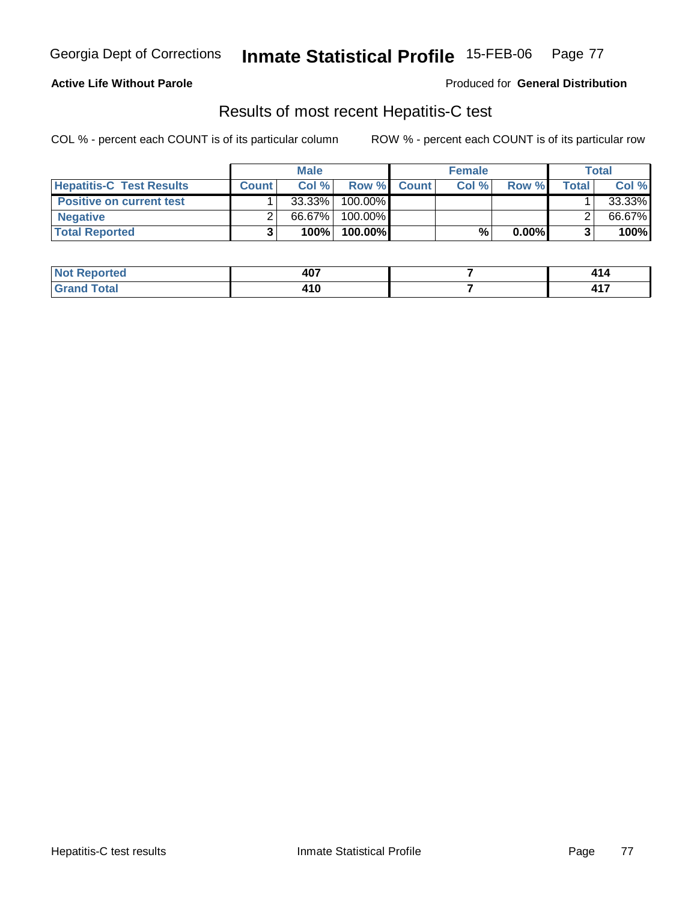**Active Life Without Parole** — Produced for **General Distribution**

## Results of most recent Hepatitis-C test

COL % - percent each COUNT is of its particular column     ROW % - percent each COUNT is of its particular row

| | Male | | | Female | | | Total | |
|---|---|---|---|---|---|---|---|---|
| **Hepatitis-C Test Results** | **Count** | **Col %** | **Row %** | **Count** | **Col %** | **Row %** | **Total** | **Col %** |
| **Positive on current test** | 1 | 33.33% | 100.00% | | | | 1 | 33.33% |
| **Negative** | 2 | 66.67% | 100.00% | | | | 2 | 66.67% |
| **Total Reported** | **3** | **100%** | **100.00%** | | **%** | **0.00%** | **3** | **100%** |

| | Male | Female | Total |
|---|---|---|---|
| **Not Reported** | **407** | **7** | **414** |
| **Grand Total** | **410** | **7** | **417** |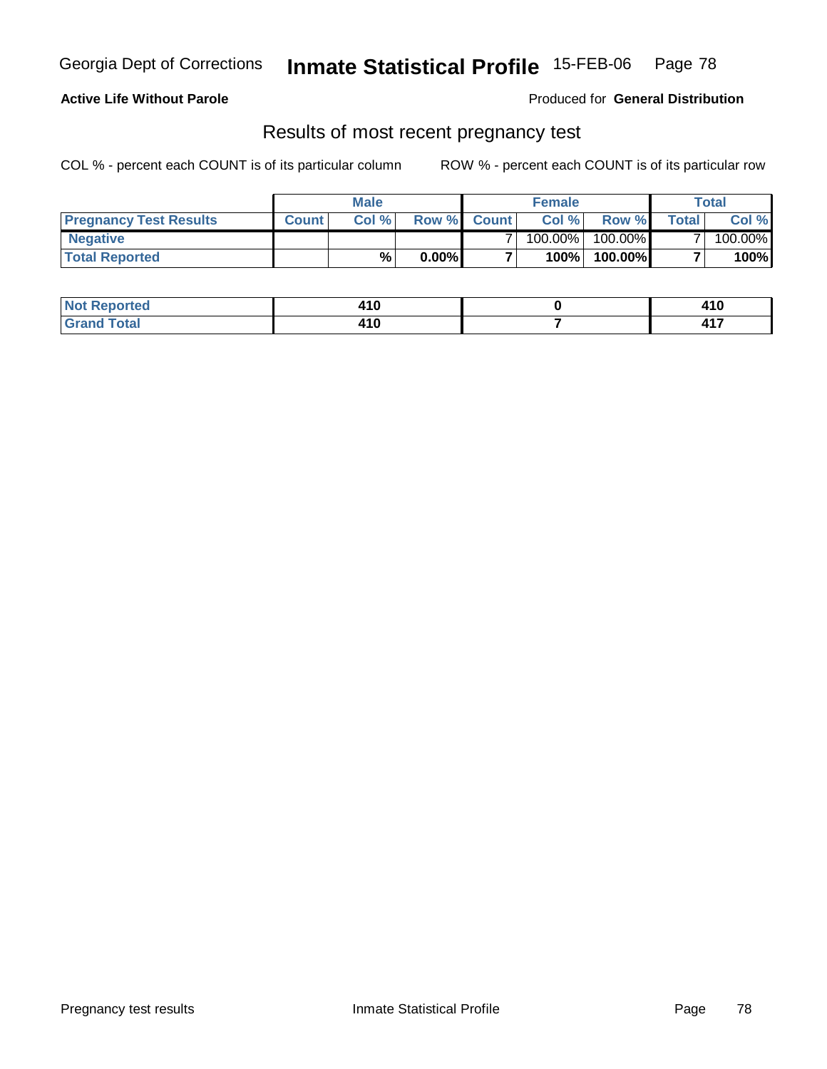**Active Life Without Parole**

Produced for **General Distribution**

## Results of most recent pregnancy test

COL % - percent each COUNT is of its particular column

ROW % - percent each COUNT is of its particular row

| | Male | | | Female | | | Total | |
|---|---|---|---|---|---|---|---|---|
| **Pregnancy Test Results** | **Count** | **Col %** | **Row %** | **Count** | **Col %** | **Row %** | **Total** | **Col %** |
| **Negative** | | | | 7 | 100.00% | 100.00% | 7 | 100.00% |
| **Total Reported** | | **%** | **0.00%** | **7** | **100%** | **100.00%** | **7** | **100%** |

| | Male | Female | Total |
|---|---|---|---|
| **Not Reported** | **410** | **0** | **410** |
| **Grand Total** | **410** | **7** | **417** |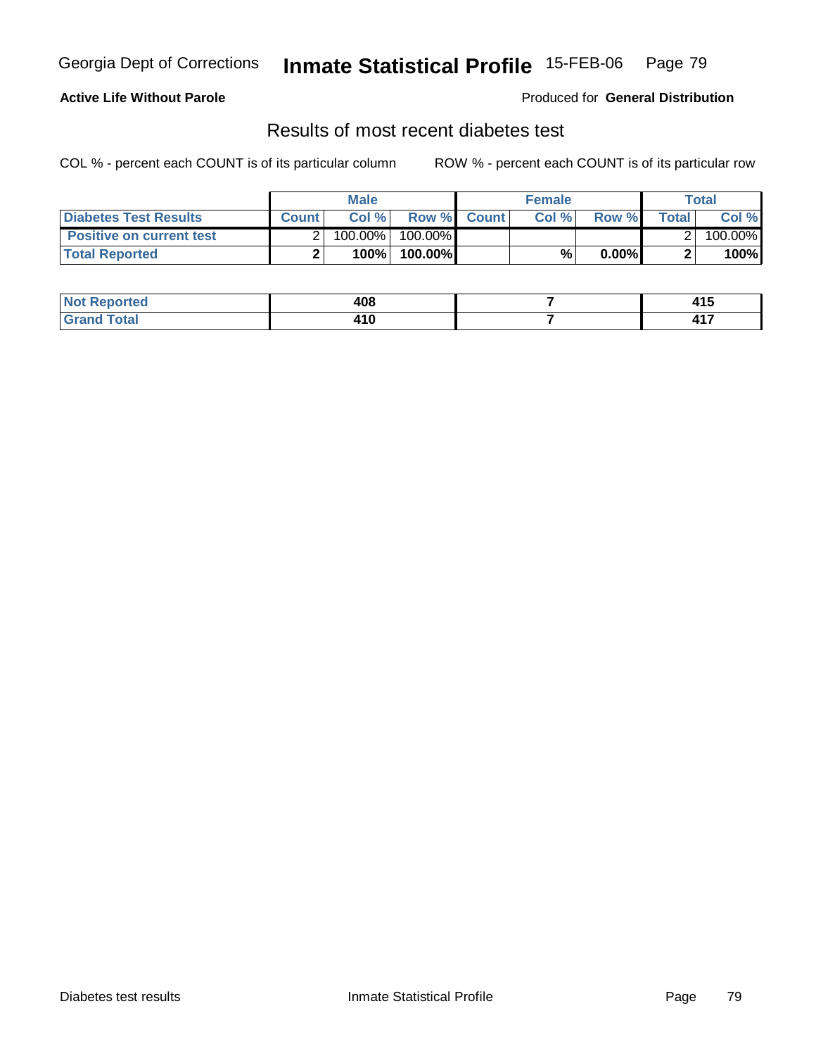**Active Life Without Parole**

Produced for **General Distribution**

## Results of most recent diabetes test

COL % - percent each COUNT is of its particular column

ROW % - percent each COUNT is of its particular row

| | Male | | | Female | | | Total | |
|---|---|---|---|---|---|---|---|---|
| **Diabetes Test Results** | **Count** | **Col %** | **Row %** | **Count** | **Col %** | **Row %** | **Total** | **Col %** |
| **Positive on current test** | 2 | 100.00% | 100.00% | | | | 2 | 100.00% |
| **Total Reported** | **2** | **100%** | **100.00%** | | **%** | **0.00%** | **2** | **100%** |

| | Male | Female | Total |
|---|---|---|---|
| **Not Reported** | **408** | **7** | **415** |
| **Grand Total** | **410** | **7** | **417** |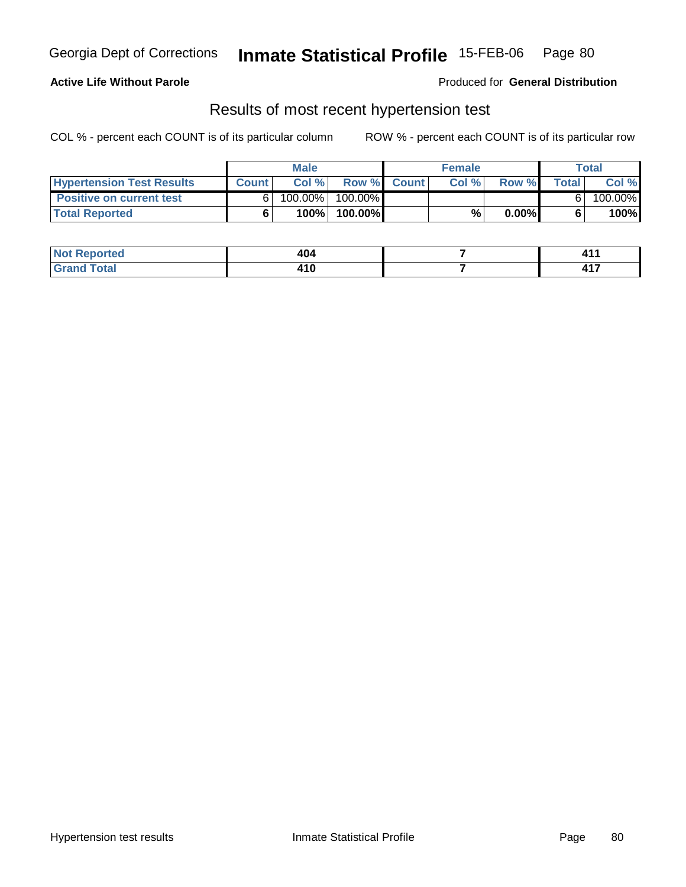**Active Life Without Parole**

Produced for **General Distribution**

## Results of most recent hypertension test

COL % - percent each COUNT is of its particular column

ROW % - percent each COUNT is of its particular row

| | Male | | | Female | | | Total | |
|---|---|---|---|---|---|---|---|---|
| **Hypertension Test Results** | **Count** | **Col %** | **Row %** | **Count** | **Col %** | **Row %** | **Total** | **Col %** |
| **Positive on current test** | 6 | 100.00% | 100.00% | | | | 6 | 100.00% |
| **Total Reported** | **6** | **100%** | **100.00%** | | **%** | **0.00%** | **6** | **100%** |

| | Male | Female | Total |
|---|---|---|---|
| **Not Reported** | **404** | **7** | **411** |
| **Grand Total** | **410** | **7** | **417** |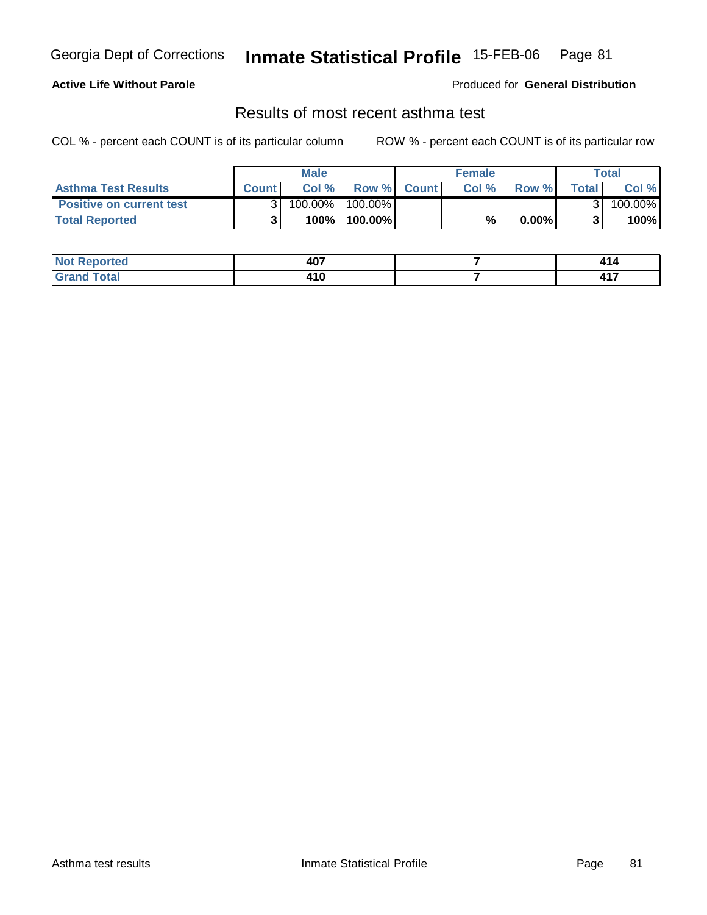Georgia Dept of Corrections **Inmate Statistical Profile** 15-FEB-06

**Active Life Without Parole**

Produced for **General Distribution**

## Results of most recent asthma test

COL % - percent each COUNT is of its particular column    ROW % - percent each COUNT is of its particular row

| | Male | | | Female | | | Total | |
|---|---|---|---|---|---|---|---|---|
| **Asthma Test Results** | **Count** | **Col %** | **Row %** | **Count** | **Col %** | **Row %** | **Total** | **Col %** |
| **Positive on current test** | 3 | 100.00% | 100.00% | | | | 3 | 100.00% |
| **Total Reported** | **3** | **100%** | **100.00%** | | **%** | **0.00%** | **3** | **100%** |

| | Male | Female | Total |
|---|---|---|---|
| **Not Reported** | **407** | **7** | **414** |
| **Grand Total** | **410** | **7** | **417** |

Asthma test results    Inmate Statistical Profile